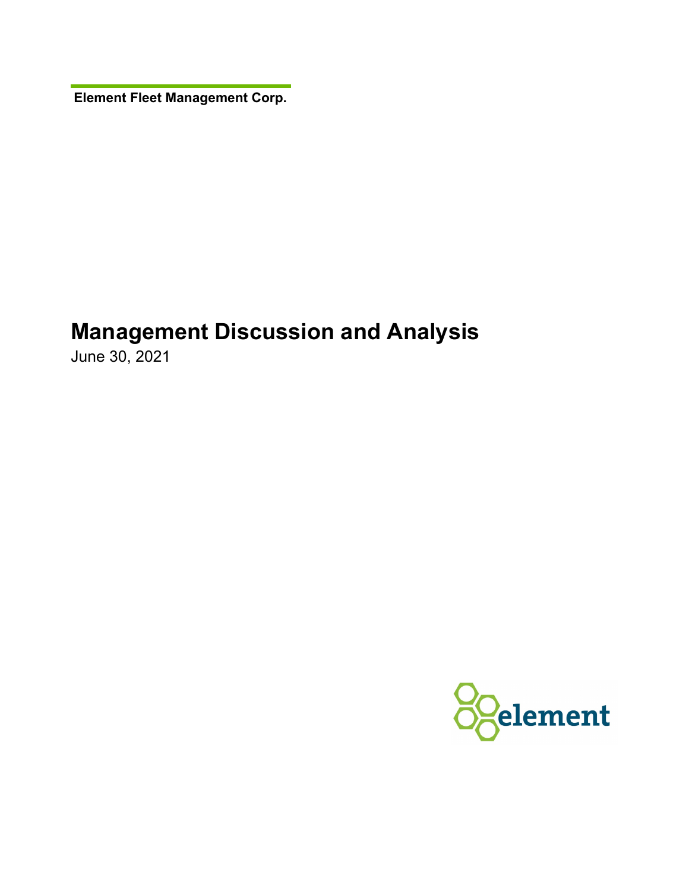**Element Fleet Management Corp.**

# Management Discussion and Analysis

June 30, 2021

element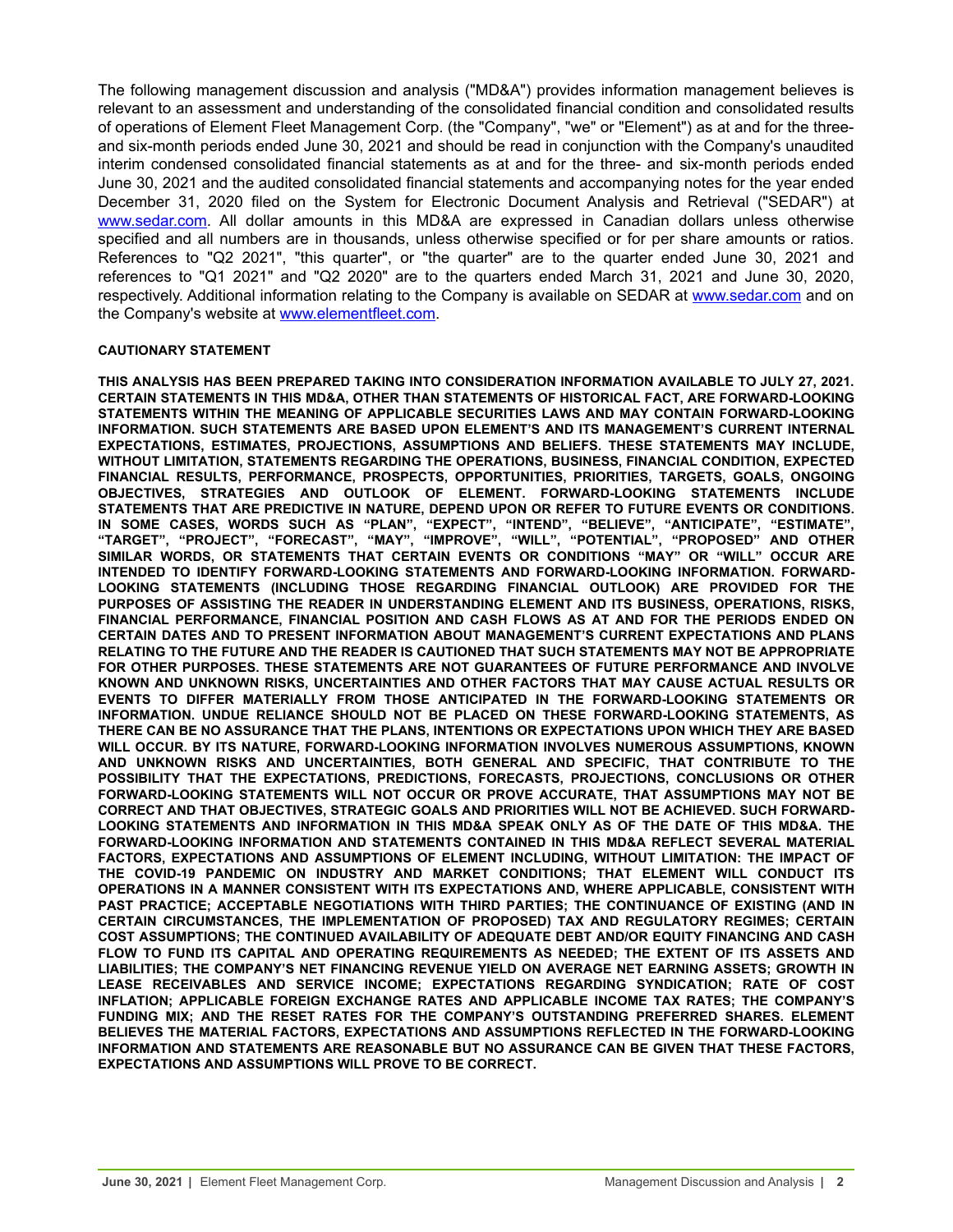The following management discussion and analysis ("MD&A") provides information management believes is relevant to an assessment and understanding of the consolidated financial condition and consolidated results of operations of Element Fleet Management Corp. (the "Company", "we" or "Element") as at and for the three- and six-month periods ended June 30, 2021 and should be read in conjunction with the Company's unaudited interim condensed consolidated financial statements as at and for the three- and six-month periods ended June 30, 2021 and the audited consolidated financial statements and accompanying notes for the year ended December 31, 2020 filed on the System for Electronic Document Analysis and Retrieval ("SEDAR") at www.sedar.com. All dollar amounts in this MD&A are expressed in Canadian dollars unless otherwise specified and all numbers are in thousands, unless otherwise specified or for per share amounts or ratios. References to "Q2 2021", "this quarter", or "the quarter" are to the quarter ended June 30, 2021 and references to "Q1 2021" and "Q2 2020" are to the quarters ended March 31, 2021 and June 30, 2020, respectively. Additional information relating to the Company is available on SEDAR at www.sedar.com and on the Company's website at www.elementfleet.com.

**CAUTIONARY STATEMENT**

**THIS ANALYSIS HAS BEEN PREPARED TAKING INTO CONSIDERATION INFORMATION AVAILABLE TO JULY 27, 2021. CERTAIN STATEMENTS IN THIS MD&A, OTHER THAN STATEMENTS OF HISTORICAL FACT, ARE FORWARD-LOOKING STATEMENTS WITHIN THE MEANING OF APPLICABLE SECURITIES LAWS AND MAY CONTAIN FORWARD-LOOKING INFORMATION. SUCH STATEMENTS ARE BASED UPON ELEMENT'S AND ITS MANAGEMENT'S CURRENT INTERNAL EXPECTATIONS, ESTIMATES, PROJECTIONS, ASSUMPTIONS AND BELIEFS. THESE STATEMENTS MAY INCLUDE, WITHOUT LIMITATION, STATEMENTS REGARDING THE OPERATIONS, BUSINESS, FINANCIAL CONDITION, EXPECTED FINANCIAL RESULTS, PERFORMANCE, PROSPECTS, OPPORTUNITIES, PRIORITIES, TARGETS, GOALS, ONGOING OBJECTIVES, STRATEGIES AND OUTLOOK OF ELEMENT. FORWARD-LOOKING STATEMENTS INCLUDE STATEMENTS THAT ARE PREDICTIVE IN NATURE, DEPEND UPON OR REFER TO FUTURE EVENTS OR CONDITIONS. IN SOME CASES, WORDS SUCH AS "PLAN", "EXPECT", "INTEND", "BELIEVE", "ANTICIPATE", "ESTIMATE", "TARGET", "PROJECT", "FORECAST", "MAY", "IMPROVE", "WILL", "POTENTIAL", "PROPOSED" AND OTHER SIMILAR WORDS, OR STATEMENTS THAT CERTAIN EVENTS OR CONDITIONS "MAY" OR "WILL" OCCUR ARE INTENDED TO IDENTIFY FORWARD-LOOKING STATEMENTS AND FORWARD-LOOKING INFORMATION. FORWARD-LOOKING STATEMENTS (INCLUDING THOSE REGARDING FINANCIAL OUTLOOK) ARE PROVIDED FOR THE PURPOSES OF ASSISTING THE READER IN UNDERSTANDING ELEMENT AND ITS BUSINESS, OPERATIONS, RISKS, FINANCIAL PERFORMANCE, FINANCIAL POSITION AND CASH FLOWS AS AT AND FOR THE PERIODS ENDED ON CERTAIN DATES AND TO PRESENT INFORMATION ABOUT MANAGEMENT'S CURRENT EXPECTATIONS AND PLANS RELATING TO THE FUTURE AND THE READER IS CAUTIONED THAT SUCH STATEMENTS MAY NOT BE APPROPRIATE FOR OTHER PURPOSES. THESE STATEMENTS ARE NOT GUARANTEES OF FUTURE PERFORMANCE AND INVOLVE KNOWN AND UNKNOWN RISKS, UNCERTAINTIES AND OTHER FACTORS THAT MAY CAUSE ACTUAL RESULTS OR EVENTS TO DIFFER MATERIALLY FROM THOSE ANTICIPATED IN THE FORWARD-LOOKING STATEMENTS OR INFORMATION. UNDUE RELIANCE SHOULD NOT BE PLACED ON THESE FORWARD-LOOKING STATEMENTS, AS THERE CAN BE NO ASSURANCE THAT THE PLANS, INTENTIONS OR EXPECTATIONS UPON WHICH THEY ARE BASED WILL OCCUR. BY ITS NATURE, FORWARD-LOOKING INFORMATION INVOLVES NUMEROUS ASSUMPTIONS, KNOWN AND UNKNOWN RISKS AND UNCERTAINTIES, BOTH GENERAL AND SPECIFIC, THAT CONTRIBUTE TO THE POSSIBILITY THAT THE EXPECTATIONS, PREDICTIONS, FORECASTS, PROJECTIONS, CONCLUSIONS OR OTHER FORWARD-LOOKING STATEMENTS WILL NOT OCCUR OR PROVE ACCURATE, THAT ASSUMPTIONS MAY NOT BE CORRECT AND THAT OBJECTIVES, STRATEGIC GOALS AND PRIORITIES WILL NOT BE ACHIEVED. SUCH FORWARD-LOOKING STATEMENTS AND INFORMATION IN THIS MD&A SPEAK ONLY AS OF THE DATE OF THIS MD&A. THE FORWARD-LOOKING INFORMATION AND STATEMENTS CONTAINED IN THIS MD&A REFLECT SEVERAL MATERIAL FACTORS, EXPECTATIONS AND ASSUMPTIONS OF ELEMENT INCLUDING, WITHOUT LIMITATION: THE IMPACT OF THE COVID-19 PANDEMIC ON INDUSTRY AND MARKET CONDITIONS; THAT ELEMENT WILL CONDUCT ITS OPERATIONS IN A MANNER CONSISTENT WITH ITS EXPECTATIONS AND, WHERE APPLICABLE, CONSISTENT WITH PAST PRACTICE; ACCEPTABLE NEGOTIATIONS WITH THIRD PARTIES; THE CONTINUANCE OF EXISTING (AND IN CERTAIN CIRCUMSTANCES, THE IMPLEMENTATION OF PROPOSED) TAX AND REGULATORY REGIMES; CERTAIN COST ASSUMPTIONS; THE CONTINUED AVAILABILITY OF ADEQUATE DEBT AND/OR EQUITY FINANCING AND CASH FLOW TO FUND ITS CAPITAL AND OPERATING REQUIREMENTS AS NEEDED; THE EXTENT OF ITS ASSETS AND LIABILITIES; THE COMPANY'S NET FINANCING REVENUE YIELD ON AVERAGE NET EARNING ASSETS; GROWTH IN LEASE RECEIVABLES AND SERVICE INCOME; EXPECTATIONS REGARDING SYNDICATION; RATE OF COST INFLATION; APPLICABLE FOREIGN EXCHANGE RATES AND APPLICABLE INCOME TAX RATES; THE COMPANY'S FUNDING MIX; AND THE RESET RATES FOR THE COMPANY'S OUTSTANDING PREFERRED SHARES. ELEMENT BELIEVES THE MATERIAL FACTORS, EXPECTATIONS AND ASSUMPTIONS REFLECTED IN THE FORWARD-LOOKING INFORMATION AND STATEMENTS ARE REASONABLE BUT NO ASSURANCE CAN BE GIVEN THAT THESE FACTORS, EXPECTATIONS AND ASSUMPTIONS WILL PROVE TO BE CORRECT.**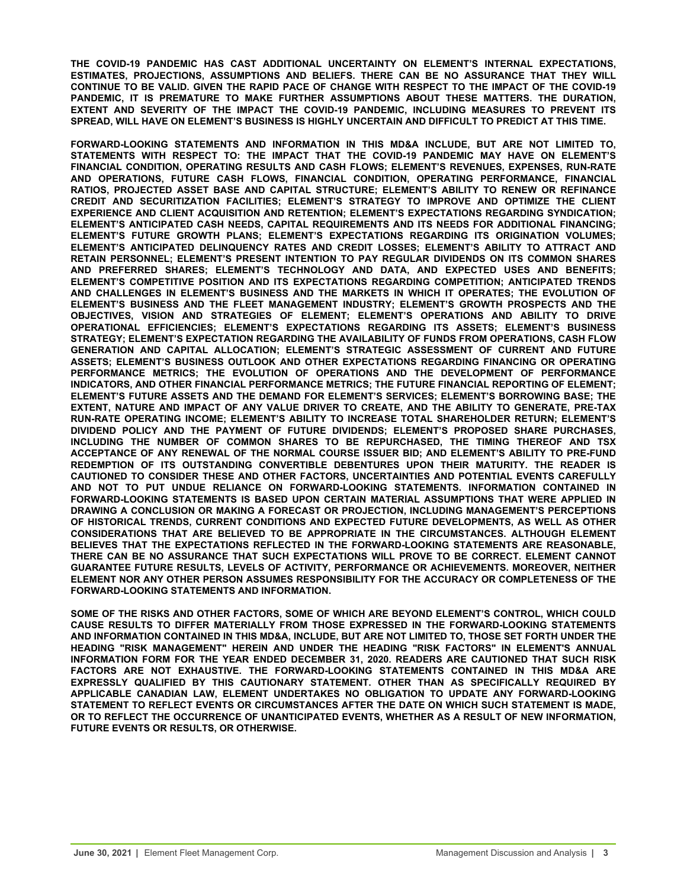**THE COVID-19 PANDEMIC HAS CAST ADDITIONAL UNCERTAINTY ON ELEMENT'S INTERNAL EXPECTATIONS, ESTIMATES, PROJECTIONS, ASSUMPTIONS AND BELIEFS. THERE CAN BE NO ASSURANCE THAT THEY WILL CONTINUE TO BE VALID. GIVEN THE RAPID PACE OF CHANGE WITH RESPECT TO THE IMPACT OF THE COVID-19 PANDEMIC, IT IS PREMATURE TO MAKE FURTHER ASSUMPTIONS ABOUT THESE MATTERS. THE DURATION, EXTENT AND SEVERITY OF THE IMPACT THE COVID-19 PANDEMIC, INCLUDING MEASURES TO PREVENT ITS SPREAD, WILL HAVE ON ELEMENT'S BUSINESS IS HIGHLY UNCERTAIN AND DIFFICULT TO PREDICT AT THIS TIME.**

**FORWARD-LOOKING STATEMENTS AND INFORMATION IN THIS MD&A INCLUDE, BUT ARE NOT LIMITED TO, STATEMENTS WITH RESPECT TO: THE IMPACT THAT THE COVID-19 PANDEMIC MAY HAVE ON ELEMENT'S FINANCIAL CONDITION, OPERATING RESULTS AND CASH FLOWS; ELEMENT'S REVENUES, EXPENSES, RUN-RATE AND OPERATIONS, FUTURE CASH FLOWS, FINANCIAL CONDITION, OPERATING PERFORMANCE, FINANCIAL RATIOS, PROJECTED ASSET BASE AND CAPITAL STRUCTURE; ELEMENT'S ABILITY TO RENEW OR REFINANCE CREDIT AND SECURITIZATION FACILITIES; ELEMENT'S STRATEGY TO IMPROVE AND OPTIMIZE THE CLIENT EXPERIENCE AND CLIENT ACQUISITION AND RETENTION; ELEMENT'S EXPECTATIONS REGARDING SYNDICATION; ELEMENT'S ANTICIPATED CASH NEEDS, CAPITAL REQUIREMENTS AND ITS NEEDS FOR ADDITIONAL FINANCING; ELEMENT'S FUTURE GROWTH PLANS; ELEMENT'S EXPECTATIONS REGARDING ITS ORIGINATION VOLUMES; ELEMENT'S ANTICIPATED DELINQUENCY RATES AND CREDIT LOSSES; ELEMENT'S ABILITY TO ATTRACT AND RETAIN PERSONNEL; ELEMENT'S PRESENT INTENTION TO PAY REGULAR DIVIDENDS ON ITS COMMON SHARES AND PREFERRED SHARES; ELEMENT'S TECHNOLOGY AND DATA, AND EXPECTED USES AND BENEFITS; ELEMENT'S COMPETITIVE POSITION AND ITS EXPECTATIONS REGARDING COMPETITION; ANTICIPATED TRENDS AND CHALLENGES IN ELEMENT'S BUSINESS AND THE MARKETS IN WHICH IT OPERATES; THE EVOLUTION OF ELEMENT'S BUSINESS AND THE FLEET MANAGEMENT INDUSTRY; ELEMENT'S GROWTH PROSPECTS AND THE OBJECTIVES, VISION AND STRATEGIES OF ELEMENT; ELEMENT'S OPERATIONS AND ABILITY TO DRIVE OPERATIONAL EFFICIENCIES; ELEMENT'S EXPECTATIONS REGARDING ITS ASSETS; ELEMENT'S BUSINESS STRATEGY; ELEMENT'S EXPECTATION REGARDING THE AVAILABILITY OF FUNDS FROM OPERATIONS, CASH FLOW GENERATION AND CAPITAL ALLOCATION; ELEMENT'S STRATEGIC ASSESSMENT OF CURRENT AND FUTURE ASSETS; ELEMENT'S BUSINESS OUTLOOK AND OTHER EXPECTATIONS REGARDING FINANCING OR OPERATING PERFORMANCE METRICS; THE EVOLUTION OF OPERATIONS AND THE DEVELOPMENT OF PERFORMANCE INDICATORS, AND OTHER FINANCIAL PERFORMANCE METRICS; THE FUTURE FINANCIAL REPORTING OF ELEMENT; ELEMENT'S FUTURE ASSETS AND THE DEMAND FOR ELEMENT'S SERVICES; ELEMENT'S BORROWING BASE; THE EXTENT, NATURE AND IMPACT OF ANY VALUE DRIVER TO CREATE, AND THE ABILITY TO GENERATE, PRE-TAX RUN-RATE OPERATING INCOME; ELEMENT'S ABILITY TO INCREASE TOTAL SHAREHOLDER RETURN; ELEMENT'S DIVIDEND POLICY AND THE PAYMENT OF FUTURE DIVIDENDS; ELEMENT'S PROPOSED SHARE PURCHASES, INCLUDING THE NUMBER OF COMMON SHARES TO BE REPURCHASED, THE TIMING THEREOF AND TSX ACCEPTANCE OF ANY RENEWAL OF THE NORMAL COURSE ISSUER BID; AND ELEMENT'S ABILITY TO PRE-FUND REDEMPTION OF ITS OUTSTANDING CONVERTIBLE DEBENTURES UPON THEIR MATURITY. THE READER IS CAUTIONED TO CONSIDER THESE AND OTHER FACTORS, UNCERTAINTIES AND POTENTIAL EVENTS CAREFULLY AND NOT TO PUT UNDUE RELIANCE ON FORWARD-LOOKING STATEMENTS. INFORMATION CONTAINED IN FORWARD-LOOKING STATEMENTS IS BASED UPON CERTAIN MATERIAL ASSUMPTIONS THAT WERE APPLIED IN DRAWING A CONCLUSION OR MAKING A FORECAST OR PROJECTION, INCLUDING MANAGEMENT'S PERCEPTIONS OF HISTORICAL TRENDS, CURRENT CONDITIONS AND EXPECTED FUTURE DEVELOPMENTS, AS WELL AS OTHER CONSIDERATIONS THAT ARE BELIEVED TO BE APPROPRIATE IN THE CIRCUMSTANCES. ALTHOUGH ELEMENT BELIEVES THAT THE EXPECTATIONS REFLECTED IN THE FORWARD-LOOKING STATEMENTS ARE REASONABLE, THERE CAN BE NO ASSURANCE THAT SUCH EXPECTATIONS WILL PROVE TO BE CORRECT. ELEMENT CANNOT GUARANTEE FUTURE RESULTS, LEVELS OF ACTIVITY, PERFORMANCE OR ACHIEVEMENTS. MOREOVER, NEITHER ELEMENT NOR ANY OTHER PERSON ASSUMES RESPONSIBILITY FOR THE ACCURACY OR COMPLETENESS OF THE FORWARD-LOOKING STATEMENTS AND INFORMATION.**

**SOME OF THE RISKS AND OTHER FACTORS, SOME OF WHICH ARE BEYOND ELEMENT'S CONTROL, WHICH COULD CAUSE RESULTS TO DIFFER MATERIALLY FROM THOSE EXPRESSED IN THE FORWARD-LOOKING STATEMENTS AND INFORMATION CONTAINED IN THIS MD&A, INCLUDE, BUT ARE NOT LIMITED TO, THOSE SET FORTH UNDER THE HEADING "RISK MANAGEMENT" HEREIN AND UNDER THE HEADING "RISK FACTORS" IN ELEMENT'S ANNUAL INFORMATION FORM FOR THE YEAR ENDED DECEMBER 31, 2020. READERS ARE CAUTIONED THAT SUCH RISK FACTORS ARE NOT EXHAUSTIVE. THE FORWARD-LOOKING STATEMENTS CONTAINED IN THIS MD&A ARE EXPRESSLY QUALIFIED BY THIS CAUTIONARY STATEMENT. OTHER THAN AS SPECIFICALLY REQUIRED BY APPLICABLE CANADIAN LAW, ELEMENT UNDERTAKES NO OBLIGATION TO UPDATE ANY FORWARD-LOOKING STATEMENT TO REFLECT EVENTS OR CIRCUMSTANCES AFTER THE DATE ON WHICH SUCH STATEMENT IS MADE, OR TO REFLECT THE OCCURRENCE OF UNANTICIPATED EVENTS, WHETHER AS A RESULT OF NEW INFORMATION, FUTURE EVENTS OR RESULTS, OR OTHERWISE.**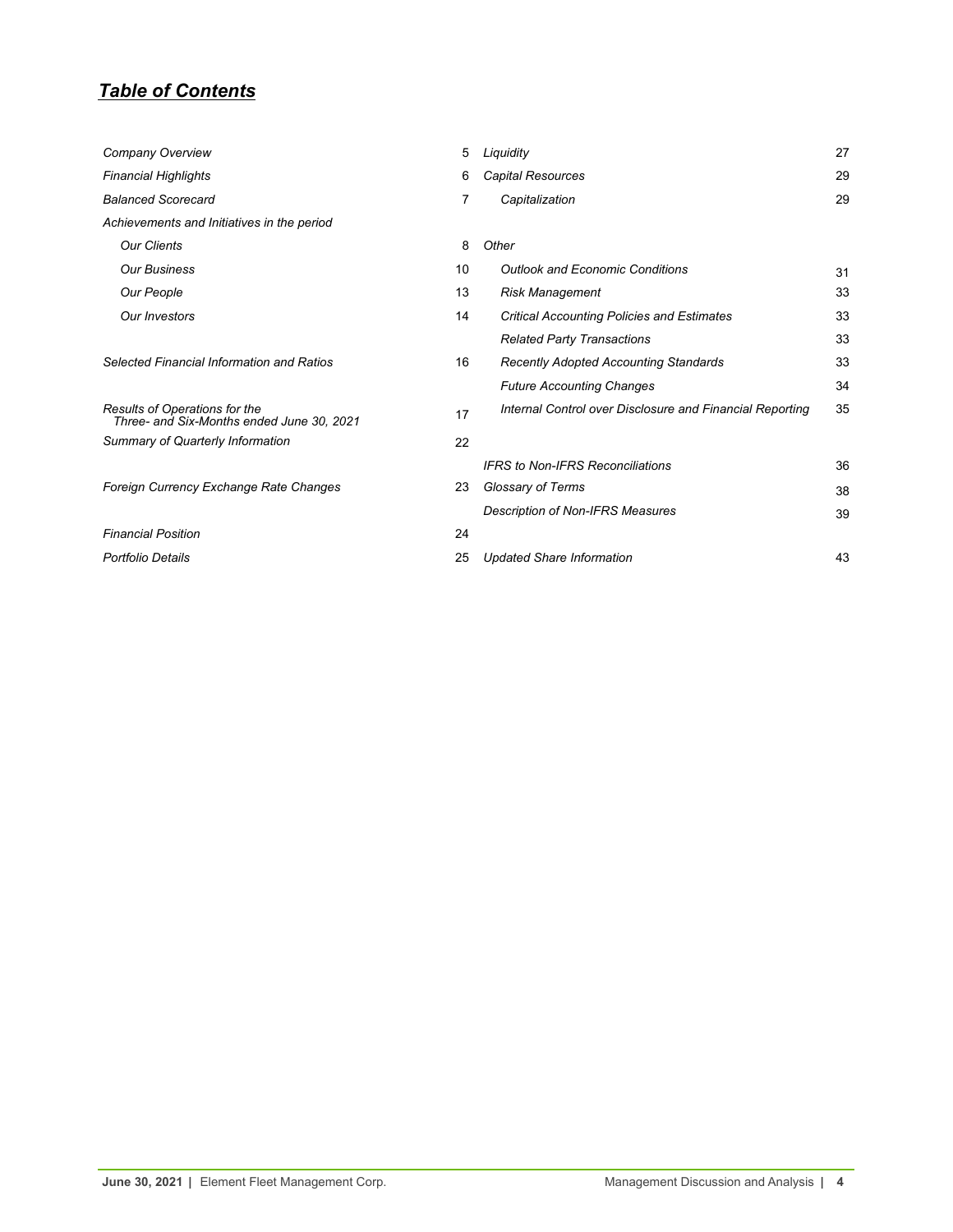## *Table of Contents*

| | | | |
|---|---|---|---|
| *Company Overview* | 5 | *Liquidity* | 27 |
| *Financial Highlights* | 6 | *Capital Resources* | 29 |
| *Balanced Scorecard* | 7 | *Capitalization* | 29 |
| *Achievements and Initiatives in the period* | | | |
| *Our Clients* | 8 | *Other* | |
| *Our Business* | 10 | *Outlook and Economic Conditions* | 31 |
| *Our People* | 13 | *Risk Management* | 33 |
| *Our Investors* | 14 | *Critical Accounting Policies and Estimates* | 33 |
| | | *Related Party Transactions* | 33 |
| *Selected Financial Information and Ratios* | 16 | *Recently Adopted Accounting Standards* | 33 |
| | | *Future Accounting Changes* | 34 |
| *Results of Operations for the Three- and Six-Months ended June 30, 2021* | 17 | *Internal Control over Disclosure and Financial Reporting* | 35 |
| *Summary of Quarterly Information* | 22 | | |
| | | *IFRS to Non-IFRS Reconciliations* | 36 |
| *Foreign Currency Exchange Rate Changes* | 23 | *Glossary of Terms* | 38 |
| | | *Description of Non-IFRS Measures* | 39 |
| *Financial Position* | 24 | | |
| *Portfolio Details* | 25 | *Updated Share Information* | 43 |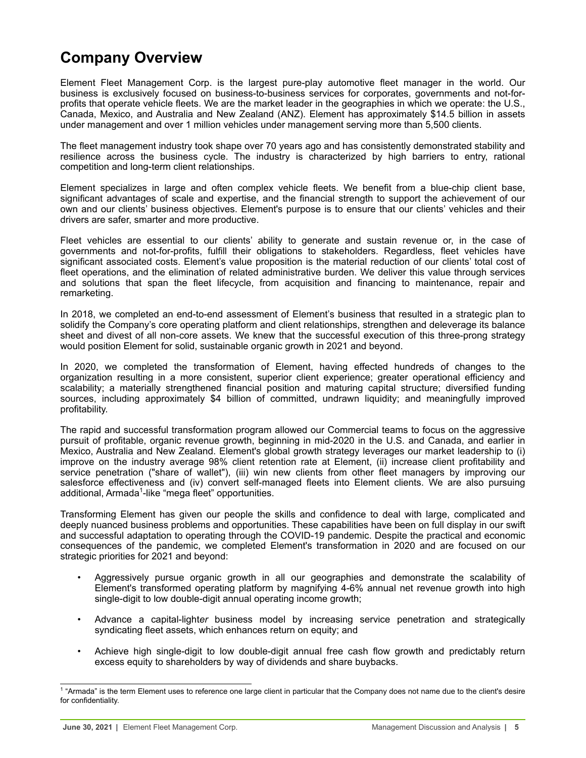# Company Overview

Element Fleet Management Corp. is the largest pure-play automotive fleet manager in the world. Our business is exclusively focused on business-to-business services for corporates, governments and not-for-profits that operate vehicle fleets. We are the market leader in the geographies in which we operate: the U.S., Canada, Mexico, and Australia and New Zealand (ANZ). Element has approximately $14.5 billion in assets under management and over 1 million vehicles under management serving more than 5,500 clients.

The fleet management industry took shape over 70 years ago and has consistently demonstrated stability and resilience across the business cycle. The industry is characterized by high barriers to entry, rational competition and long-term client relationships.

Element specializes in large and often complex vehicle fleets. We benefit from a blue-chip client base, significant advantages of scale and expertise, and the financial strength to support the achievement of our own and our clients' business objectives. Element's purpose is to ensure that our clients' vehicles and their drivers are safer, smarter and more productive.

Fleet vehicles are essential to our clients' ability to generate and sustain revenue or, in the case of governments and not-for-profits, fulfill their obligations to stakeholders. Regardless, fleet vehicles have significant associated costs. Element's value proposition is the material reduction of our clients' total cost of fleet operations, and the elimination of related administrative burden. We deliver this value through services and solutions that span the fleet lifecycle, from acquisition and financing to maintenance, repair and remarketing.

In 2018, we completed an end-to-end assessment of Element's business that resulted in a strategic plan to solidify the Company's core operating platform and client relationships, strengthen and deleverage its balance sheet and divest of all non-core assets. We knew that the successful execution of this three-prong strategy would position Element for solid, sustainable organic growth in 2021 and beyond.

In 2020, we completed the transformation of Element, having effected hundreds of changes to the organization resulting in a more consistent, superior client experience; greater operational efficiency and scalability; a materially strengthened financial position and maturing capital structure; diversified funding sources, including approximately $4 billion of committed, undrawn liquidity; and meaningfully improved profitability.

The rapid and successful transformation program allowed our Commercial teams to focus on the aggressive pursuit of profitable, organic revenue growth, beginning in mid-2020 in the U.S. and Canada, and earlier in Mexico, Australia and New Zealand. Element's global growth strategy leverages our market leadership to (i) improve on the industry average 98% client retention rate at Element, (ii) increase client profitability and service penetration ("share of wallet"), (iii) win new clients from other fleet managers by improving our salesforce effectiveness and (iv) convert self-managed fleets into Element clients. We are also pursuing additional, Armada[1]-like "mega fleet" opportunities.

Transforming Element has given our people the skills and confidence to deal with large, complicated and deeply nuanced business problems and opportunities. These capabilities have been on full display in our swift and successful adaptation to operating through the COVID-19 pandemic. Despite the practical and economic consequences of the pandemic, we completed Element's transformation in 2020 and are focused on our strategic priorities for 2021 and beyond:

- Aggressively pursue organic growth in all our geographies and demonstrate the scalability of Element's transformed operating platform by magnifying 4-6% annual net revenue growth into high single-digit to low double-digit annual operating income growth;
- Advance a capital-light*er* business model by increasing service penetration and strategically syndicating fleet assets, which enhances return on equity; and
- Achieve high single-digit to low double-digit annual free cash flow growth and predictably return excess equity to shareholders by way of dividends and share buybacks.

[1] "Armada" is the term Element uses to reference one large client in particular that the Company does not name due to the client's desire for confidentiality.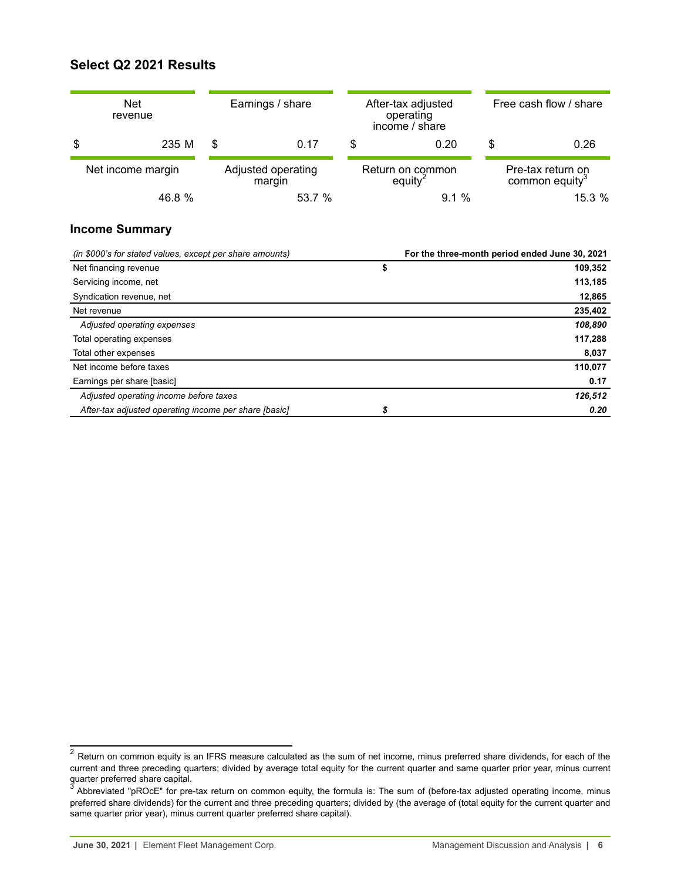## Select Q2 2021 Results

| Net revenue | Earnings / share | After-tax adjusted operating income / share | Free cash flow / share |
|---|---|---|---|
| $ 235 M | $ 0.17 | $ 0.20 | $ 0.26 |
| **Net income margin** | **Adjusted operating margin** | **Return on common equity[2]** | **Pre-tax return on common equity[3]** |
| 46.8 % | 53.7 % | 9.1 % | 15.3 % |

## Income Summary

| *(in $000's for stated values, except per share amounts)* | | **For the three-month period ended June 30, 2021** |
|---|---|---|
| Net financing revenue | **$** | **109,352** |
| Servicing income, net | | **113,185** |
| Syndication revenue, net | | **12,865** |
| Net revenue | | **235,402** |
| *Adjusted operating expenses* | | ***108,890*** |
| Total operating expenses | | **117,288** |
| Total other expenses | | **8,037** |
| Net income before taxes | | **110,077** |
| Earnings per share [basic] | | **0.17** |
| *Adjusted operating income before taxes* | | ***126,512*** |
| *After-tax adjusted operating income per share [basic]* | ***$*** | ***0.20*** |

---

[2] Return on common equity is an IFRS measure calculated as the sum of net income, minus preferred share dividends, for each of the current and three preceding quarters; divided by average total equity for the current quarter and same quarter prior year, minus current quarter preferred share capital.

[3] Abbreviated "pROcE" for pre-tax return on common equity, the formula is: The sum of (before-tax adjusted operating income, minus preferred share dividends) for the current and three preceding quarters; divided by (the average of (total equity for the current quarter and same quarter prior year), minus current quarter preferred share capital).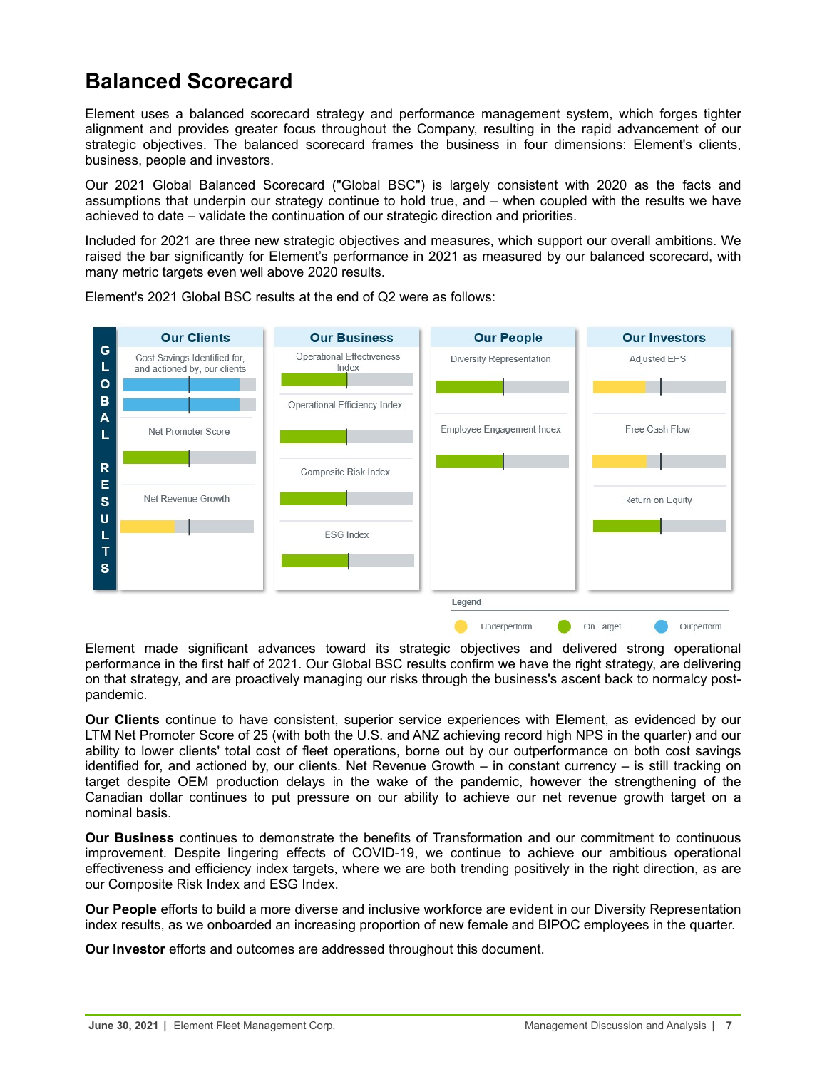## Balanced Scorecard

Element uses a balanced scorecard strategy and performance management system, which forges tighter alignment and provides greater focus throughout the Company, resulting in the rapid advancement of our strategic objectives. The balanced scorecard frames the business in four dimensions: Element's clients, business, people and investors.

Our 2021 Global Balanced Scorecard ("Global BSC") is largely consistent with 2020 as the facts and assumptions that underpin our strategy continue to hold true, and – when coupled with the results we have achieved to date – validate the continuation of our strategic direction and priorities.

Included for 2021 are three new strategic objectives and measures, which support our overall ambitions. We raised the bar significantly for Element's performance in 2021 as measured by our balanced scorecard, with many metric targets even well above 2020 results.

Element's 2021 Global BSC results at the end of Q2 were as follows:

**GLOBAL RESULTS**

| Our Clients | Our Business | Our People | Our Investors |
|---|---|---|---|
| Cost Savings Identified for, and actioned by, our clients | Operational Effectiveness Index | Diversity Representation | Adjusted EPS |
| Net Promoter Score | Operational Efficiency Index | Employee Engagement Index | Free Cash Flow |
| Net Revenue Growth | Composite Risk Index | | Return on Equity |
| | ESG Index | | |

Legend: Underperform | On Target | Outperform

Element made significant advances toward its strategic objectives and delivered strong operational performance in the first half of 2021. Our Global BSC results confirm we have the right strategy, are delivering on that strategy, and are proactively managing our risks through the business's ascent back to normalcy post-pandemic.

**Our Clients** continue to have consistent, superior service experiences with Element, as evidenced by our LTM Net Promoter Score of 25 (with both the U.S. and ANZ achieving record high NPS in the quarter) and our ability to lower clients' total cost of fleet operations, borne out by our outperformance on both cost savings identified for, and actioned by, our clients. Net Revenue Growth – in constant currency – is still tracking on target despite OEM production delays in the wake of the pandemic, however the strengthening of the Canadian dollar continues to put pressure on our ability to achieve our net revenue growth target on a nominal basis.

**Our Business** continues to demonstrate the benefits of Transformation and our commitment to continuous improvement. Despite lingering effects of COVID-19, we continue to achieve our ambitious operational effectiveness and efficiency index targets, where we are both trending positively in the right direction, as are our Composite Risk Index and ESG Index.

**Our People** efforts to build a more diverse and inclusive workforce are evident in our Diversity Representation index results, as we onboarded an increasing proportion of new female and BIPOC employees in the quarter.

**Our Investor** efforts and outcomes are addressed throughout this document.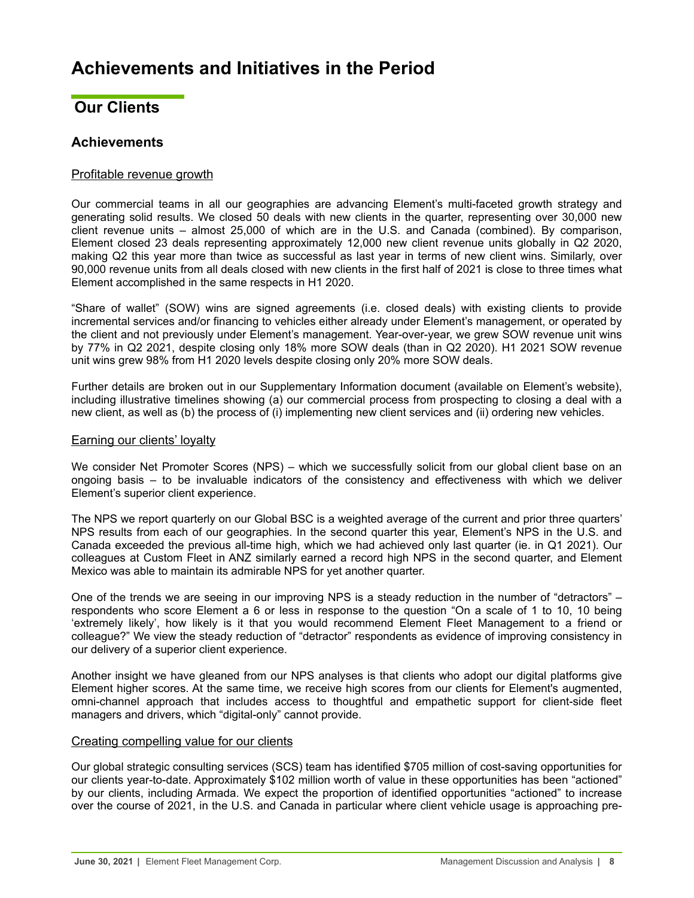# Achievements and Initiatives in the Period

## Our Clients

### Achievements

Profitable revenue growth

Our commercial teams in all our geographies are advancing Element's multi-faceted growth strategy and generating solid results. We closed 50 deals with new clients in the quarter, representing over 30,000 new client revenue units – almost 25,000 of which are in the U.S. and Canada (combined). By comparison, Element closed 23 deals representing approximately 12,000 new client revenue units globally in Q2 2020, making Q2 this year more than twice as successful as last year in terms of new client wins. Similarly, over 90,000 revenue units from all deals closed with new clients in the first half of 2021 is close to three times what Element accomplished in the same respects in H1 2020.

"Share of wallet" (SOW) wins are signed agreements (i.e. closed deals) with existing clients to provide incremental services and/or financing to vehicles either already under Element's management, or operated by the client and not previously under Element's management. Year-over-year, we grew SOW revenue unit wins by 77% in Q2 2021, despite closing only 18% more SOW deals (than in Q2 2020). H1 2021 SOW revenue unit wins grew 98% from H1 2020 levels despite closing only 20% more SOW deals.

Further details are broken out in our Supplementary Information document (available on Element's website), including illustrative timelines showing (a) our commercial process from prospecting to closing a deal with a new client, as well as (b) the process of (i) implementing new client services and (ii) ordering new vehicles.

Earning our clients' loyalty

We consider Net Promoter Scores (NPS) – which we successfully solicit from our global client base on an ongoing basis – to be invaluable indicators of the consistency and effectiveness with which we deliver Element's superior client experience.

The NPS we report quarterly on our Global BSC is a weighted average of the current and prior three quarters' NPS results from each of our geographies. In the second quarter this year, Element's NPS in the U.S. and Canada exceeded the previous all-time high, which we had achieved only last quarter (ie. in Q1 2021). Our colleagues at Custom Fleet in ANZ similarly earned a record high NPS in the second quarter, and Element Mexico was able to maintain its admirable NPS for yet another quarter.

One of the trends we are seeing in our improving NPS is a steady reduction in the number of "detractors" – respondents who score Element a 6 or less in response to the question "On a scale of 1 to 10, 10 being 'extremely likely', how likely is it that you would recommend Element Fleet Management to a friend or colleague?" We view the steady reduction of "detractor" respondents as evidence of improving consistency in our delivery of a superior client experience.

Another insight we have gleaned from our NPS analyses is that clients who adopt our digital platforms give Element higher scores. At the same time, we receive high scores from our clients for Element's augmented, omni-channel approach that includes access to thoughtful and empathetic support for client-side fleet managers and drivers, which "digital-only" cannot provide.

Creating compelling value for our clients

Our global strategic consulting services (SCS) team has identified $705 million of cost-saving opportunities for our clients year-to-date. Approximately $102 million worth of value in these opportunities has been "actioned" by our clients, including Armada. We expect the proportion of identified opportunities "actioned" to increase over the course of 2021, in the U.S. and Canada in particular where client vehicle usage is approaching pre-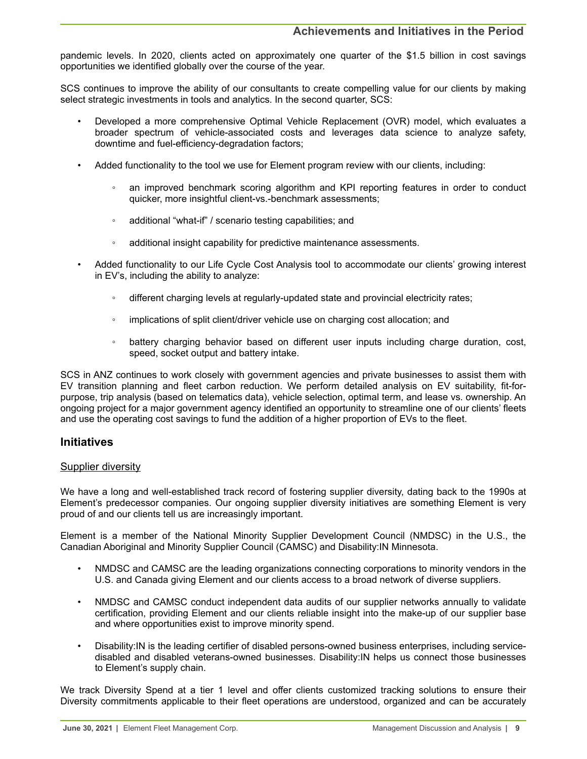pandemic levels. In 2020, clients acted on approximately one quarter of the $1.5 billion in cost savings opportunities we identified globally over the course of the year.

SCS continues to improve the ability of our consultants to create compelling value for our clients by making select strategic investments in tools and analytics. In the second quarter, SCS:

- Developed a more comprehensive Optimal Vehicle Replacement (OVR) model, which evaluates a broader spectrum of vehicle-associated costs and leverages data science to analyze safety, downtime and fuel-efficiency-degradation factors;
- Added functionality to the tool we use for Element program review with our clients, including:
  - an improved benchmark scoring algorithm and KPI reporting features in order to conduct quicker, more insightful client-vs.-benchmark assessments;
  - additional "what-if" / scenario testing capabilities; and
  - additional insight capability for predictive maintenance assessments.
- Added functionality to our Life Cycle Cost Analysis tool to accommodate our clients' growing interest in EV's, including the ability to analyze:
  - different charging levels at regularly-updated state and provincial electricity rates;
  - implications of split client/driver vehicle use on charging cost allocation; and
  - battery charging behavior based on different user inputs including charge duration, cost, speed, socket output and battery intake.

SCS in ANZ continues to work closely with government agencies and private businesses to assist them with EV transition planning and fleet carbon reduction. We perform detailed analysis on EV suitability, fit-for-purpose, trip analysis (based on telematics data), vehicle selection, optimal term, and lease vs. ownership. An ongoing project for a major government agency identified an opportunity to streamline one of our clients' fleets and use the operating cost savings to fund the addition of a higher proportion of EVs to the fleet.

## Initiatives

### Supplier diversity

We have a long and well-established track record of fostering supplier diversity, dating back to the 1990s at Element's predecessor companies. Our ongoing supplier diversity initiatives are something Element is very proud of and our clients tell us are increasingly important.

Element is a member of the National Minority Supplier Development Council (NMDSC) in the U.S., the Canadian Aboriginal and Minority Supplier Council (CAMSC) and Disability:IN Minnesota.

- NMDSC and CAMSC are the leading organizations connecting corporations to minority vendors in the U.S. and Canada giving Element and our clients access to a broad network of diverse suppliers.
- NMDSC and CAMSC conduct independent data audits of our supplier networks annually to validate certification, providing Element and our clients reliable insight into the make-up of our supplier base and where opportunities exist to improve minority spend.
- Disability:IN is the leading certifier of disabled persons-owned business enterprises, including service-disabled and disabled veterans-owned businesses. Disability:IN helps us connect those businesses to Element's supply chain.

We track Diversity Spend at a tier 1 level and offer clients customized tracking solutions to ensure their Diversity commitments applicable to their fleet operations are understood, organized and can be accurately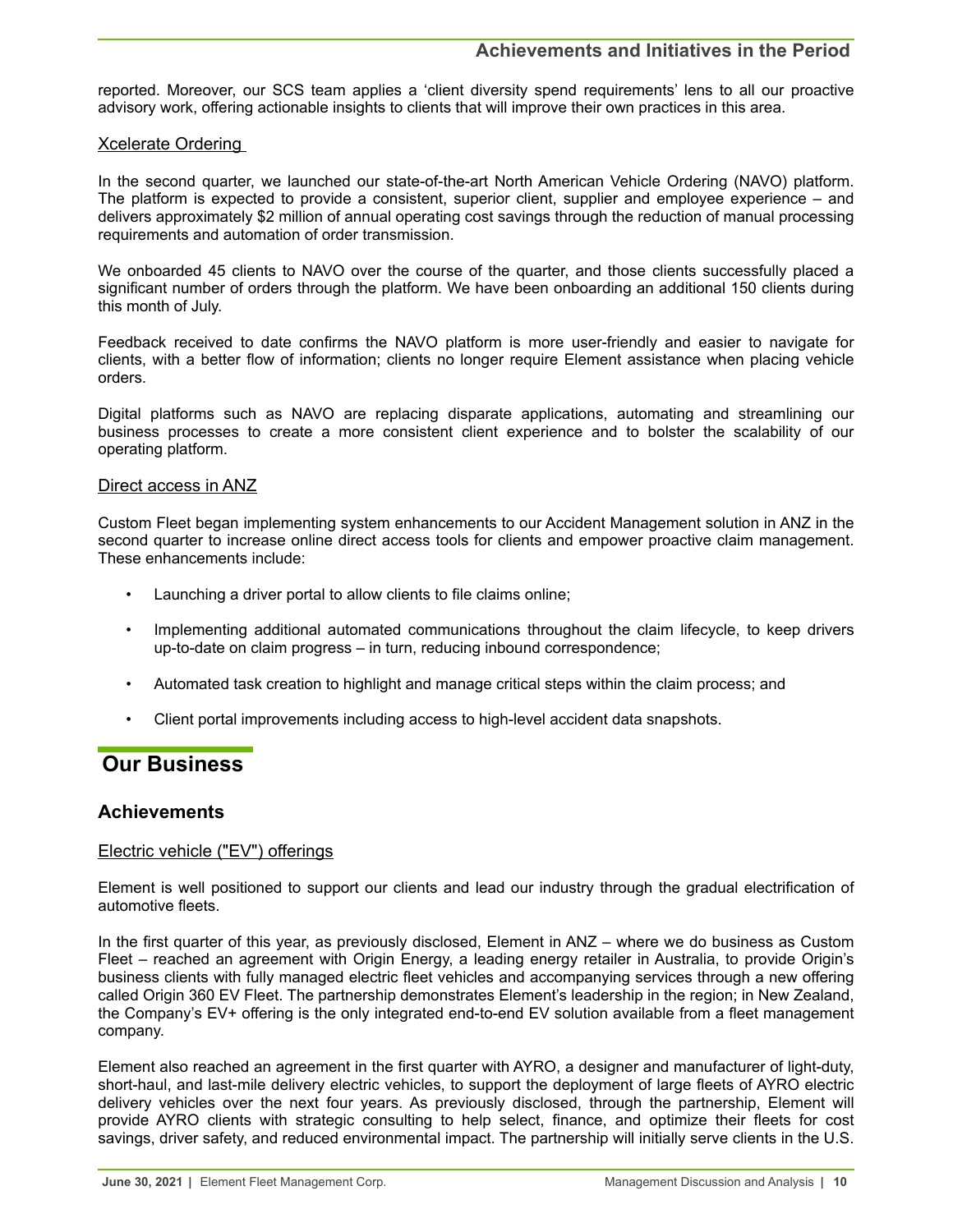reported. Moreover, our SCS team applies a ‘client diversity spend requirements’ lens to all our proactive advisory work, offering actionable insights to clients that will improve their own practices in this area.

Xcelerate Ordering

In the second quarter, we launched our state-of-the-art North American Vehicle Ordering (NAVO) platform. The platform is expected to provide a consistent, superior client, supplier and employee experience – and delivers approximately $2 million of annual operating cost savings through the reduction of manual processing requirements and automation of order transmission.

We onboarded 45 clients to NAVO over the course of the quarter, and those clients successfully placed a significant number of orders through the platform. We have been onboarding an additional 150 clients during this month of July.

Feedback received to date confirms the NAVO platform is more user-friendly and easier to navigate for clients, with a better flow of information; clients no longer require Element assistance when placing vehicle orders.

Digital platforms such as NAVO are replacing disparate applications, automating and streamlining our business processes to create a more consistent client experience and to bolster the scalability of our operating platform.

Direct access in ANZ

Custom Fleet began implementing system enhancements to our Accident Management solution in ANZ in the second quarter to increase online direct access tools for clients and empower proactive claim management. These enhancements include:

- Launching a driver portal to allow clients to file claims online;
- Implementing additional automated communications throughout the claim lifecycle, to keep drivers up-to-date on claim progress – in turn, reducing inbound correspondence;
- Automated task creation to highlight and manage critical steps within the claim process; and
- Client portal improvements including access to high-level accident data snapshots.

# Our Business

## Achievements

Electric vehicle ("EV") offerings

Element is well positioned to support our clients and lead our industry through the gradual electrification of automotive fleets.

In the first quarter of this year, as previously disclosed, Element in ANZ – where we do business as Custom Fleet – reached an agreement with Origin Energy, a leading energy retailer in Australia, to provide Origin’s business clients with fully managed electric fleet vehicles and accompanying services through a new offering called Origin 360 EV Fleet. The partnership demonstrates Element’s leadership in the region; in New Zealand, the Company’s EV+ offering is the only integrated end-to-end EV solution available from a fleet management company.

Element also reached an agreement in the first quarter with AYRO, a designer and manufacturer of light-duty, short-haul, and last-mile delivery electric vehicles, to support the deployment of large fleets of AYRO electric delivery vehicles over the next four years. As previously disclosed, through the partnership, Element will provide AYRO clients with strategic consulting to help select, finance, and optimize their fleets for cost savings, driver safety, and reduced environmental impact. The partnership will initially serve clients in the U.S.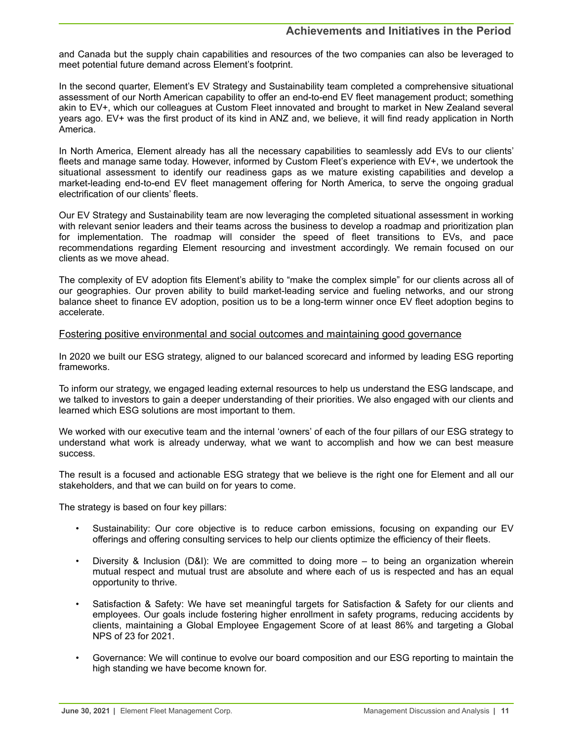and Canada but the supply chain capabilities and resources of the two companies can also be leveraged to meet potential future demand across Element's footprint.

In the second quarter, Element's EV Strategy and Sustainability team completed a comprehensive situational assessment of our North American capability to offer an end-to-end EV fleet management product; something akin to EV+, which our colleagues at Custom Fleet innovated and brought to market in New Zealand several years ago. EV+ was the first product of its kind in ANZ and, we believe, it will find ready application in North America.

In North America, Element already has all the necessary capabilities to seamlessly add EVs to our clients' fleets and manage same today. However, informed by Custom Fleet's experience with EV+, we undertook the situational assessment to identify our readiness gaps as we mature existing capabilities and develop a market-leading end-to-end EV fleet management offering for North America, to serve the ongoing gradual electrification of our clients' fleets.

Our EV Strategy and Sustainability team are now leveraging the completed situational assessment in working with relevant senior leaders and their teams across the business to develop a roadmap and prioritization plan for implementation. The roadmap will consider the speed of fleet transitions to EVs, and pace recommendations regarding Element resourcing and investment accordingly. We remain focused on our clients as we move ahead.

The complexity of EV adoption fits Element's ability to "make the complex simple" for our clients across all of our geographies. Our proven ability to build market-leading service and fueling networks, and our strong balance sheet to finance EV adoption, position us to be a long-term winner once EV fleet adoption begins to accelerate.

## Fostering positive environmental and social outcomes and maintaining good governance

In 2020 we built our ESG strategy, aligned to our balanced scorecard and informed by leading ESG reporting frameworks.

To inform our strategy, we engaged leading external resources to help us understand the ESG landscape, and we talked to investors to gain a deeper understanding of their priorities. We also engaged with our clients and learned which ESG solutions are most important to them.

We worked with our executive team and the internal 'owners' of each of the four pillars of our ESG strategy to understand what work is already underway, what we want to accomplish and how we can best measure success.

The result is a focused and actionable ESG strategy that we believe is the right one for Element and all our stakeholders, and that we can build on for years to come.

The strategy is based on four key pillars:

- Sustainability: Our core objective is to reduce carbon emissions, focusing on expanding our EV offerings and offering consulting services to help our clients optimize the efficiency of their fleets.
- Diversity & Inclusion (D&I): We are committed to doing more – to being an organization wherein mutual respect and mutual trust are absolute and where each of us is respected and has an equal opportunity to thrive.
- Satisfaction & Safety: We have set meaningful targets for Satisfaction & Safety for our clients and employees. Our goals include fostering higher enrollment in safety programs, reducing accidents by clients, maintaining a Global Employee Engagement Score of at least 86% and targeting a Global NPS of 23 for 2021.
- Governance: We will continue to evolve our board composition and our ESG reporting to maintain the high standing we have become known for.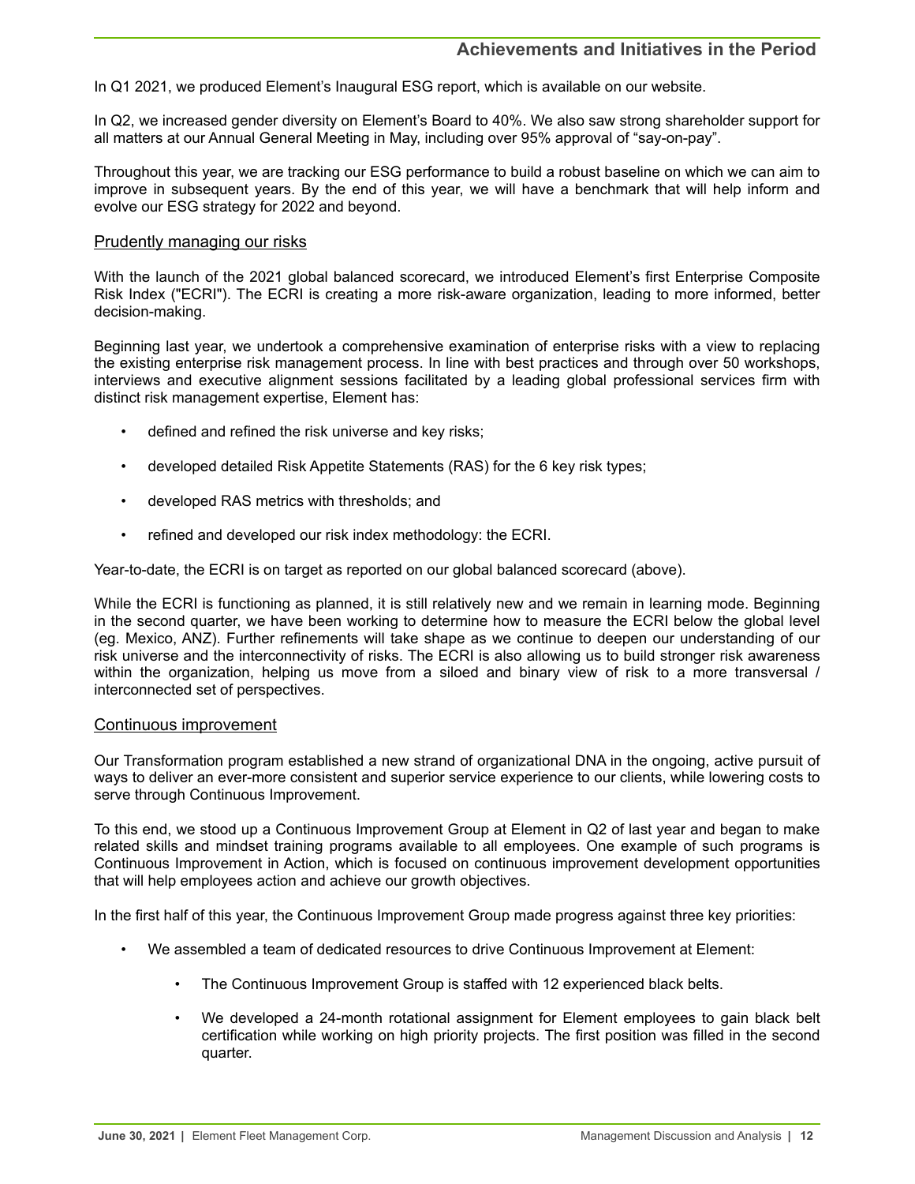In Q1 2021, we produced Element's Inaugural ESG report, which is available on our website.

In Q2, we increased gender diversity on Element's Board to 40%. We also saw strong shareholder support for all matters at our Annual General Meeting in May, including over 95% approval of "say-on-pay".

Throughout this year, we are tracking our ESG performance to build a robust baseline on which we can aim to improve in subsequent years. By the end of this year, we will have a benchmark that will help inform and evolve our ESG strategy for 2022 and beyond.

## Prudently managing our risks

With the launch of the 2021 global balanced scorecard, we introduced Element's first Enterprise Composite Risk Index ("ECRI"). The ECRI is creating a more risk-aware organization, leading to more informed, better decision-making.

Beginning last year, we undertook a comprehensive examination of enterprise risks with a view to replacing the existing enterprise risk management process. In line with best practices and through over 50 workshops, interviews and executive alignment sessions facilitated by a leading global professional services firm with distinct risk management expertise, Element has:

- defined and refined the risk universe and key risks;
- developed detailed Risk Appetite Statements (RAS) for the 6 key risk types;
- developed RAS metrics with thresholds; and
- refined and developed our risk index methodology: the ECRI.

Year-to-date, the ECRI is on target as reported on our global balanced scorecard (above).

While the ECRI is functioning as planned, it is still relatively new and we remain in learning mode. Beginning in the second quarter, we have been working to determine how to measure the ECRI below the global level (eg. Mexico, ANZ). Further refinements will take shape as we continue to deepen our understanding of our risk universe and the interconnectivity of risks. The ECRI is also allowing us to build stronger risk awareness within the organization, helping us move from a siloed and binary view of risk to a more transversal / interconnected set of perspectives.

## Continuous improvement

Our Transformation program established a new strand of organizational DNA in the ongoing, active pursuit of ways to deliver an ever-more consistent and superior service experience to our clients, while lowering costs to serve through Continuous Improvement.

To this end, we stood up a Continuous Improvement Group at Element in Q2 of last year and began to make related skills and mindset training programs available to all employees. One example of such programs is Continuous Improvement in Action, which is focused on continuous improvement development opportunities that will help employees action and achieve our growth objectives.

In the first half of this year, the Continuous Improvement Group made progress against three key priorities:

- We assembled a team of dedicated resources to drive Continuous Improvement at Element:
  - The Continuous Improvement Group is staffed with 12 experienced black belts.
  - We developed a 24-month rotational assignment for Element employees to gain black belt certification while working on high priority projects. The first position was filled in the second quarter.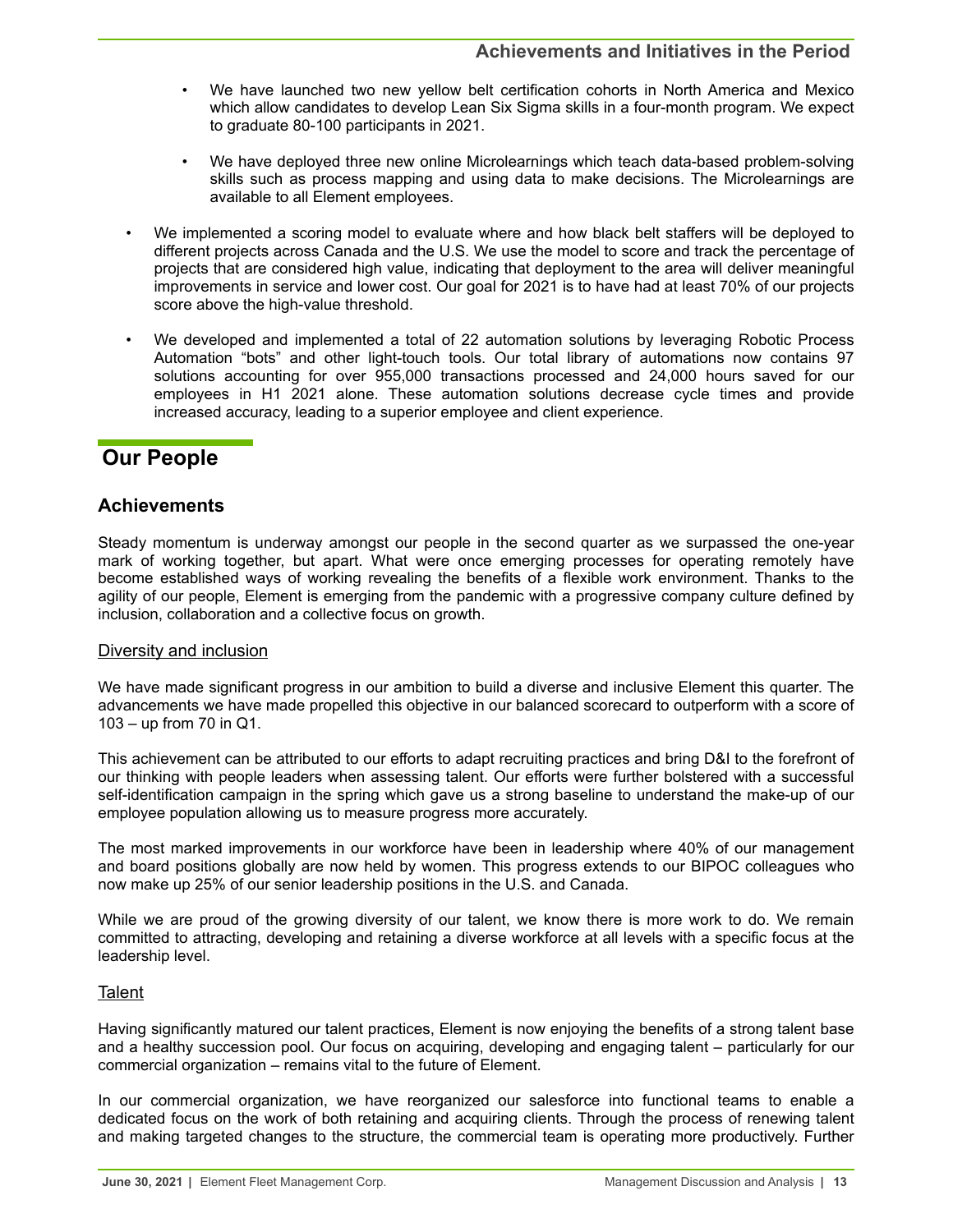- We have launched two new yellow belt certification cohorts in North America and Mexico which allow candidates to develop Lean Six Sigma skills in a four-month program. We expect to graduate 80-100 participants in 2021.

- We have deployed three new online Microlearnings which teach data-based problem-solving skills such as process mapping and using data to make decisions. The Microlearnings are available to all Element employees.

- We implemented a scoring model to evaluate where and how black belt staffers will be deployed to different projects across Canada and the U.S. We use the model to score and track the percentage of projects that are considered high value, indicating that deployment to the area will deliver meaningful improvements in service and lower cost. Our goal for 2021 is to have had at least 70% of our projects score above the high-value threshold.

- We developed and implemented a total of 22 automation solutions by leveraging Robotic Process Automation "bots" and other light-touch tools. Our total library of automations now contains 97 solutions accounting for over 955,000 transactions processed and 24,000 hours saved for our employees in H1 2021 alone. These automation solutions decrease cycle times and provide increased accuracy, leading to a superior employee and client experience.

## Our People

### Achievements

Steady momentum is underway amongst our people in the second quarter as we surpassed the one-year mark of working together, but apart. What were once emerging processes for operating remotely have become established ways of working revealing the benefits of a flexible work environment. Thanks to the agility of our people, Element is emerging from the pandemic with a progressive company culture defined by inclusion, collaboration and a collective focus on growth.

Diversity and inclusion

We have made significant progress in our ambition to build a diverse and inclusive Element this quarter. The advancements we have made propelled this objective in our balanced scorecard to outperform with a score of 103 – up from 70 in Q1.

This achievement can be attributed to our efforts to adapt recruiting practices and bring D&I to the forefront of our thinking with people leaders when assessing talent. Our efforts were further bolstered with a successful self-identification campaign in the spring which gave us a strong baseline to understand the make-up of our employee population allowing us to measure progress more accurately.

The most marked improvements in our workforce have been in leadership where 40% of our management and board positions globally are now held by women. This progress extends to our BIPOC colleagues who now make up 25% of our senior leadership positions in the U.S. and Canada.

While we are proud of the growing diversity of our talent, we know there is more work to do. We remain committed to attracting, developing and retaining a diverse workforce at all levels with a specific focus at the leadership level.

Talent

Having significantly matured our talent practices, Element is now enjoying the benefits of a strong talent base and a healthy succession pool. Our focus on acquiring, developing and engaging talent – particularly for our commercial organization – remains vital to the future of Element.

In our commercial organization, we have reorganized our salesforce into functional teams to enable a dedicated focus on the work of both retaining and acquiring clients. Through the process of renewing talent and making targeted changes to the structure, the commercial team is operating more productively. Further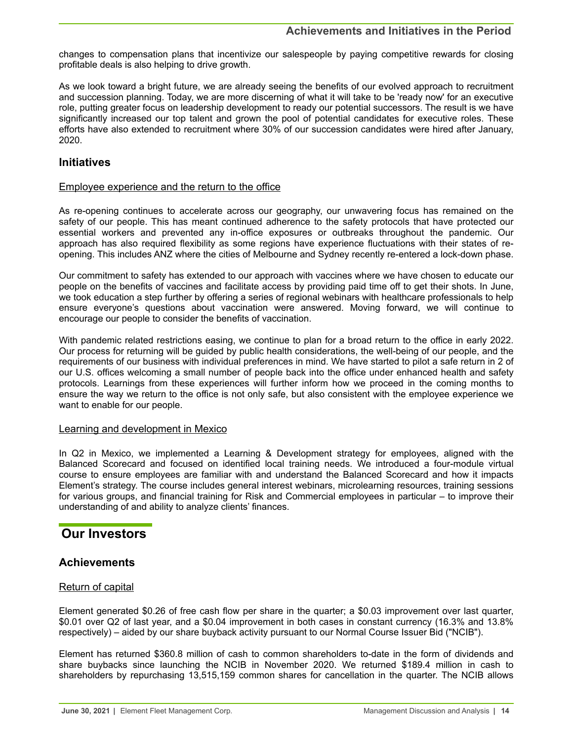changes to compensation plans that incentivize our salespeople by paying competitive rewards for closing profitable deals is also helping to drive growth.

As we look toward a bright future, we are already seeing the benefits of our evolved approach to recruitment and succession planning. Today, we are more discerning of what it will take to be 'ready now' for an executive role, putting greater focus on leadership development to ready our potential successors. The result is we have significantly increased our top talent and grown the pool of potential candidates for executive roles. These efforts have also extended to recruitment where 30% of our succession candidates were hired after January, 2020.

### Initiatives

Employee experience and the return to the office

As re-opening continues to accelerate across our geography, our unwavering focus has remained on the safety of our people. This has meant continued adherence to the safety protocols that have protected our essential workers and prevented any in-office exposures or outbreaks throughout the pandemic. Our approach has also required flexibility as some regions have experience fluctuations with their states of re-opening. This includes ANZ where the cities of Melbourne and Sydney recently re-entered a lock-down phase.

Our commitment to safety has extended to our approach with vaccines where we have chosen to educate our people on the benefits of vaccines and facilitate access by providing paid time off to get their shots. In June, we took education a step further by offering a series of regional webinars with healthcare professionals to help ensure everyone's questions about vaccination were answered. Moving forward, we will continue to encourage our people to consider the benefits of vaccination.

With pandemic related restrictions easing, we continue to plan for a broad return to the office in early 2022. Our process for returning will be guided by public health considerations, the well-being of our people, and the requirements of our business with individual preferences in mind. We have started to pilot a safe return in 2 of our U.S. offices welcoming a small number of people back into the office under enhanced health and safety protocols. Learnings from these experiences will further inform how we proceed in the coming months to ensure the way we return to the office is not only safe, but also consistent with the employee experience we want to enable for our people.

Learning and development in Mexico

In Q2 in Mexico, we implemented a Learning & Development strategy for employees, aligned with the Balanced Scorecard and focused on identified local training needs. We introduced a four-module virtual course to ensure employees are familiar with and understand the Balanced Scorecard and how it impacts Element's strategy. The course includes general interest webinars, microlearning resources, training sessions for various groups, and financial training for Risk and Commercial employees in particular – to improve their understanding of and ability to analyze clients' finances.

## Our Investors

### Achievements

Return of capital

Element generated $0.26 of free cash flow per share in the quarter; a $0.03 improvement over last quarter, $0.01 over Q2 of last year, and a $0.04 improvement in both cases in constant currency (16.3% and 13.8% respectively) – aided by our share buyback activity pursuant to our Normal Course Issuer Bid ("NCIB").

Element has returned $360.8 million of cash to common shareholders to-date in the form of dividends and share buybacks since launching the NCIB in November 2020. We returned $189.4 million in cash to shareholders by repurchasing 13,515,159 common shares for cancellation in the quarter. The NCIB allows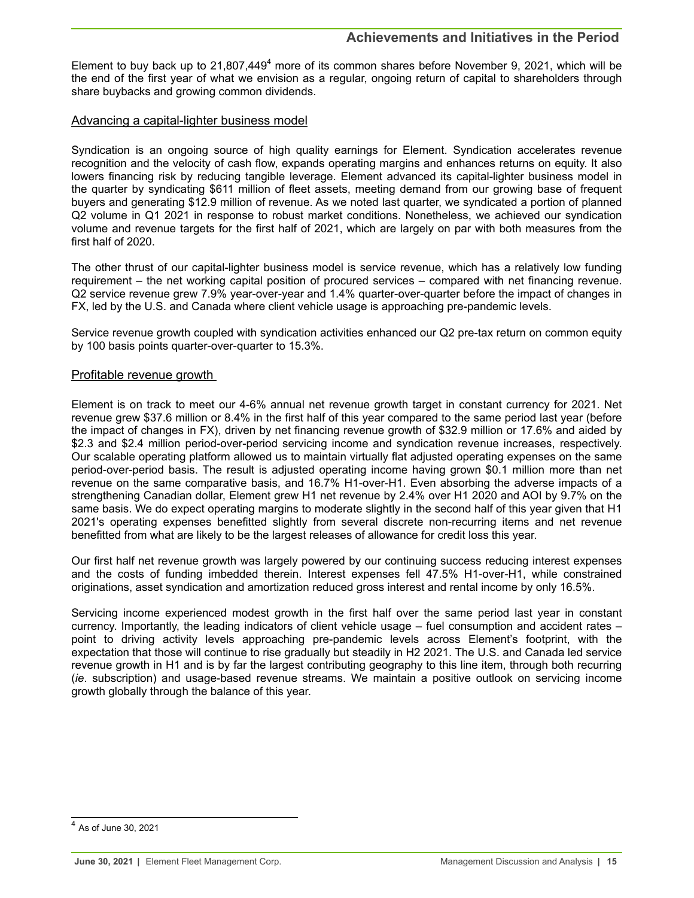Element to buy back up to 21,807,449[4] more of its common shares before November 9, 2021, which will be the end of the first year of what we envision as a regular, ongoing return of capital to shareholders through share buybacks and growing common dividends.

## Advancing a capital-lighter business model

Syndication is an ongoing source of high quality earnings for Element. Syndication accelerates revenue recognition and the velocity of cash flow, expands operating margins and enhances returns on equity. It also lowers financing risk by reducing tangible leverage. Element advanced its capital-lighter business model in the quarter by syndicating $611 million of fleet assets, meeting demand from our growing base of frequent buyers and generating $12.9 million of revenue. As we noted last quarter, we syndicated a portion of planned Q2 volume in Q1 2021 in response to robust market conditions. Nonetheless, we achieved our syndication volume and revenue targets for the first half of 2021, which are largely on par with both measures from the first half of 2020.

The other thrust of our capital-lighter business model is service revenue, which has a relatively low funding requirement – the net working capital position of procured services – compared with net financing revenue. Q2 service revenue grew 7.9% year-over-year and 1.4% quarter-over-quarter before the impact of changes in FX, led by the U.S. and Canada where client vehicle usage is approaching pre-pandemic levels.

Service revenue growth coupled with syndication activities enhanced our Q2 pre-tax return on common equity by 100 basis points quarter-over-quarter to 15.3%.

## Profitable revenue growth

Element is on track to meet our 4-6% annual net revenue growth target in constant currency for 2021. Net revenue grew $37.6 million or 8.4% in the first half of this year compared to the same period last year (before the impact of changes in FX), driven by net financing revenue growth of $32.9 million or 17.6% and aided by $2.3 and $2.4 million period-over-period servicing income and syndication revenue increases, respectively. Our scalable operating platform allowed us to maintain virtually flat adjusted operating expenses on the same period-over-period basis. The result is adjusted operating income having grown $0.1 million more than net revenue on the same comparative basis, and 16.7% H1-over-H1. Even absorbing the adverse impacts of a strengthening Canadian dollar, Element grew H1 net revenue by 2.4% over H1 2020 and AOI by 9.7% on the same basis. We do expect operating margins to moderate slightly in the second half of this year given that H1 2021's operating expenses benefitted slightly from several discrete non-recurring items and net revenue benefitted from what are likely to be the largest releases of allowance for credit loss this year.

Our first half net revenue growth was largely powered by our continuing success reducing interest expenses and the costs of funding imbedded therein. Interest expenses fell 47.5% H1-over-H1, while constrained originations, asset syndication and amortization reduced gross interest and rental income by only 16.5%.

Servicing income experienced modest growth in the first half over the same period last year in constant currency. Importantly, the leading indicators of client vehicle usage – fuel consumption and accident rates – point to driving activity levels approaching pre-pandemic levels across Element's footprint, with the expectation that those will continue to rise gradually but steadily in H2 2021. The U.S. and Canada led service revenue growth in H1 and is by far the largest contributing geography to this line item, through both recurring (*ie*. subscription) and usage-based revenue streams. We maintain a positive outlook on servicing income growth globally through the balance of this year.

[4] As of June 30, 2021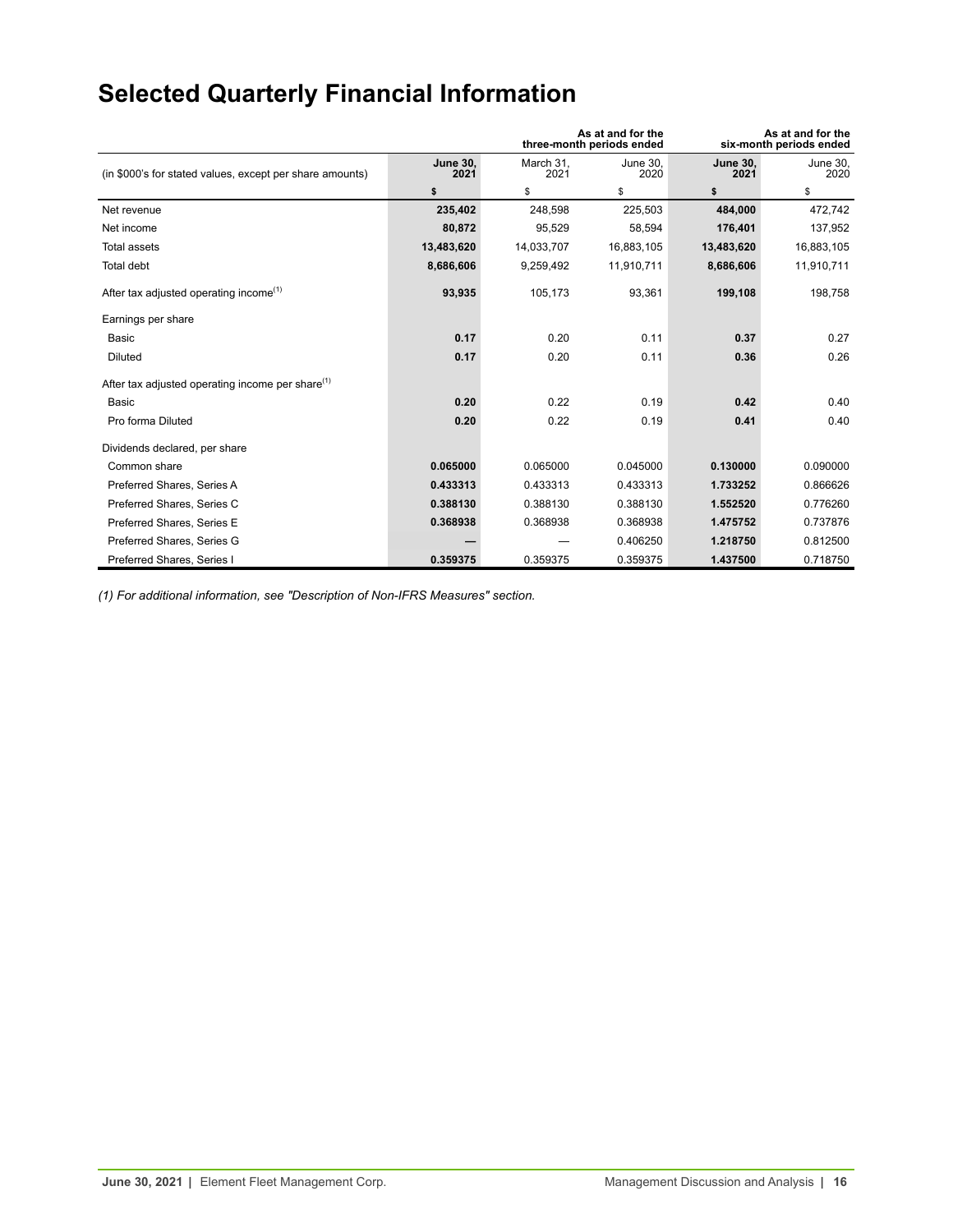# Selected Quarterly Financial Information

| (in $000's for stated values, except per share amounts) | As at and for the three-month periods ended | | | As at and for the six-month periods ended | |
|---|---|---|---|---|---|
| | **June 30, 2021** | March 31, 2021 | June 30, 2020 | **June 30, 2021** | June 30, 2020 |
| | **$** | $ | $ | **$** | $ |
| Net revenue | **235,402** | 248,598 | 225,503 | **484,000** | 472,742 |
| Net income | **80,872** | 95,529 | 58,594 | **176,401** | 137,952 |
| Total assets | **13,483,620** | 14,033,707 | 16,883,105 | **13,483,620** | 16,883,105 |
| Total debt | **8,686,606** | 9,259,492 | 11,910,711 | **8,686,606** | 11,910,711 |
| After tax adjusted operating income[(1)] | **93,935** | 105,173 | 93,361 | **199,108** | 198,758 |
| Earnings per share | | | | | |
| Basic | **0.17** | 0.20 | 0.11 | **0.37** | 0.27 |
| Diluted | **0.17** | 0.20 | 0.11 | **0.36** | 0.26 |
| After tax adjusted operating income per share[(1)] | | | | | |
| Basic | **0.20** | 0.22 | 0.19 | **0.42** | 0.40 |
| Pro forma Diluted | **0.20** | 0.22 | 0.19 | **0.41** | 0.40 |
| Dividends declared, per share | | | | | |
| Common share | **0.065000** | 0.065000 | 0.045000 | **0.130000** | 0.090000 |
| Preferred Shares, Series A | **0.433313** | 0.433313 | 0.433313 | **1.733252** | 0.866626 |
| Preferred Shares, Series C | **0.388130** | 0.388130 | 0.388130 | **1.552520** | 0.776260 |
| Preferred Shares, Series E | **0.368938** | 0.368938 | 0.368938 | **1.475752** | 0.737876 |
| Preferred Shares, Series G | **—** | — | 0.406250 | **1.218750** | 0.812500 |
| Preferred Shares, Series I | **0.359375** | 0.359375 | 0.359375 | **1.437500** | 0.718750 |

*(1) For additional information, see "Description of Non-IFRS Measures" section.*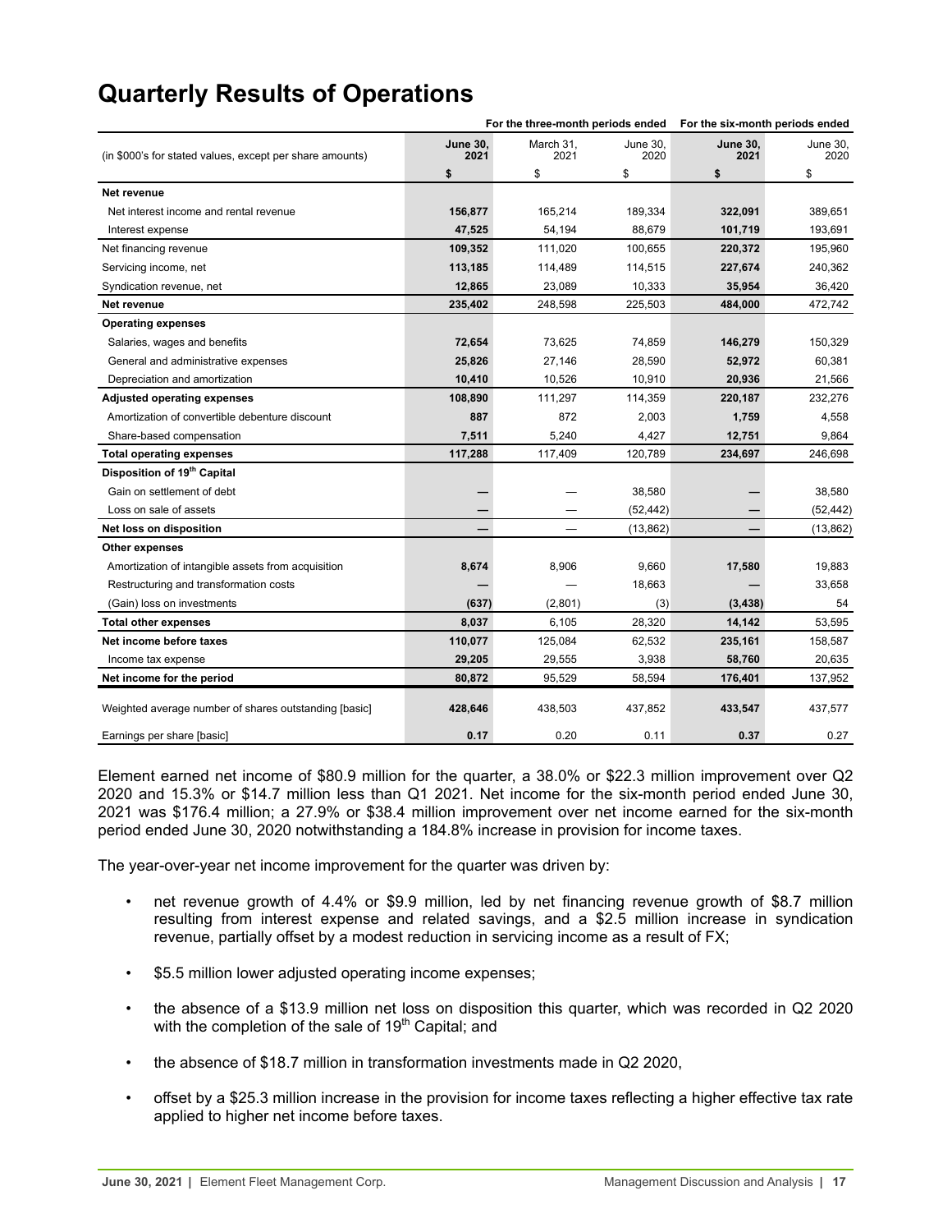# Quarterly Results of Operations

| (in $000's for stated values, except per share amounts) | For the three-month periods ended | | | For the six-month periods ended | |
|---|---|---|---|---|---|
| | **June 30, 2021** | March 31, 2021 | June 30, 2020 | **June 30, 2021** | June 30, 2020 |
| | **$** | $ | $ | **$** | $ |
| **Net revenue** | | | | | |
| Net interest income and rental revenue | **156,877** | 165,214 | 189,334 | **322,091** | 389,651 |
| Interest expense | **47,525** | 54,194 | 88,679 | **101,719** | 193,691 |
| Net financing revenue | **109,352** | 111,020 | 100,655 | **220,372** | 195,960 |
| Servicing income, net | **113,185** | 114,489 | 114,515 | **227,674** | 240,362 |
| Syndication revenue, net | **12,865** | 23,089 | 10,333 | **35,954** | 36,420 |
| **Net revenue** | **235,402** | 248,598 | 225,503 | **484,000** | 472,742 |
| **Operating expenses** | | | | | |
| Salaries, wages and benefits | **72,654** | 73,625 | 74,859 | **146,279** | 150,329 |
| General and administrative expenses | **25,826** | 27,146 | 28,590 | **52,972** | 60,381 |
| Depreciation and amortization | **10,410** | 10,526 | 10,910 | **20,936** | 21,566 |
| **Adjusted operating expenses** | **108,890** | 111,297 | 114,359 | **220,187** | 232,276 |
| Amortization of convertible debenture discount | **887** | 872 | 2,003 | **1,759** | 4,558 |
| Share-based compensation | **7,511** | 5,240 | 4,427 | **12,751** | 9,864 |
| **Total operating expenses** | **117,288** | 117,409 | 120,789 | **234,697** | 246,698 |
| **Disposition of 19th Capital** | | | | | |
| Gain on settlement of debt | **—** | — | 38,580 | **—** | 38,580 |
| Loss on sale of assets | **—** | — | (52,442) | **—** | (52,442) |
| **Net loss on disposition** | **—** | — | (13,862) | **—** | (13,862) |
| **Other expenses** | | | | | |
| Amortization of intangible assets from acquisition | **8,674** | 8,906 | 9,660 | **17,580** | 19,883 |
| Restructuring and transformation costs | **—** | — | 18,663 | **—** | 33,658 |
| (Gain) loss on investments | **(637)** | (2,801) | (3) | **(3,438)** | 54 |
| **Total other expenses** | **8,037** | 6,105 | 28,320 | **14,142** | 53,595 |
| **Net income before taxes** | **110,077** | 125,084 | 62,532 | **235,161** | 158,587 |
| Income tax expense | **29,205** | 29,555 | 3,938 | **58,760** | 20,635 |
| **Net income for the period** | **80,872** | 95,529 | 58,594 | **176,401** | 137,952 |
| Weighted average number of shares outstanding [basic] | **428,646** | 438,503 | 437,852 | **433,547** | 437,577 |
| Earnings per share [basic] | **0.17** | 0.20 | 0.11 | **0.37** | 0.27 |

Element earned net income of $80.9 million for the quarter, a 38.0% or $22.3 million improvement over Q2 2020 and 15.3% or $14.7 million less than Q1 2021. Net income for the six-month period ended June 30, 2021 was $176.4 million; a 27.9% or $38.4 million improvement over net income earned for the six-month period ended June 30, 2020 notwithstanding a 184.8% increase in provision for income taxes.

The year-over-year net income improvement for the quarter was driven by:

- net revenue growth of 4.4% or $9.9 million, led by net financing revenue growth of $8.7 million resulting from interest expense and related savings, and a $2.5 million increase in syndication revenue, partially offset by a modest reduction in servicing income as a result of FX;
- $5.5 million lower adjusted operating income expenses;
- the absence of a $13.9 million net loss on disposition this quarter, which was recorded in Q2 2020 with the completion of the sale of 19th Capital; and
- the absence of $18.7 million in transformation investments made in Q2 2020,
- offset by a $25.3 million increase in the provision for income taxes reflecting a higher effective tax rate applied to higher net income before taxes.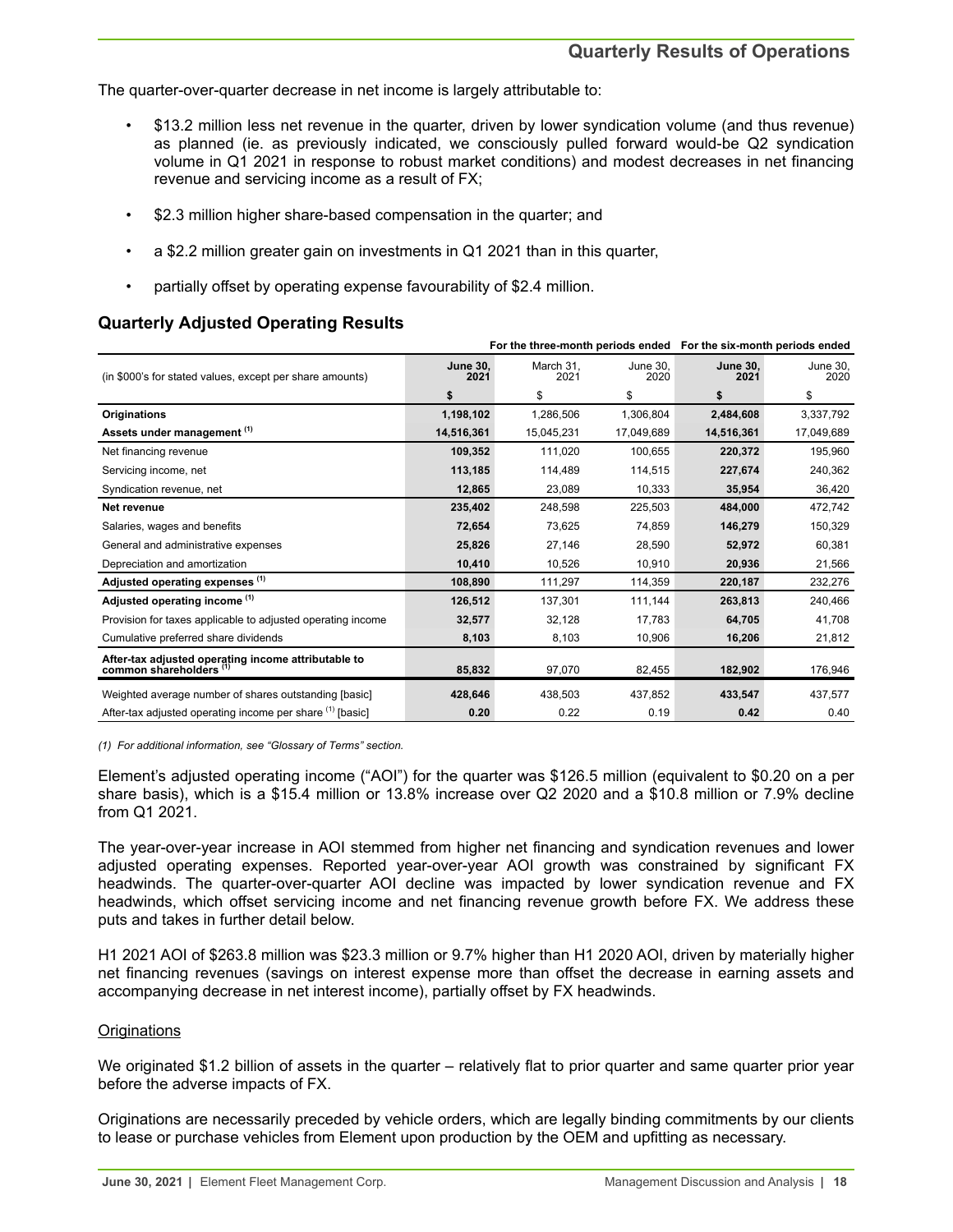The quarter-over-quarter decrease in net income is largely attributable to:

- $13.2 million less net revenue in the quarter, driven by lower syndication volume (and thus revenue) as planned (ie. as previously indicated, we consciously pulled forward would-be Q2 syndication volume in Q1 2021 in response to robust market conditions) and modest decreases in net financing revenue and servicing income as a result of FX;
- $2.3 million higher share-based compensation in the quarter; and
- a $2.2 million greater gain on investments in Q1 2021 than in this quarter,
- partially offset by operating expense favourability of $2.4 million.

## Quarterly Adjusted Operating Results

| | For the three-month periods ended | | | For the six-month periods ended | |
|---|---|---|---|---|---|
| (in $000's for stated values, except per share amounts) | **June 30, 2021** | March 31, 2021 | June 30, 2020 | **June 30, 2021** | June 30, 2020 |
| | **$** | $ | $ | **$** | $ |
| **Originations** | **1,198,102** | 1,286,506 | 1,306,804 | **2,484,608** | 3,337,792 |
| **Assets under management** (1) | **14,516,361** | 15,045,231 | 17,049,689 | **14,516,361** | 17,049,689 |
| Net financing revenue | **109,352** | 111,020 | 100,655 | **220,372** | 195,960 |
| Servicing income, net | **113,185** | 114,489 | 114,515 | **227,674** | 240,362 |
| Syndication revenue, net | **12,865** | 23,089 | 10,333 | **35,954** | 36,420 |
| **Net revenue** | **235,402** | 248,598 | 225,503 | **484,000** | 472,742 |
| Salaries, wages and benefits | **72,654** | 73,625 | 74,859 | **146,279** | 150,329 |
| General and administrative expenses | **25,826** | 27,146 | 28,590 | **52,972** | 60,381 |
| Depreciation and amortization | **10,410** | 10,526 | 10,910 | **20,936** | 21,566 |
| **Adjusted operating expenses** (1) | **108,890** | 111,297 | 114,359 | **220,187** | 232,276 |
| **Adjusted operating income** (1) | **126,512** | 137,301 | 111,144 | **263,813** | 240,466 |
| Provision for taxes applicable to adjusted operating income | **32,577** | 32,128 | 17,783 | **64,705** | 41,708 |
| Cumulative preferred share dividends | **8,103** | 8,103 | 10,906 | **16,206** | 21,812 |
| **After-tax adjusted operating income attributable to common shareholders** (1) | **85,832** | 97,070 | 82,455 | **182,902** | 176,946 |
| Weighted average number of shares outstanding [basic] | **428,646** | 438,503 | 437,852 | **433,547** | 437,577 |
| After-tax adjusted operating income per share (1) [basic] | **0.20** | 0.22 | 0.19 | **0.42** | 0.40 |

*(1) For additional information, see "Glossary of Terms" section.*

Element's adjusted operating income ("AOI") for the quarter was $126.5 million (equivalent to $0.20 on a per share basis), which is a $15.4 million or 13.8% increase over Q2 2020 and a $10.8 million or 7.9% decline from Q1 2021.

The year-over-year increase in AOI stemmed from higher net financing and syndication revenues and lower adjusted operating expenses. Reported year-over-year AOI growth was constrained by significant FX headwinds. The quarter-over-quarter AOI decline was impacted by lower syndication revenue and FX headwinds, which offset servicing income and net financing revenue growth before FX. We address these puts and takes in further detail below.

H1 2021 AOI of $263.8 million was $23.3 million or 9.7% higher than H1 2020 AOI, driven by materially higher net financing revenues (savings on interest expense more than offset the decrease in earning assets and accompanying decrease in net interest income), partially offset by FX headwinds.

Originations

We originated $1.2 billion of assets in the quarter – relatively flat to prior quarter and same quarter prior year before the adverse impacts of FX.

Originations are necessarily preceded by vehicle orders, which are legally binding commitments by our clients to lease or purchase vehicles from Element upon production by the OEM and upfitting as necessary.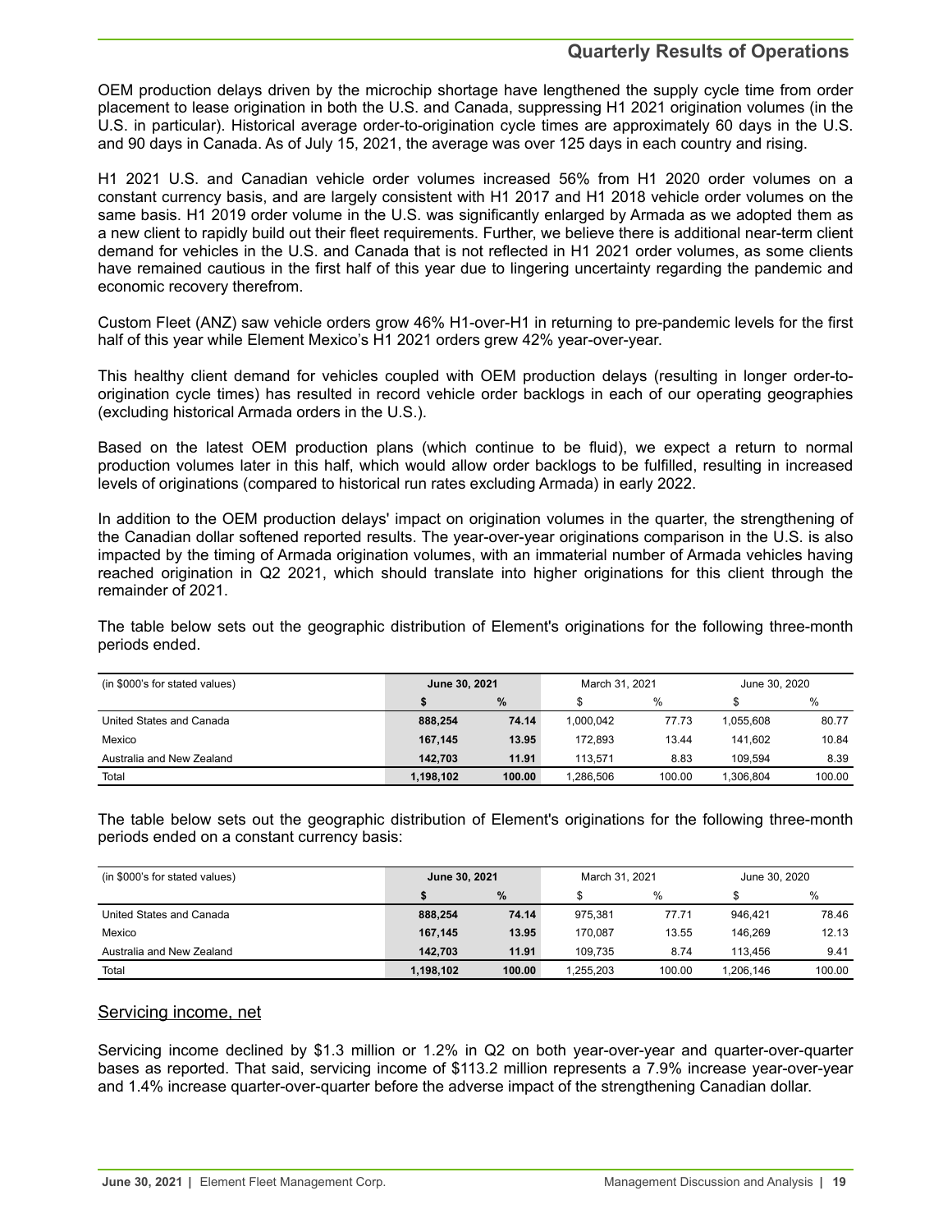## Quarterly Results of Operations

OEM production delays driven by the microchip shortage have lengthened the supply cycle time from order placement to lease origination in both the U.S. and Canada, suppressing H1 2021 origination volumes (in the U.S. in particular). Historical average order-to-origination cycle times are approximately 60 days in the U.S. and 90 days in Canada. As of July 15, 2021, the average was over 125 days in each country and rising.

H1 2021 U.S. and Canadian vehicle order volumes increased 56% from H1 2020 order volumes on a constant currency basis, and are largely consistent with H1 2017 and H1 2018 vehicle order volumes on the same basis. H1 2019 order volume in the U.S. was significantly enlarged by Armada as we adopted them as a new client to rapidly build out their fleet requirements. Further, we believe there is additional near-term client demand for vehicles in the U.S. and Canada that is not reflected in H1 2021 order volumes, as some clients have remained cautious in the first half of this year due to lingering uncertainty regarding the pandemic and economic recovery therefrom.

Custom Fleet (ANZ) saw vehicle orders grow 46% H1-over-H1 in returning to pre-pandemic levels for the first half of this year while Element Mexico's H1 2021 orders grew 42% year-over-year.

This healthy client demand for vehicles coupled with OEM production delays (resulting in longer order-to-origination cycle times) has resulted in record vehicle order backlogs in each of our operating geographies (excluding historical Armada orders in the U.S.).

Based on the latest OEM production plans (which continue to be fluid), we expect a return to normal production volumes later in this half, which would allow order backlogs to be fulfilled, resulting in increased levels of originations (compared to historical run rates excluding Armada) in early 2022.

In addition to the OEM production delays' impact on origination volumes in the quarter, the strengthening of the Canadian dollar softened reported results. The year-over-year originations comparison in the U.S. is also impacted by the timing of Armada origination volumes, with an immaterial number of Armada vehicles having reached origination in Q2 2021, which should translate into higher originations for this client through the remainder of 2021.

The table below sets out the geographic distribution of Element's originations for the following three-month periods ended.

| (in $000's for stated values) | **June 30, 2021** | | March 31, 2021 | | June 30, 2020 | |
|---|---|---|---|---|---|---|
| | **$** | **%** | $ | % | $ | % |
| United States and Canada | **888,254** | **74.14** | 1,000,042 | 77.73 | 1,055,608 | 80.77 |
| Mexico | **167,145** | **13.95** | 172,893 | 13.44 | 141,602 | 10.84 |
| Australia and New Zealand | **142,703** | **11.91** | 113,571 | 8.83 | 109,594 | 8.39 |
| Total | **1,198,102** | **100.00** | 1,286,506 | 100.00 | 1,306,804 | 100.00 |

The table below sets out the geographic distribution of Element's originations for the following three-month periods ended on a constant currency basis:

| (in $000's for stated values) | **June 30, 2021** | | March 31, 2021 | | June 30, 2020 | |
|---|---|---|---|---|---|---|
| | **$** | **%** | $ | % | $ | % |
| United States and Canada | **888,254** | **74.14** | 975,381 | 77.71 | 946,421 | 78.46 |
| Mexico | **167,145** | **13.95** | 170,087 | 13.55 | 146,269 | 12.13 |
| Australia and New Zealand | **142,703** | **11.91** | 109,735 | 8.74 | 113,456 | 9.41 |
| Total | **1,198,102** | **100.00** | 1,255,203 | 100.00 | 1,206,146 | 100.00 |

### Servicing income, net

Servicing income declined by $1.3 million or 1.2% in Q2 on both year-over-year and quarter-over-quarter bases as reported. That said, servicing income of $113.2 million represents a 7.9% increase year-over-year and 1.4% increase quarter-over-quarter before the adverse impact of the strengthening Canadian dollar.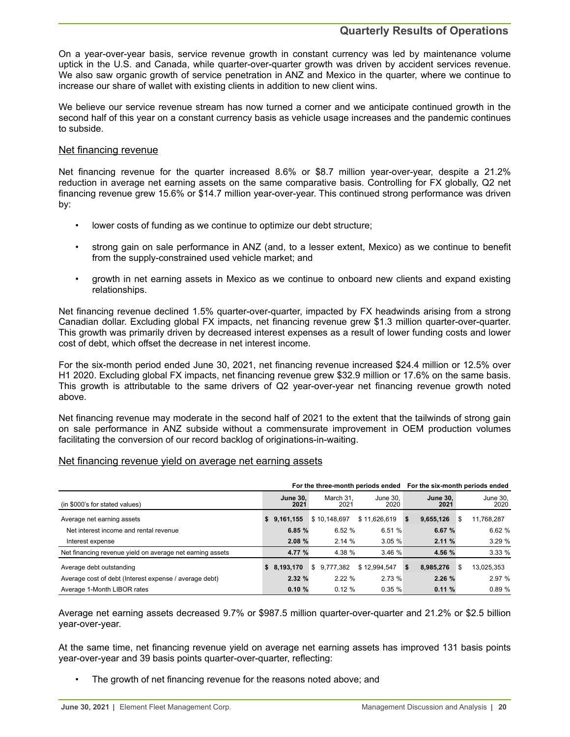On a year-over-year basis, service revenue growth in constant currency was led by maintenance volume uptick in the U.S. and Canada, while quarter-over-quarter growth was driven by accident services revenue. We also saw organic growth of service penetration in ANZ and Mexico in the quarter, where we continue to increase our share of wallet with existing clients in addition to new client wins.

We believe our service revenue stream has now turned a corner and we anticipate continued growth in the second half of this year on a constant currency basis as vehicle usage increases and the pandemic continues to subside.

## Net financing revenue

Net financing revenue for the quarter increased 8.6% or $8.7 million year-over-year, despite a 21.2% reduction in average net earning assets on the same comparative basis. Controlling for FX globally, Q2 net financing revenue grew 15.6% or $14.7 million year-over-year. This continued strong performance was driven by:

- lower costs of funding as we continue to optimize our debt structure;
- strong gain on sale performance in ANZ (and, to a lesser extent, Mexico) as we continue to benefit from the supply-constrained used vehicle market; and
- growth in net earning assets in Mexico as we continue to onboard new clients and expand existing relationships.

Net financing revenue declined 1.5% quarter-over-quarter, impacted by FX headwinds arising from a strong Canadian dollar. Excluding global FX impacts, net financing revenue grew $1.3 million quarter-over-quarter. This growth was primarily driven by decreased interest expenses as a result of lower funding costs and lower cost of debt, which offset the decrease in net interest income.

For the six-month period ended June 30, 2021, net financing revenue increased $24.4 million or 12.5% over H1 2020. Excluding global FX impacts, net financing revenue grew $32.9 million or 17.6% on the same basis. This growth is attributable to the same drivers of Q2 year-over-year net financing revenue growth noted above.

Net financing revenue may moderate in the second half of 2021 to the extent that the tailwinds of strong gain on sale performance in ANZ subside without a commensurate improvement in OEM production volumes facilitating the conversion of our record backlog of originations-in-waiting.

## Net financing revenue yield on average net earning assets

| | For the three-month periods ended | | | For the six-month periods ended | |
|---|---|---|---|---|---|
| (in $000's for stated values) | **June 30, 2021** | March 31, 2021 | June 30, 2020 | **June 30, 2021** | June 30, 2020 |
| Average net earning assets | **$ 9,161,155** | $ 10,148,697 | $ 11,626,619 | **$ 9,655,126** | $ 11,768,287 |
| Net interest income and rental revenue | **6.85 %** | 6.52 % | 6.51 % | **6.67 %** | 6.62 % |
| Interest expense | **2.08 %** | 2.14 % | 3.05 % | **2.11 %** | 3.29 % |
| Net financing revenue yield on average net earning assets | **4.77 %** | 4.38 % | 3.46 % | **4.56 %** | 3.33 % |
| Average debt outstanding | **$ 8,193,170** | $ 9,777,382 | $ 12,994,547 | **$ 8,985,276** | $ 13,025,353 |
| Average cost of debt (Interest expense / average debt) | **2.32 %** | 2.22 % | 2.73 % | **2.26 %** | 2.97 % |
| Average 1-Month LIBOR rates | **0.10 %** | 0.12 % | 0.35 % | **0.11 %** | 0.89 % |

Average net earning assets decreased 9.7% or $987.5 million quarter-over-quarter and 21.2% or $2.5 billion year-over-year.

At the same time, net financing revenue yield on average net earning assets has improved 131 basis points year-over-year and 39 basis points quarter-over-quarter, reflecting:

- The growth of net financing revenue for the reasons noted above; and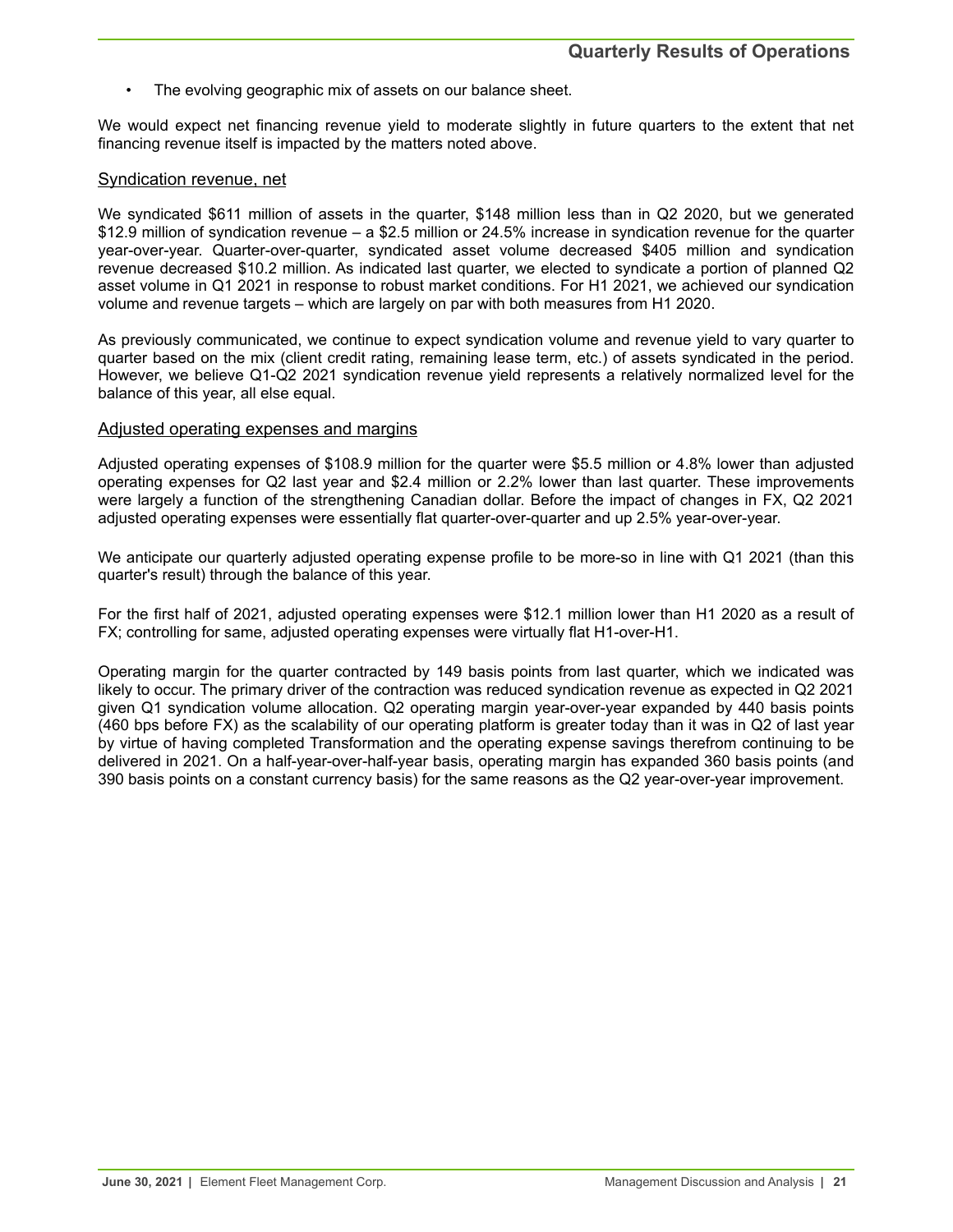- The evolving geographic mix of assets on our balance sheet.

We would expect net financing revenue yield to moderate slightly in future quarters to the extent that net financing revenue itself is impacted by the matters noted above.

### Syndication revenue, net

We syndicated $611 million of assets in the quarter, $148 million less than in Q2 2020, but we generated $12.9 million of syndication revenue – a $2.5 million or 24.5% increase in syndication revenue for the quarter year-over-year. Quarter-over-quarter, syndicated asset volume decreased $405 million and syndication revenue decreased $10.2 million. As indicated last quarter, we elected to syndicate a portion of planned Q2 asset volume in Q1 2021 in response to robust market conditions. For H1 2021, we achieved our syndication volume and revenue targets – which are largely on par with both measures from H1 2020.

As previously communicated, we continue to expect syndication volume and revenue yield to vary quarter to quarter based on the mix (client credit rating, remaining lease term, etc.) of assets syndicated in the period. However, we believe Q1-Q2 2021 syndication revenue yield represents a relatively normalized level for the balance of this year, all else equal.

### Adjusted operating expenses and margins

Adjusted operating expenses of $108.9 million for the quarter were $5.5 million or 4.8% lower than adjusted operating expenses for Q2 last year and $2.4 million or 2.2% lower than last quarter. These improvements were largely a function of the strengthening Canadian dollar. Before the impact of changes in FX, Q2 2021 adjusted operating expenses were essentially flat quarter-over-quarter and up 2.5% year-over-year.

We anticipate our quarterly adjusted operating expense profile to be more-so in line with Q1 2021 (than this quarter's result) through the balance of this year.

For the first half of 2021, adjusted operating expenses were $12.1 million lower than H1 2020 as a result of FX; controlling for same, adjusted operating expenses were virtually flat H1-over-H1.

Operating margin for the quarter contracted by 149 basis points from last quarter, which we indicated was likely to occur. The primary driver of the contraction was reduced syndication revenue as expected in Q2 2021 given Q1 syndication volume allocation. Q2 operating margin year-over-year expanded by 440 basis points (460 bps before FX) as the scalability of our operating platform is greater today than it was in Q2 of last year by virtue of having completed Transformation and the operating expense savings therefrom continuing to be delivered in 2021. On a half-year-over-half-year basis, operating margin has expanded 360 basis points (and 390 basis points on a constant currency basis) for the same reasons as the Q2 year-over-year improvement.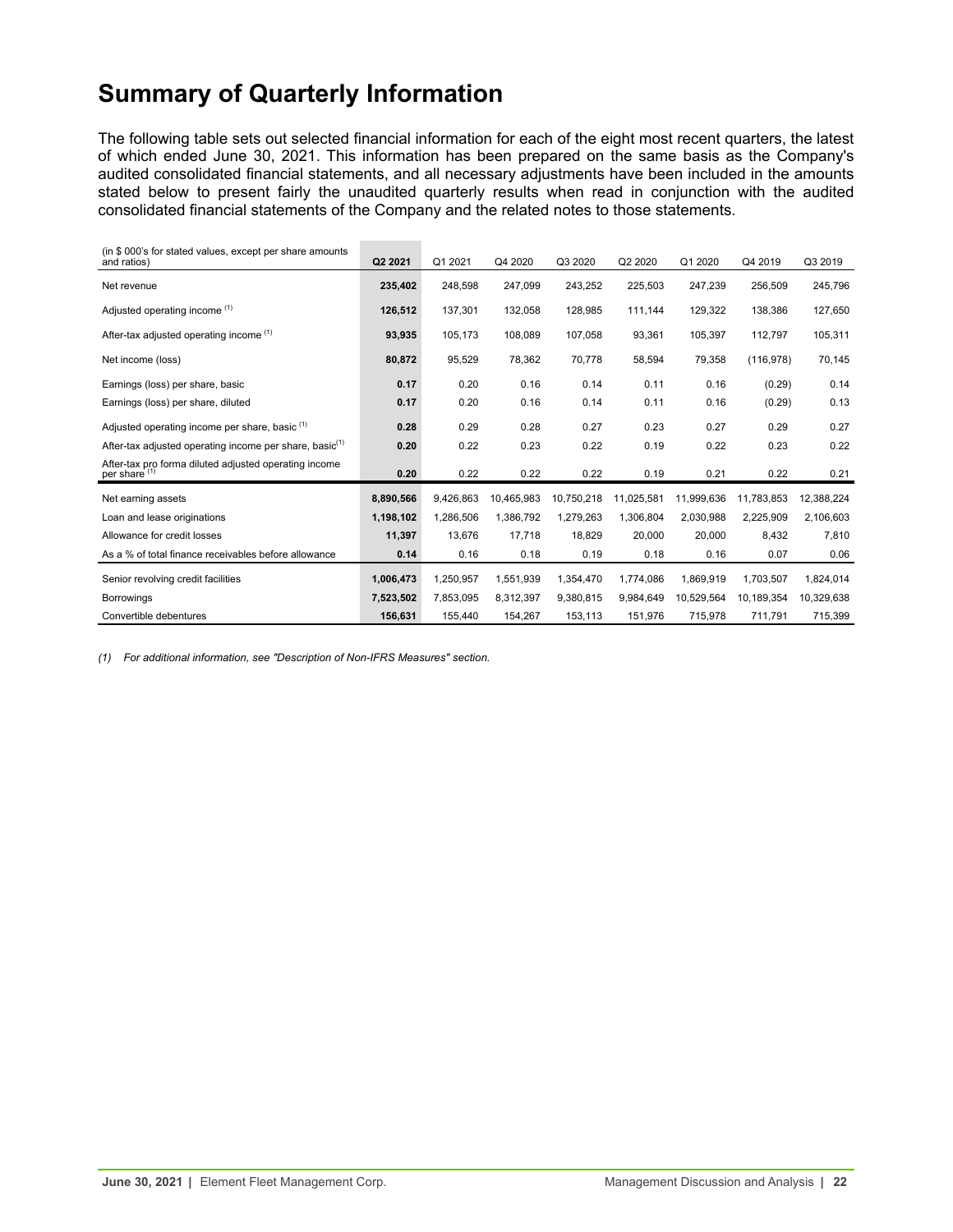# Summary of Quarterly Information

The following table sets out selected financial information for each of the eight most recent quarters, the latest of which ended June 30, 2021. This information has been prepared on the same basis as the Company's audited consolidated financial statements, and all necessary adjustments have been included in the amounts stated below to present fairly the unaudited quarterly results when read in conjunction with the audited consolidated financial statements of the Company and the related notes to those statements.

| (in $ 000's for stated values, except per share amounts and ratios) | **Q2 2021** | Q1 2021 | Q4 2020 | Q3 2020 | Q2 2020 | Q1 2020 | Q4 2019 | Q3 2019 |
|---|---|---|---|---|---|---|---|---|
| Net revenue | **235,402** | 248,598 | 247,099 | 243,252 | 225,503 | 247,239 | 256,509 | 245,796 |
| Adjusted operating income (1) | **126,512** | 137,301 | 132,058 | 128,985 | 111,144 | 129,322 | 138,386 | 127,650 |
| After-tax adjusted operating income (1) | **93,935** | 105,173 | 108,089 | 107,058 | 93,361 | 105,397 | 112,797 | 105,311 |
| Net income (loss) | **80,872** | 95,529 | 78,362 | 70,778 | 58,594 | 79,358 | (116,978) | 70,145 |
| Earnings (loss) per share, basic | **0.17** | 0.20 | 0.16 | 0.14 | 0.11 | 0.16 | (0.29) | 0.14 |
| Earnings (loss) per share, diluted | **0.17** | 0.20 | 0.16 | 0.14 | 0.11 | 0.16 | (0.29) | 0.13 |
| Adjusted operating income per share, basic (1) | **0.28** | 0.29 | 0.28 | 0.27 | 0.23 | 0.27 | 0.29 | 0.27 |
| After-tax adjusted operating income per share, basic(1) | **0.20** | 0.22 | 0.23 | 0.22 | 0.19 | 0.22 | 0.23 | 0.22 |
| After-tax pro forma diluted adjusted operating income per share (1) | **0.20** | 0.22 | 0.22 | 0.22 | 0.19 | 0.21 | 0.22 | 0.21 |
| Net earning assets | **8,890,566** | 9,426,863 | 10,465,983 | 10,750,218 | 11,025,581 | 11,999,636 | 11,783,853 | 12,388,224 |
| Loan and lease originations | **1,198,102** | 1,286,506 | 1,386,792 | 1,279,263 | 1,306,804 | 2,030,988 | 2,225,909 | 2,106,603 |
| Allowance for credit losses | **11,397** | 13,676 | 17,718 | 18,829 | 20,000 | 20,000 | 8,432 | 7,810 |
| As a % of total finance receivables before allowance | **0.14** | 0.16 | 0.18 | 0.19 | 0.18 | 0.16 | 0.07 | 0.06 |
| Senior revolving credit facilities | **1,006,473** | 1,250,957 | 1,551,939 | 1,354,470 | 1,774,086 | 1,869,919 | 1,703,507 | 1,824,014 |
| Borrowings | **7,523,502** | 7,853,095 | 8,312,397 | 9,380,815 | 9,984,649 | 10,529,564 | 10,189,354 | 10,329,638 |
| Convertible debentures | **156,631** | 155,440 | 154,267 | 153,113 | 151,976 | 715,978 | 711,791 | 715,399 |

*(1) For additional information, see "Description of Non-IFRS Measures" section.*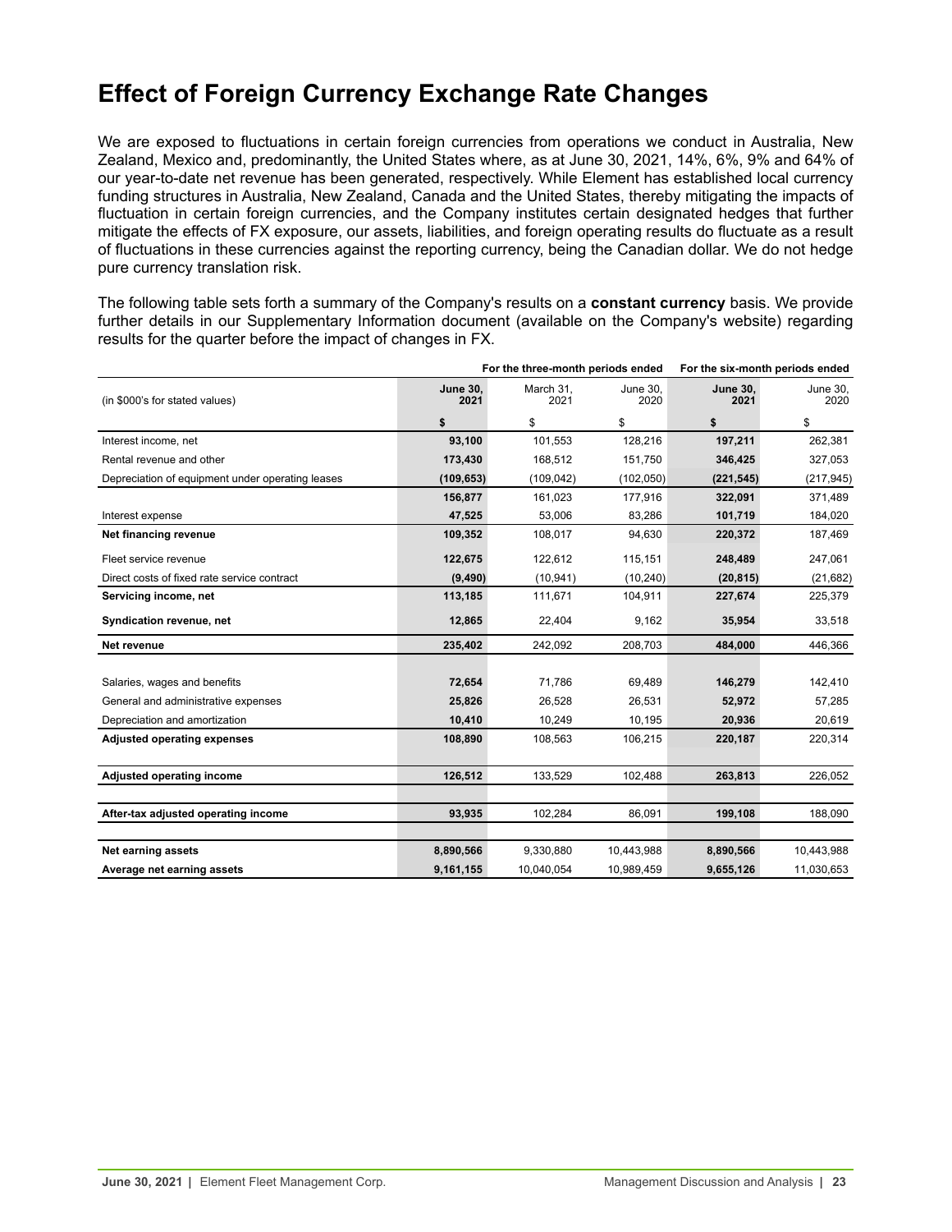# Effect of Foreign Currency Exchange Rate Changes

We are exposed to fluctuations in certain foreign currencies from operations we conduct in Australia, New Zealand, Mexico and, predominantly, the United States where, as at June 30, 2021, 14%, 6%, 9% and 64% of our year-to-date net revenue has been generated, respectively. While Element has established local currency funding structures in Australia, New Zealand, Canada and the United States, thereby mitigating the impacts of fluctuation in certain foreign currencies, and the Company institutes certain designated hedges that further mitigate the effects of FX exposure, our assets, liabilities, and foreign operating results do fluctuate as a result of fluctuations in these currencies against the reporting currency, being the Canadian dollar. We do not hedge pure currency translation risk.

The following table sets forth a summary of the Company's results on a **constant currency** basis. We provide further details in our Supplementary Information document (available on the Company's website) regarding results for the quarter before the impact of changes in FX.

| | For the three-month periods ended | | | For the six-month periods ended | |
|---|---|---|---|---|---|
| (in $000's for stated values) | **June 30, 2021** | March 31, 2021 | June 30, 2020 | **June 30, 2021** | June 30, 2020 |
| | **$** | $ | $ | **$** | $ |
| Interest income, net | **93,100** | 101,553 | 128,216 | **197,211** | 262,381 |
| Rental revenue and other | **173,430** | 168,512 | 151,750 | **346,425** | 327,053 |
| Depreciation of equipment under operating leases | **(109,653)** | (109,042) | (102,050) | **(221,545)** | (217,945) |
| | **156,877** | 161,023 | 177,916 | **322,091** | 371,489 |
| Interest expense | **47,525** | 53,006 | 83,286 | **101,719** | 184,020 |
| **Net financing revenue** | **109,352** | 108,017 | 94,630 | **220,372** | 187,469 |
| Fleet service revenue | **122,675** | 122,612 | 115,151 | **248,489** | 247,061 |
| Direct costs of fixed rate service contract | **(9,490)** | (10,941) | (10,240) | **(20,815)** | (21,682) |
| **Servicing income, net** | **113,185** | 111,671 | 104,911 | **227,674** | 225,379 |
| **Syndication revenue, net** | **12,865** | 22,404 | 9,162 | **35,954** | 33,518 |
| **Net revenue** | **235,402** | 242,092 | 208,703 | **484,000** | 446,366 |
| Salaries, wages and benefits | **72,654** | 71,786 | 69,489 | **146,279** | 142,410 |
| General and administrative expenses | **25,826** | 26,528 | 26,531 | **52,972** | 57,285 |
| Depreciation and amortization | **10,410** | 10,249 | 10,195 | **20,936** | 20,619 |
| **Adjusted operating expenses** | **108,890** | 108,563 | 106,215 | **220,187** | 220,314 |
| **Adjusted operating income** | **126,512** | 133,529 | 102,488 | **263,813** | 226,052 |
| **After-tax adjusted operating income** | **93,935** | 102,284 | 86,091 | **199,108** | 188,090 |
| **Net earning assets** | **8,890,566** | 9,330,880 | 10,443,988 | **8,890,566** | 10,443,988 |
| **Average net earning assets** | **9,161,155** | 10,040,054 | 10,989,459 | **9,655,126** | 11,030,653 |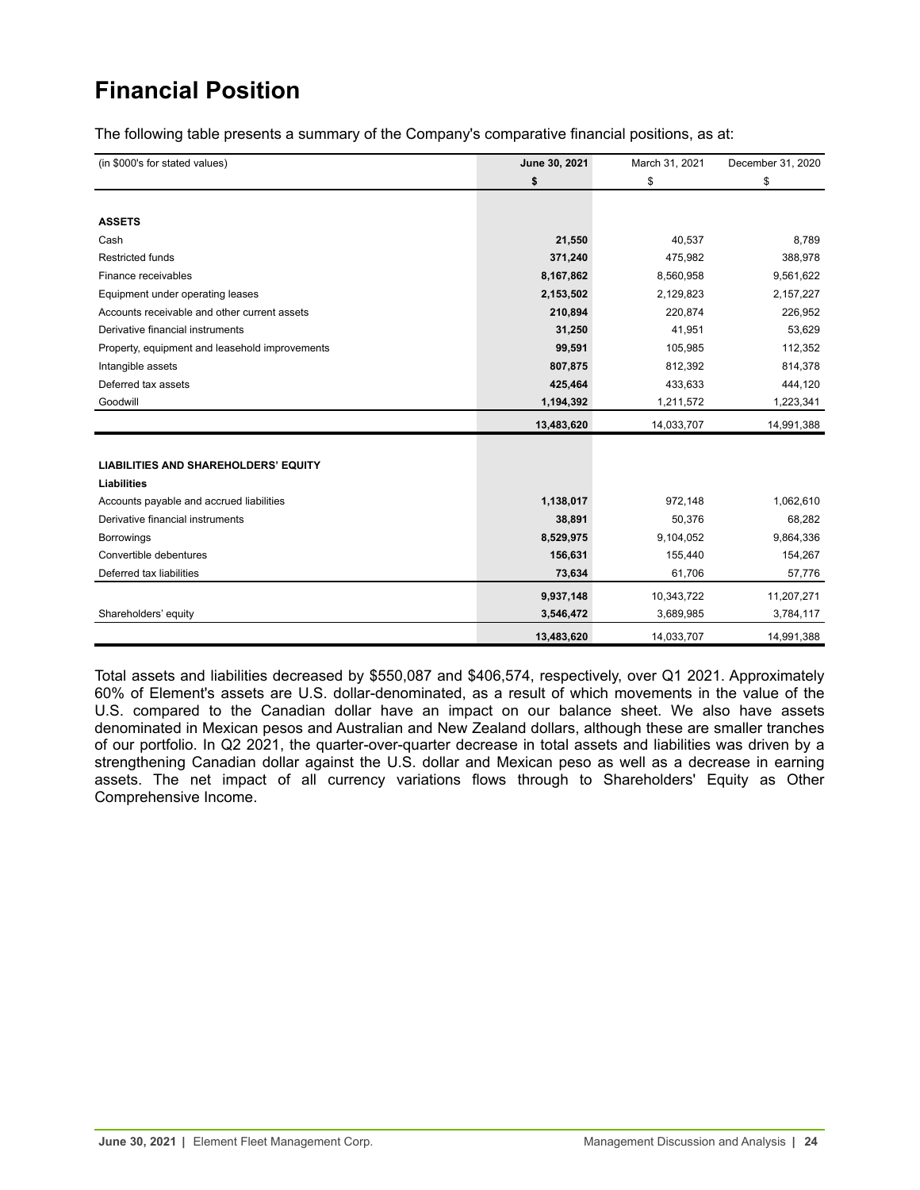# Financial Position

The following table presents a summary of the Company's comparative financial positions, as at:

| (in $000's for stated values) | June 30, 2021 | March 31, 2021 | December 31, 2020 |
|---|---|---|---|
| | **$** | $ | $ |
| **ASSETS** | | | |
| Cash | **21,550** | 40,537 | 8,789 |
| Restricted funds | **371,240** | 475,982 | 388,978 |
| Finance receivables | **8,167,862** | 8,560,958 | 9,561,622 |
| Equipment under operating leases | **2,153,502** | 2,129,823 | 2,157,227 |
| Accounts receivable and other current assets | **210,894** | 220,874 | 226,952 |
| Derivative financial instruments | **31,250** | 41,951 | 53,629 |
| Property, equipment and leasehold improvements | **99,591** | 105,985 | 112,352 |
| Intangible assets | **807,875** | 812,392 | 814,378 |
| Deferred tax assets | **425,464** | 433,633 | 444,120 |
| Goodwill | **1,194,392** | 1,211,572 | 1,223,341 |
| | **13,483,620** | 14,033,707 | 14,991,388 |
| **LIABILITIES AND SHAREHOLDERS' EQUITY** | | | |
| **Liabilities** | | | |
| Accounts payable and accrued liabilities | **1,138,017** | 972,148 | 1,062,610 |
| Derivative financial instruments | **38,891** | 50,376 | 68,282 |
| Borrowings | **8,529,975** | 9,104,052 | 9,864,336 |
| Convertible debentures | **156,631** | 155,440 | 154,267 |
| Deferred tax liabilities | **73,634** | 61,706 | 57,776 |
| | **9,937,148** | 10,343,722 | 11,207,271 |
| Shareholders' equity | **3,546,472** | 3,689,985 | 3,784,117 |
| | **13,483,620** | 14,033,707 | 14,991,388 |

Total assets and liabilities decreased by $550,087 and $406,574, respectively, over Q1 2021. Approximately 60% of Element's assets are U.S. dollar-denominated, as a result of which movements in the value of the U.S. compared to the Canadian dollar have an impact on our balance sheet. We also have assets denominated in Mexican pesos and Australian and New Zealand dollars, although these are smaller tranches of our portfolio. In Q2 2021, the quarter-over-quarter decrease in total assets and liabilities was driven by a strengthening Canadian dollar against the U.S. dollar and Mexican peso as well as a decrease in earning assets. The net impact of all currency variations flows through to Shareholders' Equity as Other Comprehensive Income.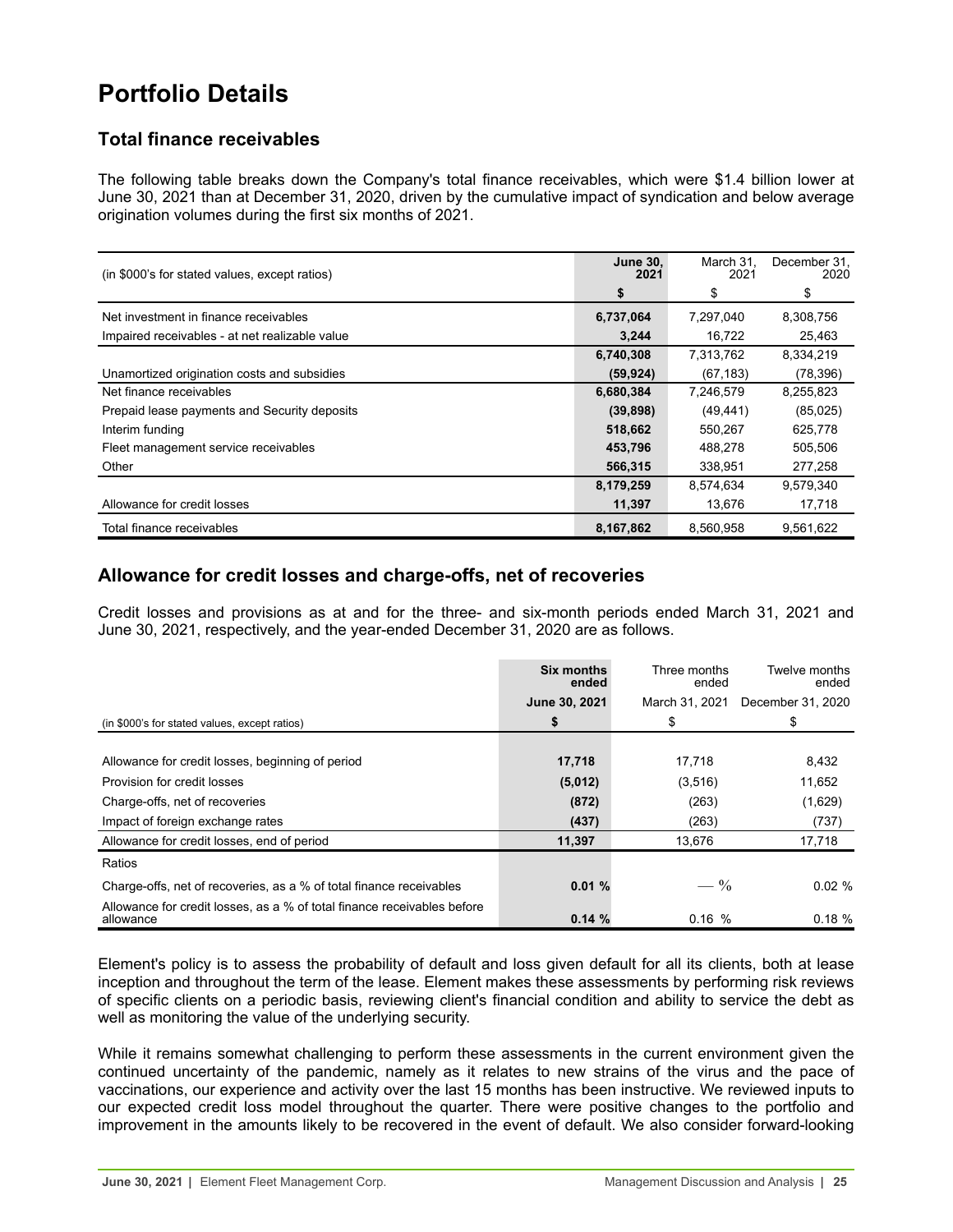# Portfolio Details

## Total finance receivables

The following table breaks down the Company's total finance receivables, which were $1.4 billion lower at June 30, 2021 than at December 31, 2020, driven by the cumulative impact of syndication and below average origination volumes during the first six months of 2021.

| (in $000's for stated values, except ratios) | **June 30, 2021** | March 31, 2021 | December 31, 2020 |
|---|---|---|---|
| | **$** | $ | $ |
| Net investment in finance receivables | **6,737,064** | 7,297,040 | 8,308,756 |
| Impaired receivables - at net realizable value | **3,244** | 16,722 | 25,463 |
| | **6,740,308** | 7,313,762 | 8,334,219 |
| Unamortized origination costs and subsidies | **(59,924)** | (67,183) | (78,396) |
| Net finance receivables | **6,680,384** | 7,246,579 | 8,255,823 |
| Prepaid lease payments and Security deposits | **(39,898)** | (49,441) | (85,025) |
| Interim funding | **518,662** | 550,267 | 625,778 |
| Fleet management service receivables | **453,796** | 488,278 | 505,506 |
| Other | **566,315** | 338,951 | 277,258 |
| | **8,179,259** | 8,574,634 | 9,579,340 |
| Allowance for credit losses | **11,397** | 13,676 | 17,718 |
| Total finance receivables | **8,167,862** | 8,560,958 | 9,561,622 |

## Allowance for credit losses and charge-offs, net of recoveries

Credit losses and provisions as at and for the three- and six-month periods ended March 31, 2021 and June 30, 2021, respectively, and the year-ended December 31, 2020 are as follows.

| | **Six months ended** | Three months ended | Twelve months ended |
|---|---|---|---|
| | **June 30, 2021** | March 31, 2021 | December 31, 2020 |
| (in $000's for stated values, except ratios) | **$** | $ | $ |
| Allowance for credit losses, beginning of period | **17,718** | 17,718 | 8,432 |
| Provision for credit losses | **(5,012)** | (3,516) | 11,652 |
| Charge-offs, net of recoveries | **(872)** | (263) | (1,629) |
| Impact of foreign exchange rates | **(437)** | (263) | (737) |
| Allowance for credit losses, end of period | **11,397** | 13,676 | 17,718 |
| Ratios | | | |
| Charge-offs, net of recoveries, as a % of total finance receivables | **0.01 %** | — % | 0.02 % |
| Allowance for credit losses, as a % of total finance receivables before allowance | **0.14 %** | 0.16 % | 0.18 % |

Element's policy is to assess the probability of default and loss given default for all its clients, both at lease inception and throughout the term of the lease. Element makes these assessments by performing risk reviews of specific clients on a periodic basis, reviewing client's financial condition and ability to service the debt as well as monitoring the value of the underlying security.

While it remains somewhat challenging to perform these assessments in the current environment given the continued uncertainty of the pandemic, namely as it relates to new strains of the virus and the pace of vaccinations, our experience and activity over the last 15 months has been instructive. We reviewed inputs to our expected credit loss model throughout the quarter. There were positive changes to the portfolio and improvement in the amounts likely to be recovered in the event of default. We also consider forward-looking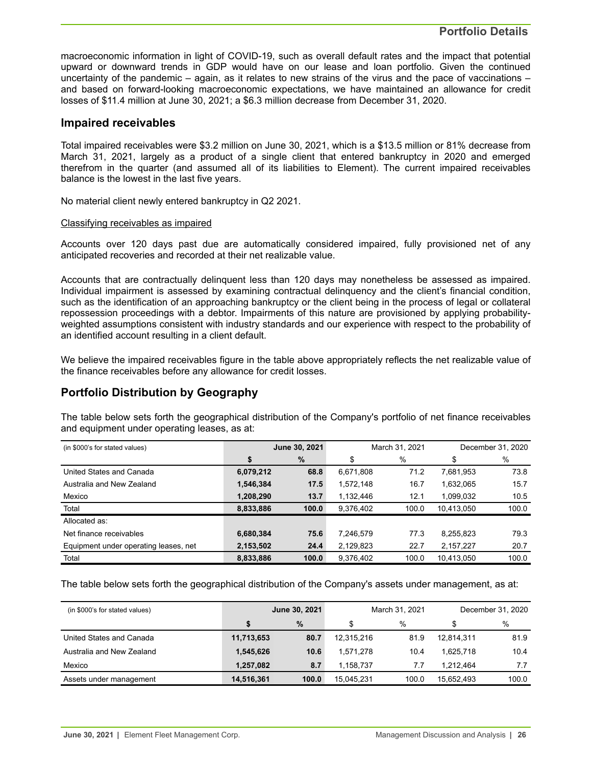macroeconomic information in light of COVID-19, such as overall default rates and the impact that potential upward or downward trends in GDP would have on our lease and loan portfolio. Given the continued uncertainty of the pandemic – again, as it relates to new strains of the virus and the pace of vaccinations – and based on forward-looking macroeconomic expectations, we have maintained an allowance for credit losses of $11.4 million at June 30, 2021; a $6.3 million decrease from December 31, 2020.

## Impaired receivables

Total impaired receivables were $3.2 million on June 30, 2021, which is a $13.5 million or 81% decrease from March 31, 2021, largely as a product of a single client that entered bankruptcy in 2020 and emerged therefrom in the quarter (and assumed all of its liabilities to Element). The current impaired receivables balance is the lowest in the last five years.

No material client newly entered bankruptcy in Q2 2021.

Classifying receivables as impaired

Accounts over 120 days past due are automatically considered impaired, fully provisioned net of any anticipated recoveries and recorded at their net realizable value.

Accounts that are contractually delinquent less than 120 days may nonetheless be assessed as impaired. Individual impairment is assessed by examining contractual delinquency and the client's financial condition, such as the identification of an approaching bankruptcy or the client being in the process of legal or collateral repossession proceedings with a debtor. Impairments of this nature are provisioned by applying probability-weighted assumptions consistent with industry standards and our experience with respect to the probability of an identified account resulting in a client default.

We believe the impaired receivables figure in the table above appropriately reflects the net realizable value of the finance receivables before any allowance for credit losses.

## Portfolio Distribution by Geography

The table below sets forth the geographical distribution of the Company's portfolio of net finance receivables and equipment under operating leases, as at:

| (in $000's for stated values) | June 30, 2021 | | March 31, 2021 | | December 31, 2020 | |
|---|---|---|---|---|---|---|
| | **$** | **%** | $ | % | $ | % |
| United States and Canada | **6,079,212** | **68.8** | 6,671,808 | 71.2 | 7,681,953 | 73.8 |
| Australia and New Zealand | **1,546,384** | **17.5** | 1,572,148 | 16.7 | 1,632,065 | 15.7 |
| Mexico | **1,208,290** | **13.7** | 1,132,446 | 12.1 | 1,099,032 | 10.5 |
| Total | **8,833,886** | **100.0** | 9,376,402 | 100.0 | 10,413,050 | 100.0 |
| Allocated as: | | | | | | |
| Net finance receivables | **6,680,384** | **75.6** | 7,246,579 | 77.3 | 8,255,823 | 79.3 |
| Equipment under operating leases, net | **2,153,502** | **24.4** | 2,129,823 | 22.7 | 2,157,227 | 20.7 |
| Total | **8,833,886** | **100.0** | 9,376,402 | 100.0 | 10,413,050 | 100.0 |

The table below sets forth the geographical distribution of the Company's assets under management, as at:

| (in $000's for stated values) | June 30, 2021 | | March 31, 2021 | | December 31, 2020 | |
|---|---|---|---|---|---|---|
| | **$** | **%** | $ | % | $ | % |
| United States and Canada | **11,713,653** | **80.7** | 12,315,216 | 81.9 | 12,814,311 | 81.9 |
| Australia and New Zealand | **1,545,626** | **10.6** | 1,571,278 | 10.4 | 1,625,718 | 10.4 |
| Mexico | **1,257,082** | **8.7** | 1,158,737 | 7.7 | 1,212,464 | 7.7 |
| Assets under management | **14,516,361** | **100.0** | 15,045,231 | 100.0 | 15,652,493 | 100.0 |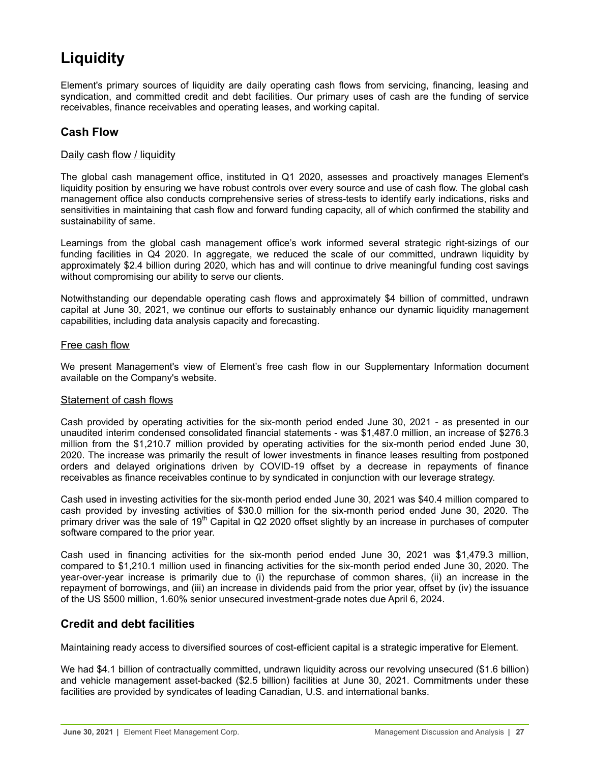# Liquidity

Element's primary sources of liquidity are daily operating cash flows from servicing, financing, leasing and syndication, and committed credit and debt facilities. Our primary uses of cash are the funding of service receivables, finance receivables and operating leases, and working capital.

## Cash Flow

### Daily cash flow / liquidity

The global cash management office, instituted in Q1 2020, assesses and proactively manages Element's liquidity position by ensuring we have robust controls over every source and use of cash flow. The global cash management office also conducts comprehensive series of stress-tests to identify early indications, risks and sensitivities in maintaining that cash flow and forward funding capacity, all of which confirmed the stability and sustainability of same.

Learnings from the global cash management office's work informed several strategic right-sizings of our funding facilities in Q4 2020. In aggregate, we reduced the scale of our committed, undrawn liquidity by approximately $2.4 billion during 2020, which has and will continue to drive meaningful funding cost savings without compromising our ability to serve our clients.

Notwithstanding our dependable operating cash flows and approximately $4 billion of committed, undrawn capital at June 30, 2021, we continue our efforts to sustainably enhance our dynamic liquidity management capabilities, including data analysis capacity and forecasting.

### Free cash flow

We present Management's view of Element's free cash flow in our Supplementary Information document available on the Company's website.

### Statement of cash flows

Cash provided by operating activities for the six-month period ended June 30, 2021 - as presented in our unaudited interim condensed consolidated financial statements - was $1,487.0 million, an increase of $276.3 million from the $1,210.7 million provided by operating activities for the six-month period ended June 30, 2020. The increase was primarily the result of lower investments in finance leases resulting from postponed orders and delayed originations driven by COVID-19 offset by a decrease in repayments of finance receivables as finance receivables continue to by syndicated in conjunction with our leverage strategy.

Cash used in investing activities for the six-month period ended June 30, 2021 was $40.4 million compared to cash provided by investing activities of $30.0 million for the six-month period ended June 30, 2020. The primary driver was the sale of 19th Capital in Q2 2020 offset slightly by an increase in purchases of computer software compared to the prior year.

Cash used in financing activities for the six-month period ended June 30, 2021 was $1,479.3 million, compared to $1,210.1 million used in financing activities for the six-month period ended June 30, 2020. The year-over-year increase is primarily due to (i) the repurchase of common shares, (ii) an increase in the repayment of borrowings, and (iii) an increase in dividends paid from the prior year, offset by (iv) the issuance of the US $500 million, 1.60% senior unsecured investment-grade notes due April 6, 2024.

## Credit and debt facilities

Maintaining ready access to diversified sources of cost-efficient capital is a strategic imperative for Element.

We had $4.1 billion of contractually committed, undrawn liquidity across our revolving unsecured ($1.6 billion) and vehicle management asset-backed ($2.5 billion) facilities at June 30, 2021. Commitments under these facilities are provided by syndicates of leading Canadian, U.S. and international banks.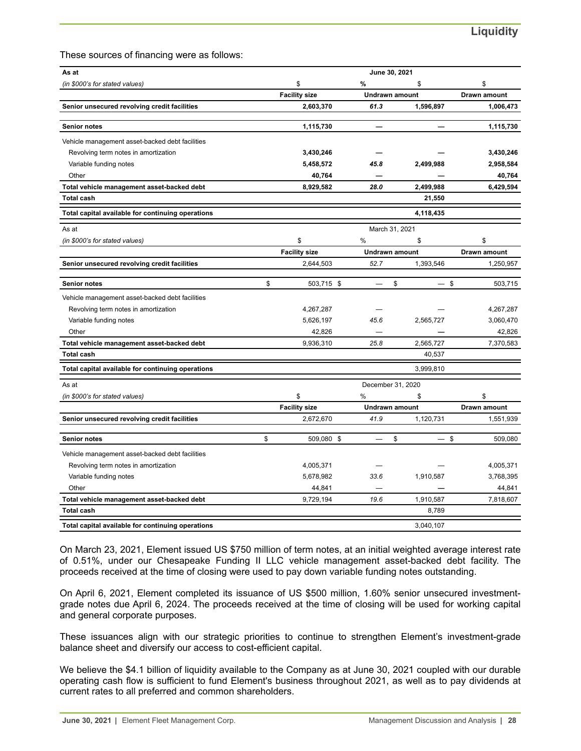These sources of financing were as follows:

| **As at** | **June 30, 2021** | | | |
|---|---|---|---|---|
| *(in $000's for stated values)* | $ | % | $ | $ |
| | **Facility size** | **Undrawn amount** | | **Drawn amount** |
| **Senior unsecured revolving credit facilities** | **2,603,370** | ***61.3*** | **1,596,897** | **1,006,473** |
| **Senior notes** | **1,115,730** | **—** | **—** | **1,115,730** |
| Vehicle management asset-backed debt facilities | | | | |
| Revolving term notes in amortization | **3,430,246** | **—** | **—** | **3,430,246** |
| Variable funding notes | **5,458,572** | ***45.8*** | **2,499,988** | **2,958,584** |
| Other | **40,764** | **—** | **—** | **40,764** |
| **Total vehicle management asset-backed debt** | **8,929,582** | ***28.0*** | **2,499,988** | **6,429,594** |
| **Total cash** | | | **21,550** | |
| **Total capital available for continuing operations** | | | **4,118,435** | |

| As at | March 31, 2021 | | | |
|---|---|---|---|---|
| *(in $000's for stated values)* | $ | % | $ | $ |
| | **Facility size** | **Undrawn amount** | | **Drawn amount** |
| **Senior unsecured revolving credit facilities** | 2,644,503 | *52.7* | 1,393,546 | 1,250,957 |
| **Senior notes** | $ 503,715 | $ — | $ — | $ 503,715 |
| Vehicle management asset-backed debt facilities | | | | |
| Revolving term notes in amortization | 4,267,287 | — | — | 4,267,287 |
| Variable funding notes | 5,626,197 | *45.6* | 2,565,727 | 3,060,470 |
| Other | 42,826 | — | — | 42,826 |
| **Total vehicle management asset-backed debt** | 9,936,310 | *25.8* | 2,565,727 | 7,370,583 |
| **Total cash** | | | 40,537 | |
| **Total capital available for continuing operations** | | | 3,999,810 | |

| As at | December 31, 2020 | | | |
|---|---|---|---|---|
| *(in $000's for stated values)* | $ | % | $ | $ |
| | **Facility size** | **Undrawn amount** | | **Drawn amount** |
| **Senior unsecured revolving credit facilities** | 2,672,670 | *41.9* | 1,120,731 | 1,551,939 |
| **Senior notes** | $ 509,080 | $ — | $ — | $ 509,080 |
| Vehicle management asset-backed debt facilities | | | | |
| Revolving term notes in amortization | 4,005,371 | — | — | 4,005,371 |
| Variable funding notes | 5,678,982 | *33.6* | 1,910,587 | 3,768,395 |
| Other | 44,841 | — | — | 44,841 |
| **Total vehicle management asset-backed debt** | 9,729,194 | *19.6* | 1,910,587 | 7,818,607 |
| **Total cash** | | | 8,789 | |
| **Total capital available for continuing operations** | | | 3,040,107 | |

On March 23, 2021, Element issued US $750 million of term notes, at an initial weighted average interest rate of 0.51%, under our Chesapeake Funding II LLC vehicle management asset-backed debt facility. The proceeds received at the time of closing were used to pay down variable funding notes outstanding.

On April 6, 2021, Element completed its issuance of US $500 million, 1.60% senior unsecured investment-grade notes due April 6, 2024. The proceeds received at the time of closing will be used for working capital and general corporate purposes.

These issuances align with our strategic priorities to continue to strengthen Element's investment-grade balance sheet and diversify our access to cost-efficient capital.

We believe the $4.1 billion of liquidity available to the Company as at June 30, 2021 coupled with our durable operating cash flow is sufficient to fund Element's business throughout 2021, as well as to pay dividends at current rates to all preferred and common shareholders.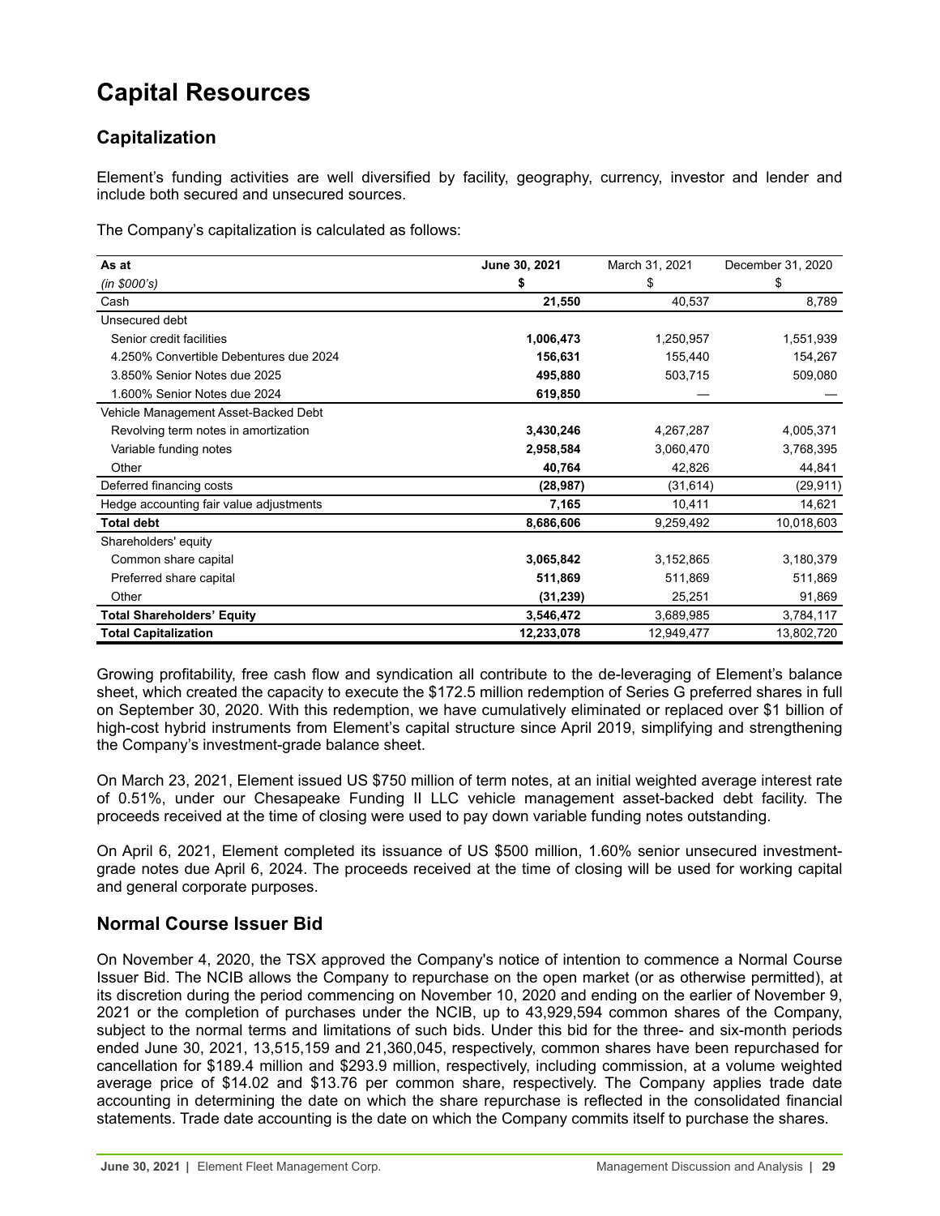# Capital Resources

## Capitalization

Element's funding activities are well diversified by facility, geography, currency, investor and lender and include both secured and unsecured sources.

The Company's capitalization is calculated as follows:

| As at | June 30, 2021 | March 31, 2021 | December 31, 2020 |
|---|---|---|---|
| *(in $000's)* | **$** | $ | $ |
| Cash | **21,550** | 40,537 | 8,789 |
| Unsecured debt | | | |
| Senior credit facilities | **1,006,473** | 1,250,957 | 1,551,939 |
| 4.250% Convertible Debentures due 2024 | **156,631** | 155,440 | 154,267 |
| 3.850% Senior Notes due 2025 | **495,880** | 503,715 | 509,080 |
| 1.600% Senior Notes due 2024 | **619,850** | — | — |
| Vehicle Management Asset-Backed Debt | | | |
| Revolving term notes in amortization | **3,430,246** | 4,267,287 | 4,005,371 |
| Variable funding notes | **2,958,584** | 3,060,470 | 3,768,395 |
| Other | **40,764** | 42,826 | 44,841 |
| Deferred financing costs | **(28,987)** | (31,614) | (29,911) |
| Hedge accounting fair value adjustments | **7,165** | 10,411 | 14,621 |
| **Total debt** | **8,686,606** | 9,259,492 | 10,018,603 |
| Shareholders' equity | | | |
| Common share capital | **3,065,842** | 3,152,865 | 3,180,379 |
| Preferred share capital | **511,869** | 511,869 | 511,869 |
| Other | **(31,239)** | 25,251 | 91,869 |
| **Total Shareholders' Equity** | **3,546,472** | 3,689,985 | 3,784,117 |
| **Total Capitalization** | **12,233,078** | 12,949,477 | 13,802,720 |

Growing profitability, free cash flow and syndication all contribute to the de-leveraging of Element's balance sheet, which created the capacity to execute the $172.5 million redemption of Series G preferred shares in full on September 30, 2020. With this redemption, we have cumulatively eliminated or replaced over $1 billion of high-cost hybrid instruments from Element's capital structure since April 2019, simplifying and strengthening the Company's investment-grade balance sheet.

On March 23, 2021, Element issued US $750 million of term notes, at an initial weighted average interest rate of 0.51%, under our Chesapeake Funding II LLC vehicle management asset-backed debt facility. The proceeds received at the time of closing were used to pay down variable funding notes outstanding.

On April 6, 2021, Element completed its issuance of US $500 million, 1.60% senior unsecured investment-grade notes due April 6, 2024. The proceeds received at the time of closing will be used for working capital and general corporate purposes.

## Normal Course Issuer Bid

On November 4, 2020, the TSX approved the Company's notice of intention to commence a Normal Course Issuer Bid. The NCIB allows the Company to repurchase on the open market (or as otherwise permitted), at its discretion during the period commencing on November 10, 2020 and ending on the earlier of November 9, 2021 or the completion of purchases under the NCIB, up to 43,929,594 common shares of the Company, subject to the normal terms and limitations of such bids. Under this bid for the three- and six-month periods ended June 30, 2021, 13,515,159 and 21,360,045, respectively, common shares have been repurchased for cancellation for $189.4 million and $293.9 million, respectively, including commission, at a volume weighted average price of $14.02 and $13.76 per common share, respectively. The Company applies trade date accounting in determining the date on which the share repurchase is reflected in the consolidated financial statements. Trade date accounting is the date on which the Company commits itself to purchase the shares.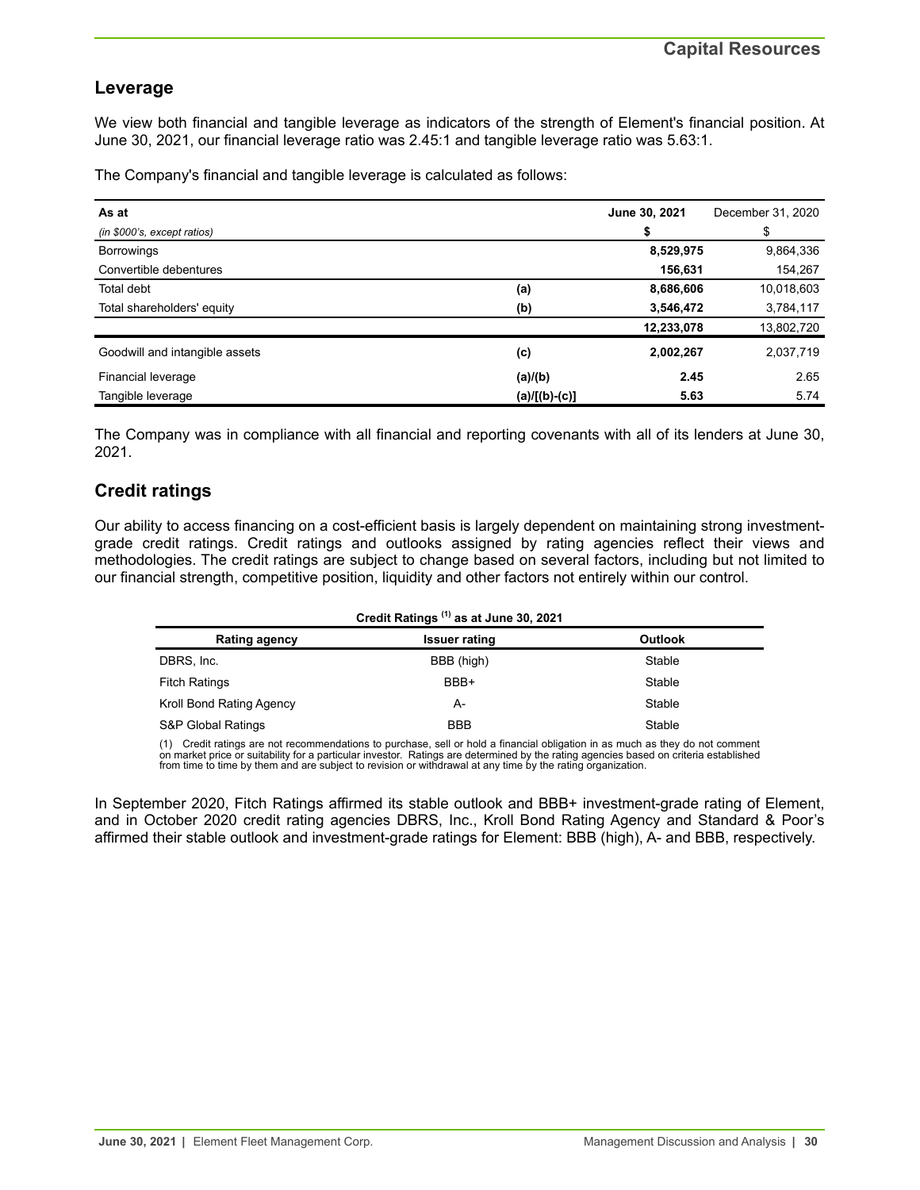## Leverage

We view both financial and tangible leverage as indicators of the strength of Element's financial position. At June 30, 2021, our financial leverage ratio was 2.45:1 and tangible leverage ratio was 5.63:1.

The Company's financial and tangible leverage is calculated as follows:

| As at | | June 30, 2021 | December 31, 2020 |
|---|---|---|---|
| *(in $000's, except ratios)* | | **$** | $ |
| Borrowings | | **8,529,975** | 9,864,336 |
| Convertible debentures | | **156,631** | 154,267 |
| Total debt | **(a)** | **8,686,606** | 10,018,603 |
| Total shareholders' equity | **(b)** | **3,546,472** | 3,784,117 |
| | | **12,233,078** | 13,802,720 |
| Goodwill and intangible assets | **(c)** | **2,002,267** | 2,037,719 |
| Financial leverage | **(a)/(b)** | **2.45** | 2.65 |
| Tangible leverage | **(a)/[(b)-(c)]** | **5.63** | 5.74 |

The Company was in compliance with all financial and reporting covenants with all of its lenders at June 30, 2021.

## Credit ratings

Our ability to access financing on a cost-efficient basis is largely dependent on maintaining strong investment-grade credit ratings. Credit ratings and outlooks assigned by rating agencies reflect their views and methodologies. The credit ratings are subject to change based on several factors, including but not limited to our financial strength, competitive position, liquidity and other factors not entirely within our control.

**Credit Ratings [1] as at June 30, 2021**

| Rating agency | Issuer rating | Outlook |
|---|---|---|
| DBRS, Inc. | BBB (high) | Stable |
| Fitch Ratings | BBB+ | Stable |
| Kroll Bond Rating Agency | A- | Stable |
| S&P Global Ratings | BBB | Stable |

(1) Credit ratings are not recommendations to purchase, sell or hold a financial obligation in as much as they do not comment on market price or suitability for a particular investor. Ratings are determined by the rating agencies based on criteria established from time to time by them and are subject to revision or withdrawal at any time by the rating organization.

In September 2020, Fitch Ratings affirmed its stable outlook and BBB+ investment-grade rating of Element, and in October 2020 credit rating agencies DBRS, Inc., Kroll Bond Rating Agency and Standard & Poor's affirmed their stable outlook and investment-grade ratings for Element: BBB (high), A- and BBB, respectively.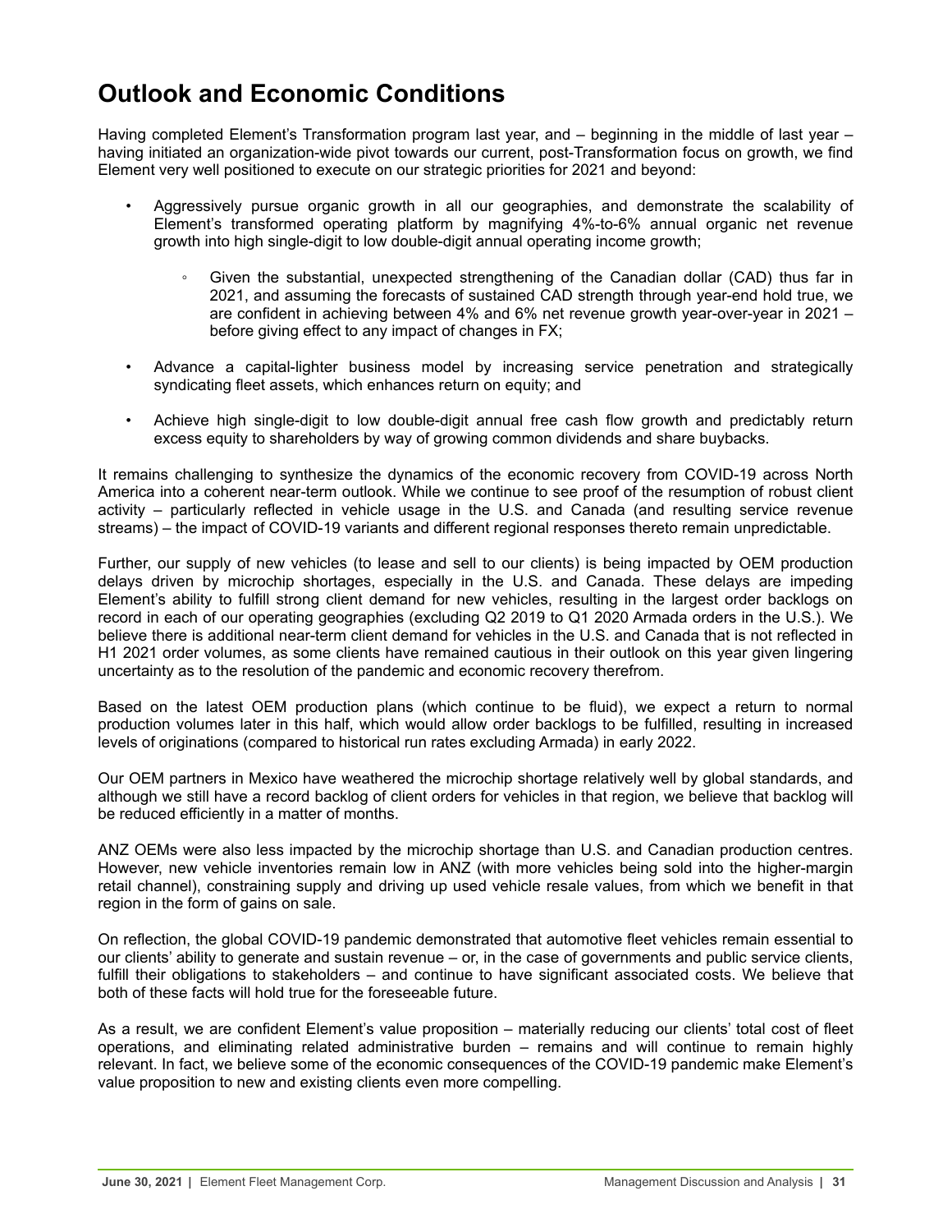# Outlook and Economic Conditions

Having completed Element's Transformation program last year, and – beginning in the middle of last year – having initiated an organization-wide pivot towards our current, post-Transformation focus on growth, we find Element very well positioned to execute on our strategic priorities for 2021 and beyond:

- Aggressively pursue organic growth in all our geographies, and demonstrate the scalability of Element's transformed operating platform by magnifying 4%-to-6% annual organic net revenue growth into high single-digit to low double-digit annual operating income growth;
    - Given the substantial, unexpected strengthening of the Canadian dollar (CAD) thus far in 2021, and assuming the forecasts of sustained CAD strength through year-end hold true, we are confident in achieving between 4% and 6% net revenue growth year-over-year in 2021 – before giving effect to any impact of changes in FX;
- Advance a capital-lighter business model by increasing service penetration and strategically syndicating fleet assets, which enhances return on equity; and
- Achieve high single-digit to low double-digit annual free cash flow growth and predictably return excess equity to shareholders by way of growing common dividends and share buybacks.

It remains challenging to synthesize the dynamics of the economic recovery from COVID-19 across North America into a coherent near-term outlook. While we continue to see proof of the resumption of robust client activity – particularly reflected in vehicle usage in the U.S. and Canada (and resulting service revenue streams) – the impact of COVID-19 variants and different regional responses thereto remain unpredictable.

Further, our supply of new vehicles (to lease and sell to our clients) is being impacted by OEM production delays driven by microchip shortages, especially in the U.S. and Canada. These delays are impeding Element's ability to fulfill strong client demand for new vehicles, resulting in the largest order backlogs on record in each of our operating geographies (excluding Q2 2019 to Q1 2020 Armada orders in the U.S.). We believe there is additional near-term client demand for vehicles in the U.S. and Canada that is not reflected in H1 2021 order volumes, as some clients have remained cautious in their outlook on this year given lingering uncertainty as to the resolution of the pandemic and economic recovery therefrom.

Based on the latest OEM production plans (which continue to be fluid), we expect a return to normal production volumes later in this half, which would allow order backlogs to be fulfilled, resulting in increased levels of originations (compared to historical run rates excluding Armada) in early 2022.

Our OEM partners in Mexico have weathered the microchip shortage relatively well by global standards, and although we still have a record backlog of client orders for vehicles in that region, we believe that backlog will be reduced efficiently in a matter of months.

ANZ OEMs were also less impacted by the microchip shortage than U.S. and Canadian production centres. However, new vehicle inventories remain low in ANZ (with more vehicles being sold into the higher-margin retail channel), constraining supply and driving up used vehicle resale values, from which we benefit in that region in the form of gains on sale.

On reflection, the global COVID-19 pandemic demonstrated that automotive fleet vehicles remain essential to our clients' ability to generate and sustain revenue – or, in the case of governments and public service clients, fulfill their obligations to stakeholders – and continue to have significant associated costs. We believe that both of these facts will hold true for the foreseeable future.

As a result, we are confident Element's value proposition – materially reducing our clients' total cost of fleet operations, and eliminating related administrative burden – remains and will continue to remain highly relevant. In fact, we believe some of the economic consequences of the COVID-19 pandemic make Element's value proposition to new and existing clients even more compelling.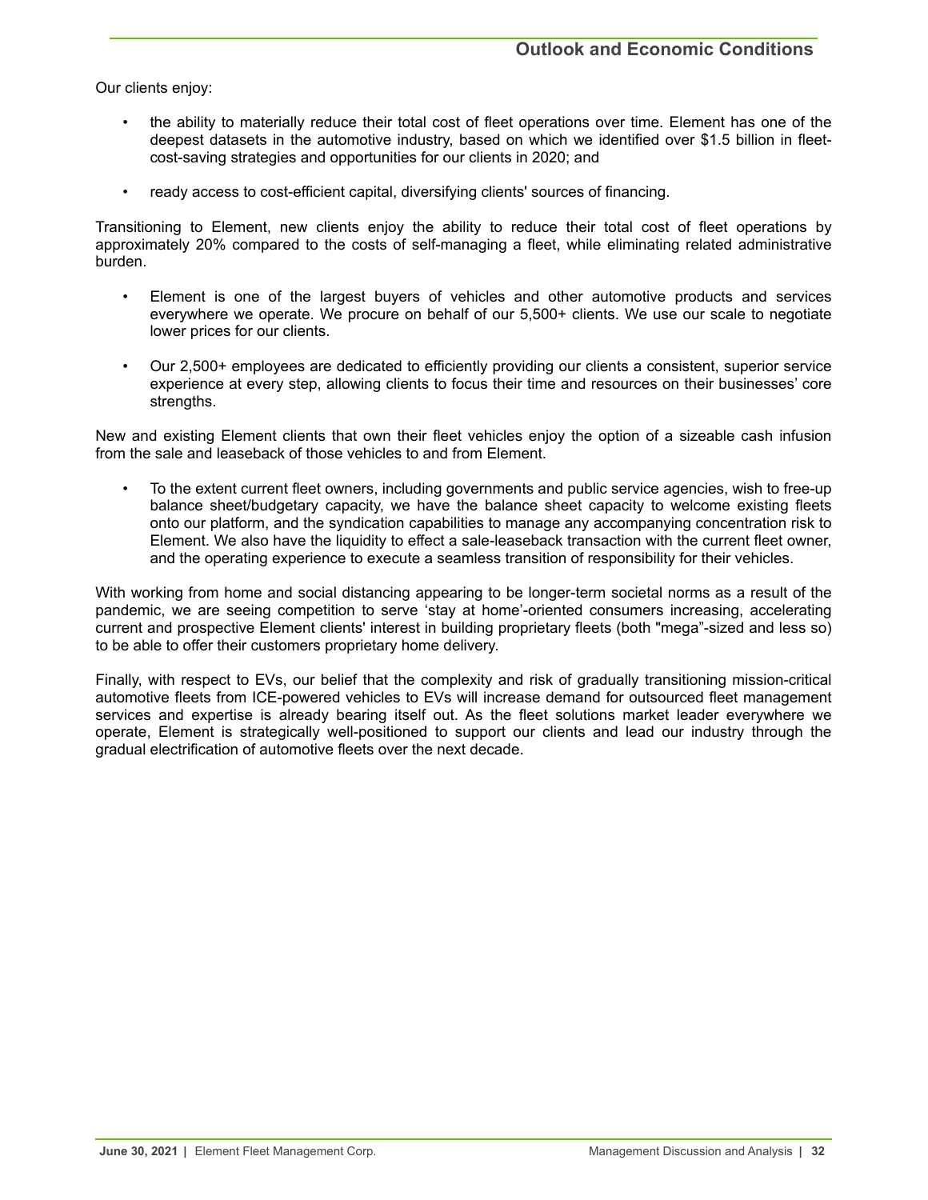Our clients enjoy:

- the ability to materially reduce their total cost of fleet operations over time. Element has one of the deepest datasets in the automotive industry, based on which we identified over $1.5 billion in fleet-cost-saving strategies and opportunities for our clients in 2020; and
- ready access to cost-efficient capital, diversifying clients' sources of financing.

Transitioning to Element, new clients enjoy the ability to reduce their total cost of fleet operations by approximately 20% compared to the costs of self-managing a fleet, while eliminating related administrative burden.

- Element is one of the largest buyers of vehicles and other automotive products and services everywhere we operate. We procure on behalf of our 5,500+ clients. We use our scale to negotiate lower prices for our clients.
- Our 2,500+ employees are dedicated to efficiently providing our clients a consistent, superior service experience at every step, allowing clients to focus their time and resources on their businesses' core strengths.

New and existing Element clients that own their fleet vehicles enjoy the option of a sizeable cash infusion from the sale and leaseback of those vehicles to and from Element.

- To the extent current fleet owners, including governments and public service agencies, wish to free-up balance sheet/budgetary capacity, we have the balance sheet capacity to welcome existing fleets onto our platform, and the syndication capabilities to manage any accompanying concentration risk to Element. We also have the liquidity to effect a sale-leaseback transaction with the current fleet owner, and the operating experience to execute a seamless transition of responsibility for their vehicles.

With working from home and social distancing appearing to be longer-term societal norms as a result of the pandemic, we are seeing competition to serve 'stay at home'-oriented consumers increasing, accelerating current and prospective Element clients' interest in building proprietary fleets (both "mega"-sized and less so) to be able to offer their customers proprietary home delivery.

Finally, with respect to EVs, our belief that the complexity and risk of gradually transitioning mission-critical automotive fleets from ICE-powered vehicles to EVs will increase demand for outsourced fleet management services and expertise is already bearing itself out. As the fleet solutions market leader everywhere we operate, Element is strategically well-positioned to support our clients and lead our industry through the gradual electrification of automotive fleets over the next decade.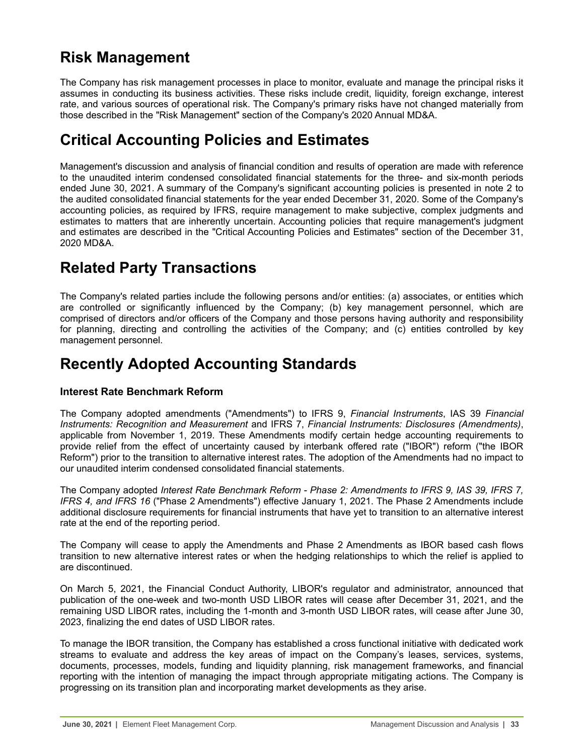# Risk Management

The Company has risk management processes in place to monitor, evaluate and manage the principal risks it assumes in conducting its business activities. These risks include credit, liquidity, foreign exchange, interest rate, and various sources of operational risk. The Company's primary risks have not changed materially from those described in the "Risk Management" section of the Company's 2020 Annual MD&A.

# Critical Accounting Policies and Estimates

Management's discussion and analysis of financial condition and results of operation are made with reference to the unaudited interim condensed consolidated financial statements for the three- and six-month periods ended June 30, 2021. A summary of the Company's significant accounting policies is presented in note 2 to the audited consolidated financial statements for the year ended December 31, 2020. Some of the Company's accounting policies, as required by IFRS, require management to make subjective, complex judgments and estimates to matters that are inherently uncertain. Accounting policies that require management's judgment and estimates are described in the "Critical Accounting Policies and Estimates" section of the December 31, 2020 MD&A.

# Related Party Transactions

The Company's related parties include the following persons and/or entities: (a) associates, or entities which are controlled or significantly influenced by the Company; (b) key management personnel, which are comprised of directors and/or officers of the Company and those persons having authority and responsibility for planning, directing and controlling the activities of the Company; and (c) entities controlled by key management personnel.

# Recently Adopted Accounting Standards

### Interest Rate Benchmark Reform

The Company adopted amendments ("Amendments") to IFRS 9, *Financial Instruments*, IAS 39 *Financial Instruments: Recognition and Measurement* and IFRS 7, *Financial Instruments: Disclosures (Amendments)*, applicable from November 1, 2019. These Amendments modify certain hedge accounting requirements to provide relief from the effect of uncertainty caused by interbank offered rate ("IBOR") reform ("the IBOR Reform") prior to the transition to alternative interest rates. The adoption of the Amendments had no impact to our unaudited interim condensed consolidated financial statements.

The Company adopted *Interest Rate Benchmark Reform - Phase 2: Amendments to IFRS 9, IAS 39, IFRS 7, IFRS 4, and IFRS 16* ("Phase 2 Amendments") effective January 1, 2021. The Phase 2 Amendments include additional disclosure requirements for financial instruments that have yet to transition to an alternative interest rate at the end of the reporting period.

The Company will cease to apply the Amendments and Phase 2 Amendments as IBOR based cash flows transition to new alternative interest rates or when the hedging relationships to which the relief is applied to are discontinued.

On March 5, 2021, the Financial Conduct Authority, LIBOR's regulator and administrator, announced that publication of the one-week and two-month USD LIBOR rates will cease after December 31, 2021, and the remaining USD LIBOR rates, including the 1-month and 3-month USD LIBOR rates, will cease after June 30, 2023, finalizing the end dates of USD LIBOR rates.

To manage the IBOR transition, the Company has established a cross functional initiative with dedicated work streams to evaluate and address the key areas of impact on the Company's leases, services, systems, documents, processes, models, funding and liquidity planning, risk management frameworks, and financial reporting with the intention of managing the impact through appropriate mitigating actions. The Company is progressing on its transition plan and incorporating market developments as they arise.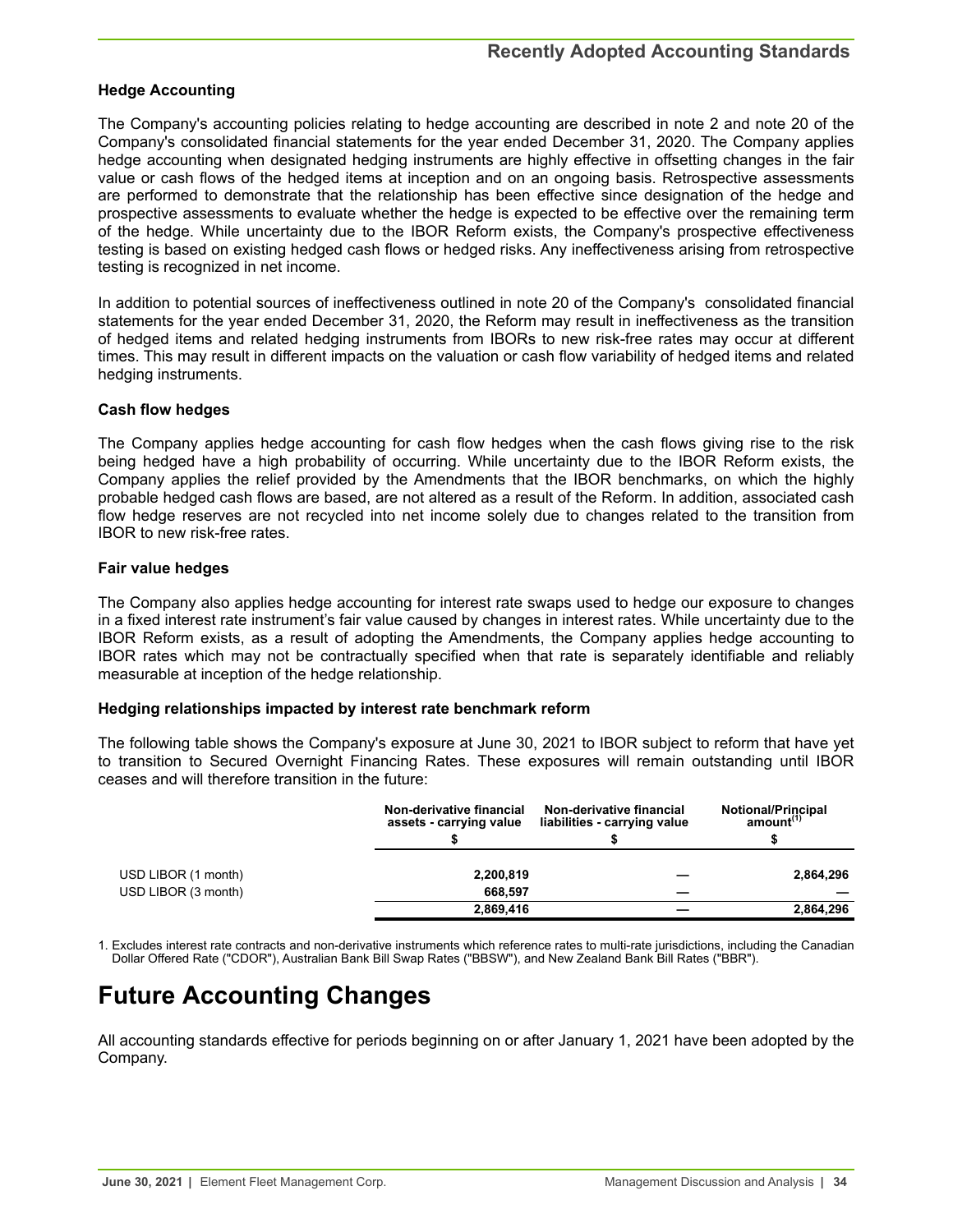## Recently Adopted Accounting Standards

### Hedge Accounting

The Company's accounting policies relating to hedge accounting are described in note 2 and note 20 of the Company's consolidated financial statements for the year ended December 31, 2020. The Company applies hedge accounting when designated hedging instruments are highly effective in offsetting changes in the fair value or cash flows of the hedged items at inception and on an ongoing basis. Retrospective assessments are performed to demonstrate that the relationship has been effective since designation of the hedge and prospective assessments to evaluate whether the hedge is expected to be effective over the remaining term of the hedge. While uncertainty due to the IBOR Reform exists, the Company's prospective effectiveness testing is based on existing hedged cash flows or hedged risks. Any ineffectiveness arising from retrospective testing is recognized in net income.

In addition to potential sources of ineffectiveness outlined in note 20 of the Company's consolidated financial statements for the year ended December 31, 2020, the Reform may result in ineffectiveness as the transition of hedged items and related hedging instruments from IBORs to new risk-free rates may occur at different times. This may result in different impacts on the valuation or cash flow variability of hedged items and related hedging instruments.

### Cash flow hedges

The Company applies hedge accounting for cash flow hedges when the cash flows giving rise to the risk being hedged have a high probability of occurring. While uncertainty due to the IBOR Reform exists, the Company applies the relief provided by the Amendments that the IBOR benchmarks, on which the highly probable hedged cash flows are based, are not altered as a result of the Reform. In addition, associated cash flow hedge reserves are not recycled into net income solely due to changes related to the transition from IBOR to new risk-free rates.

### Fair value hedges

The Company also applies hedge accounting for interest rate swaps used to hedge our exposure to changes in a fixed interest rate instrument's fair value caused by changes in interest rates. While uncertainty due to the IBOR Reform exists, as a result of adopting the Amendments, the Company applies hedge accounting to IBOR rates which may not be contractually specified when that rate is separately identifiable and reliably measurable at inception of the hedge relationship.

### Hedging relationships impacted by interest rate benchmark reform

The following table shows the Company's exposure at June 30, 2021 to IBOR subject to reform that have yet to transition to Secured Overnight Financing Rates. These exposures will remain outstanding until IBOR ceases and will therefore transition in the future:

| | Non-derivative financial assets - carrying value | Non-derivative financial liabilities - carrying value | Notional/Principal amount[1] |
|---|---|---|---|
| | $ | $ | $ |
| USD LIBOR (1 month) | 2,200,819 | — | 2,864,296 |
| USD LIBOR (3 month) | 668,597 | — | — |
| | 2,869,416 | — | 2,864,296 |

1. Excludes interest rate contracts and non-derivative instruments which reference rates to multi-rate jurisdictions, including the Canadian Dollar Offered Rate ("CDOR"), Australian Bank Bill Swap Rates ("BBSW"), and New Zealand Bank Bill Rates ("BBR").

# Future Accounting Changes

All accounting standards effective for periods beginning on or after January 1, 2021 have been adopted by the Company.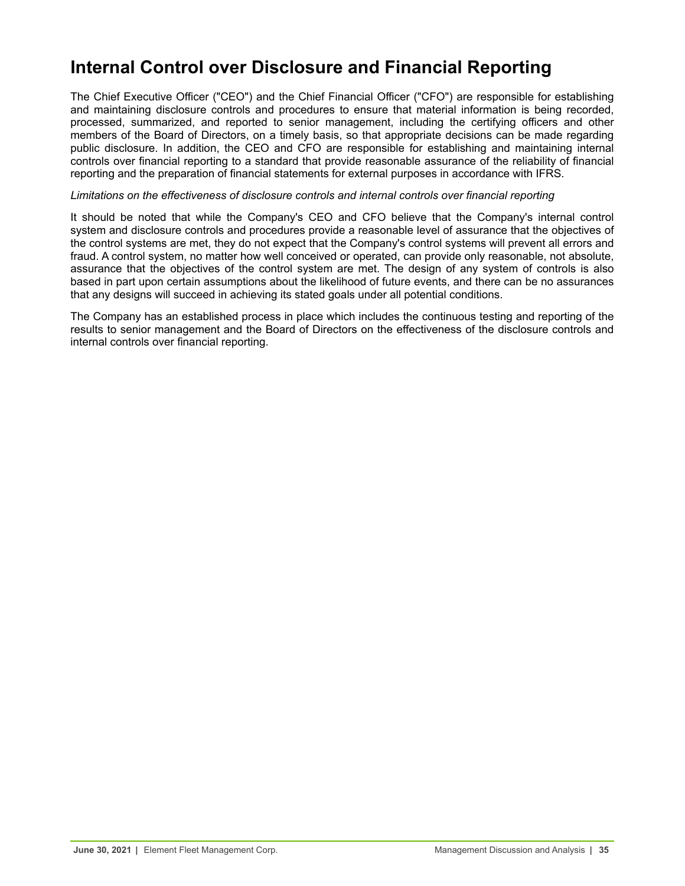# Internal Control over Disclosure and Financial Reporting

The Chief Executive Officer ("CEO") and the Chief Financial Officer ("CFO") are responsible for establishing and maintaining disclosure controls and procedures to ensure that material information is being recorded, processed, summarized, and reported to senior management, including the certifying officers and other members of the Board of Directors, on a timely basis, so that appropriate decisions can be made regarding public disclosure. In addition, the CEO and CFO are responsible for establishing and maintaining internal controls over financial reporting to a standard that provide reasonable assurance of the reliability of financial reporting and the preparation of financial statements for external purposes in accordance with IFRS.

*Limitations on the effectiveness of disclosure controls and internal controls over financial reporting*

It should be noted that while the Company's CEO and CFO believe that the Company's internal control system and disclosure controls and procedures provide a reasonable level of assurance that the objectives of the control systems are met, they do not expect that the Company's control systems will prevent all errors and fraud. A control system, no matter how well conceived or operated, can provide only reasonable, not absolute, assurance that the objectives of the control system are met. The design of any system of controls is also based in part upon certain assumptions about the likelihood of future events, and there can be no assurances that any designs will succeed in achieving its stated goals under all potential conditions.

The Company has an established process in place which includes the continuous testing and reporting of the results to senior management and the Board of Directors on the effectiveness of the disclosure controls and internal controls over financial reporting.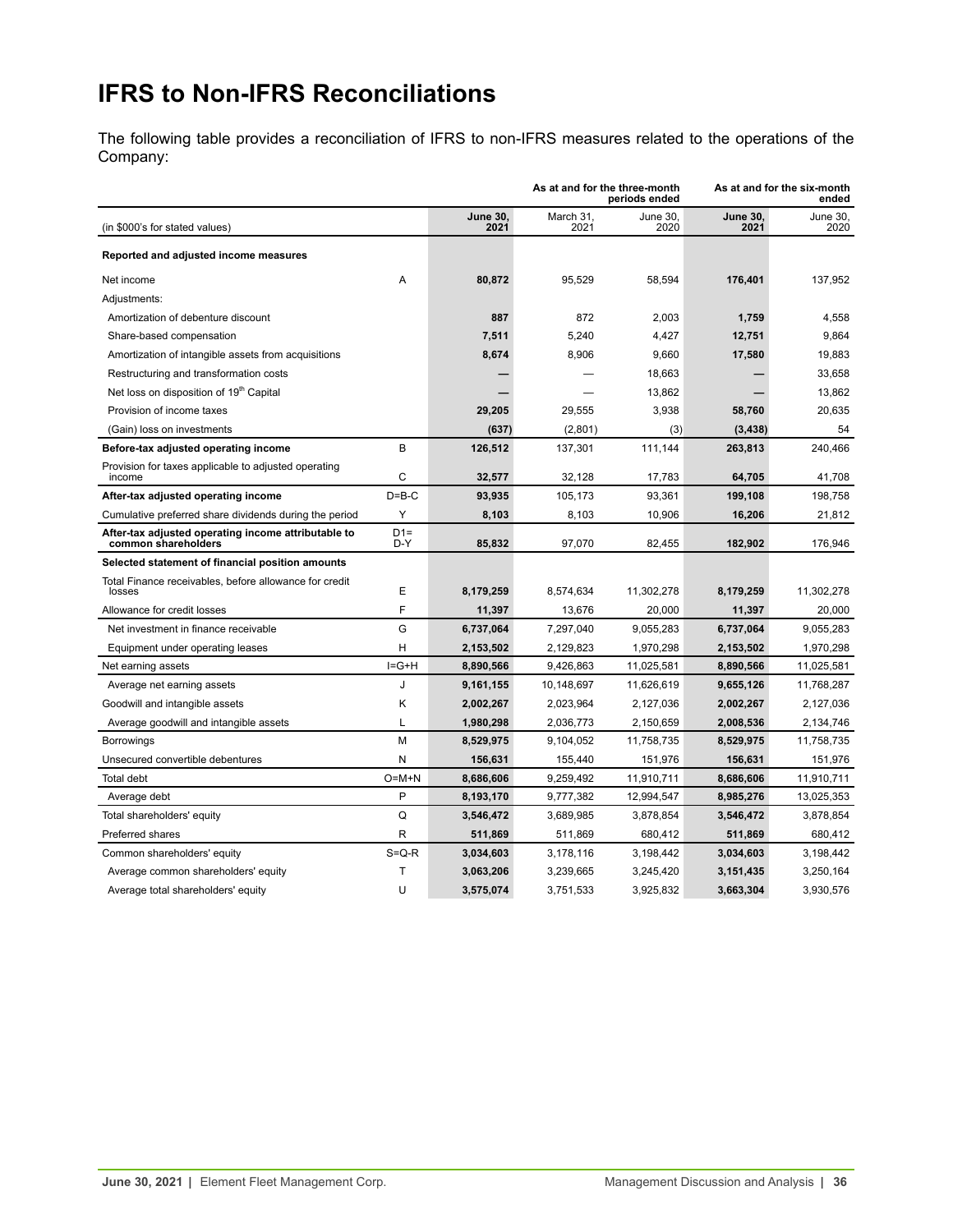# IFRS to Non-IFRS Reconciliations

The following table provides a reconciliation of IFRS to non-IFRS measures related to the operations of the Company:

| | | As at and for the three-month periods ended | | | As at and for the six-month ended | |
|---|---|---|---|---|---|---|
| (in $000's for stated values) | | **June 30, 2021** | March 31, 2021 | June 30, 2020 | **June 30, 2021** | June 30, 2020 |
| **Reported and adjusted income measures** | | | | | | |
| Net income | A | **80,872** | 95,529 | 58,594 | **176,401** | 137,952 |
| Adjustments: | | | | | | |
| Amortization of debenture discount | | **887** | 872 | 2,003 | **1,759** | 4,558 |
| Share-based compensation | | **7,511** | 5,240 | 4,427 | **12,751** | 9,864 |
| Amortization of intangible assets from acquisitions | | **8,674** | 8,906 | 9,660 | **17,580** | 19,883 |
| Restructuring and transformation costs | | **—** | — | 18,663 | **—** | 33,658 |
| Net loss on disposition of 19th Capital | | **—** | — | 13,862 | **—** | 13,862 |
| Provision of income taxes | | **29,205** | 29,555 | 3,938 | **58,760** | 20,635 |
| (Gain) loss on investments | | **(637)** | (2,801) | (3) | **(3,438)** | 54 |
| **Before-tax adjusted operating income** | B | **126,512** | 137,301 | 111,144 | **263,813** | 240,466 |
| Provision for taxes applicable to adjusted operating income | C | **32,577** | 32,128 | 17,783 | **64,705** | 41,708 |
| **After-tax adjusted operating income** | D=B-C | **93,935** | 105,173 | 93,361 | **199,108** | 198,758 |
| Cumulative preferred share dividends during the period | Y | **8,103** | 8,103 | 10,906 | **16,206** | 21,812 |
| **After-tax adjusted operating income attributable to common shareholders** | D1= D-Y | **85,832** | 97,070 | 82,455 | **182,902** | 176,946 |
| **Selected statement of financial position amounts** | | | | | | |
| Total Finance receivables, before allowance for credit losses | E | **8,179,259** | 8,574,634 | 11,302,278 | **8,179,259** | 11,302,278 |
| Allowance for credit losses | F | **11,397** | 13,676 | 20,000 | **11,397** | 20,000 |
| Net investment in finance receivable | G | **6,737,064** | 7,297,040 | 9,055,283 | **6,737,064** | 9,055,283 |
| Equipment under operating leases | H | **2,153,502** | 2,129,823 | 1,970,298 | **2,153,502** | 1,970,298 |
| Net earning assets | I=G+H | **8,890,566** | 9,426,863 | 11,025,581 | **8,890,566** | 11,025,581 |
| Average net earning assets | J | **9,161,155** | 10,148,697 | 11,626,619 | **9,655,126** | 11,768,287 |
| Goodwill and intangible assets | K | **2,002,267** | 2,023,964 | 2,127,036 | **2,002,267** | 2,127,036 |
| Average goodwill and intangible assets | L | **1,980,298** | 2,036,773 | 2,150,659 | **2,008,536** | 2,134,746 |
| Borrowings | M | **8,529,975** | 9,104,052 | 11,758,735 | **8,529,975** | 11,758,735 |
| Unsecured convertible debentures | N | **156,631** | 155,440 | 151,976 | **156,631** | 151,976 |
| Total debt | O=M+N | **8,686,606** | 9,259,492 | 11,910,711 | **8,686,606** | 11,910,711 |
| Average debt | P | **8,193,170** | 9,777,382 | 12,994,547 | **8,985,276** | 13,025,353 |
| Total shareholders' equity | Q | **3,546,472** | 3,689,985 | 3,878,854 | **3,546,472** | 3,878,854 |
| Preferred shares | R | **511,869** | 511,869 | 680,412 | **511,869** | 680,412 |
| Common shareholders' equity | S=Q-R | **3,034,603** | 3,178,116 | 3,198,442 | **3,034,603** | 3,198,442 |
| Average common shareholders' equity | T | **3,063,206** | 3,239,665 | 3,245,420 | **3,151,435** | 3,250,164 |
| Average total shareholders' equity | U | **3,575,074** | 3,751,533 | 3,925,832 | **3,663,304** | 3,930,576 |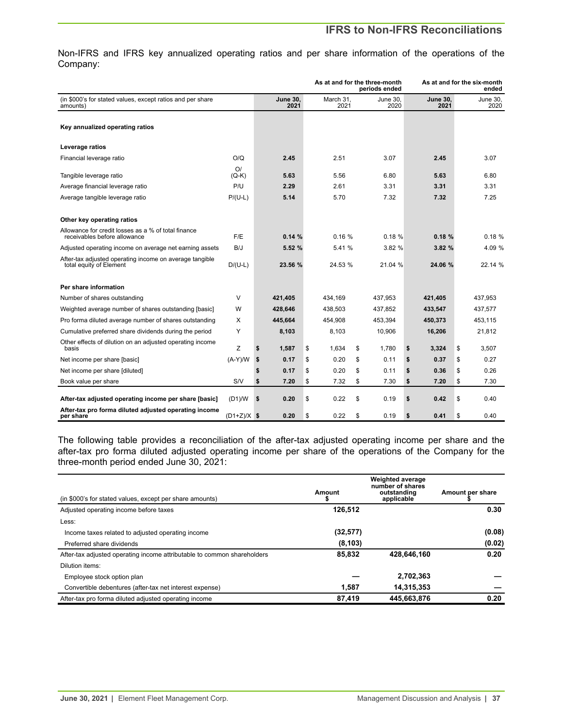## IFRS to Non-IFRS Reconciliations

Non-IFRS and IFRS key annualized operating ratios and per share information of the operations of the Company:

| (in $000's for stated values, except ratios and per share amounts) | | As at and for the three-month periods ended | | | As at and for the six-month ended | |
|---|---|---|---|---|---|---|
| | | **June 30, 2021** | March 31, 2021 | June 30, 2020 | **June 30, 2021** | June 30, 2020 |
| **Key annualized operating ratios** | | | | | | |
| **Leverage ratios** | | | | | | |
| Financial leverage ratio | O/Q | **2.45** | 2.51 | 3.07 | **2.45** | 3.07 |
| Tangible leverage ratio | O/(Q-K) | **5.63** | 5.56 | 6.80 | **5.63** | 6.80 |
| Average financial leverage ratio | P/U | **2.29** | 2.61 | 3.31 | **3.31** | 3.31 |
| Average tangible leverage ratio | P/(U-L) | **5.14** | 5.70 | 7.32 | **7.32** | 7.25 |
| **Other key operating ratios** | | | | | | |
| Allowance for credit losses as a % of total finance receivables before allowance | F/E | **0.14 %** | 0.16 % | 0.18 % | **0.18 %** | 0.18 % |
| Adjusted operating income on average net earning assets | B/J | **5.52 %** | 5.41 % | 3.82 % | **3.82 %** | 4.09 % |
| After-tax adjusted operating income on average tangible total equity of Element | D/(U-L) | **23.56 %** | 24.53 % | 21.04 % | **24.06 %** | 22.14 % |
| **Per share information** | | | | | | |
| Number of shares outstanding | V | **421,405** | 434,169 | 437,953 | **421,405** | 437,953 |
| Weighted average number of shares outstanding [basic] | W | **428,646** | 438,503 | 437,852 | **433,547** | 437,577 |
| Pro forma diluted average number of shares outstanding | X | **445,664** | 454,908 | 453,394 | **450,373** | 453,115 |
| Cumulative preferred share dividends during the period | Y | **8,103** | 8,103 | 10,906 | **16,206** | 21,812 |
| Other effects of dilution on an adjusted operating income basis | Z | **$ 1,587** | $ 1,634 | $ 1,780 | **$ 3,324** | $ 3,507 |
| Net income per share [basic] | (A-Y)/W | **$ 0.17** | $ 0.20 | $ 0.11 | **$ 0.37** | $ 0.27 |
| Net income per share [diluted] | | **$ 0.17** | $ 0.20 | $ 0.11 | **$ 0.36** | $ 0.26 |
| Book value per share | S/V | **$ 7.20** | $ 7.32 | $ 7.30 | **$ 7.20** | $ 7.30 |
| **After-tax adjusted operating income per share [basic]** | (D1)/W | **$ 0.20** | $ 0.22 | $ 0.19 | **$ 0.42** | $ 0.40 |
| **After-tax pro forma diluted adjusted operating income per share** | (D1+Z)/X | **$ 0.20** | $ 0.22 | $ 0.19 | **$ 0.41** | $ 0.40 |

The following table provides a reconciliation of the after-tax adjusted operating income per share and the after-tax pro forma diluted adjusted operating income per share of the operations of the Company for the three-month period ended June 30, 2021:

| (in $000's for stated values, except per share amounts) | Amount $ | Weighted average number of shares outstanding applicable | Amount per share $ |
|---|---|---|---|
| Adjusted operating income before taxes | **126,512** | | **0.30** |
| Less: | | | |
| Income taxes related to adjusted operating income | **(32,577)** | | **(0.08)** |
| Preferred share dividends | **(8,103)** | | **(0.02)** |
| After-tax adjusted operating income attributable to common shareholders | **85,832** | **428,646,160** | **0.20** |
| Dilution items: | | | |
| Employee stock option plan | **—** | **2,702,363** | **—** |
| Convertible debentures (after-tax net interest expense) | **1,587** | **14,315,353** | **—** |
| After-tax pro forma diluted adjusted operating income | **87,419** | **445,663,876** | **0.20** |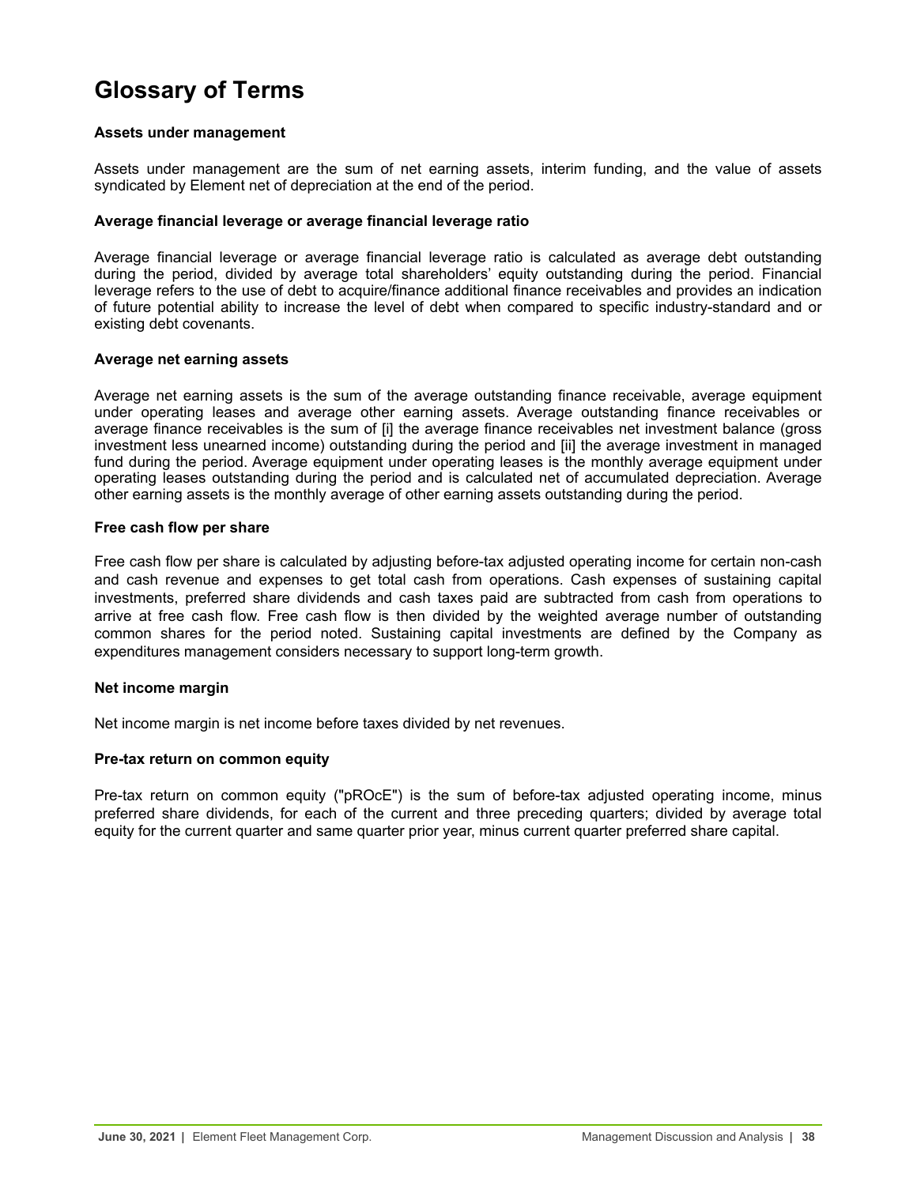# Glossary of Terms

### Assets under management

Assets under management are the sum of net earning assets, interim funding, and the value of assets syndicated by Element net of depreciation at the end of the period.

### Average financial leverage or average financial leverage ratio

Average financial leverage or average financial leverage ratio is calculated as average debt outstanding during the period, divided by average total shareholders' equity outstanding during the period. Financial leverage refers to the use of debt to acquire/finance additional finance receivables and provides an indication of future potential ability to increase the level of debt when compared to specific industry-standard and or existing debt covenants.

### Average net earning assets

Average net earning assets is the sum of the average outstanding finance receivable, average equipment under operating leases and average other earning assets. Average outstanding finance receivables or average finance receivables is the sum of [i] the average finance receivables net investment balance (gross investment less unearned income) outstanding during the period and [ii] the average investment in managed fund during the period. Average equipment under operating leases is the monthly average equipment under operating leases outstanding during the period and is calculated net of accumulated depreciation. Average other earning assets is the monthly average of other earning assets outstanding during the period.

### Free cash flow per share

Free cash flow per share is calculated by adjusting before-tax adjusted operating income for certain non-cash and cash revenue and expenses to get total cash from operations. Cash expenses of sustaining capital investments, preferred share dividends and cash taxes paid are subtracted from cash from operations to arrive at free cash flow. Free cash flow is then divided by the weighted average number of outstanding common shares for the period noted. Sustaining capital investments are defined by the Company as expenditures management considers necessary to support long-term growth.

### Net income margin

Net income margin is net income before taxes divided by net revenues.

### Pre-tax return on common equity

Pre-tax return on common equity ("pROcE") is the sum of before-tax adjusted operating income, minus preferred share dividends, for each of the current and three preceding quarters; divided by average total equity for the current quarter and same quarter prior year, minus current quarter preferred share capital.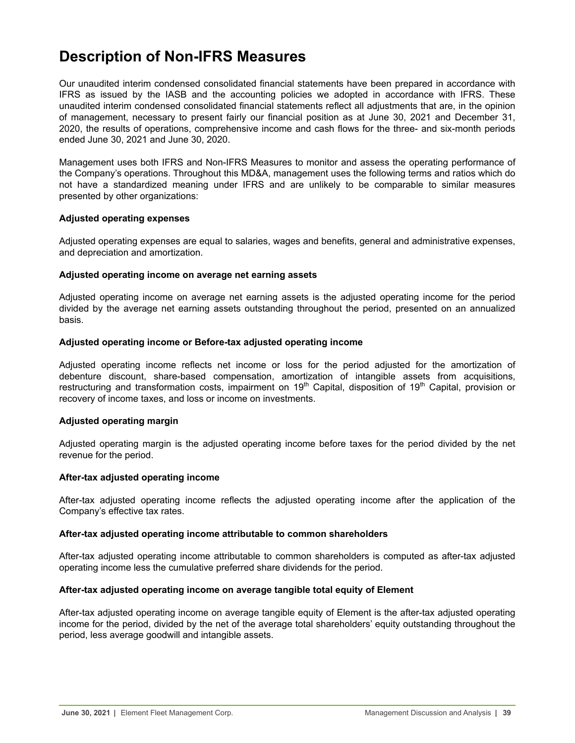# Description of Non-IFRS Measures

Our unaudited interim condensed consolidated financial statements have been prepared in accordance with IFRS as issued by the IASB and the accounting policies we adopted in accordance with IFRS. These unaudited interim condensed consolidated financial statements reflect all adjustments that are, in the opinion of management, necessary to present fairly our financial position as at June 30, 2021 and December 31, 2020, the results of operations, comprehensive income and cash flows for the three- and six-month periods ended June 30, 2021 and June 30, 2020.

Management uses both IFRS and Non-IFRS Measures to monitor and assess the operating performance of the Company's operations. Throughout this MD&A, management uses the following terms and ratios which do not have a standardized meaning under IFRS and are unlikely to be comparable to similar measures presented by other organizations:

**Adjusted operating expenses**

Adjusted operating expenses are equal to salaries, wages and benefits, general and administrative expenses, and depreciation and amortization.

**Adjusted operating income on average net earning assets**

Adjusted operating income on average net earning assets is the adjusted operating income for the period divided by the average net earning assets outstanding throughout the period, presented on an annualized basis.

**Adjusted operating income or Before-tax adjusted operating income**

Adjusted operating income reflects net income or loss for the period adjusted for the amortization of debenture discount, share-based compensation, amortization of intangible assets from acquisitions, restructuring and transformation costs, impairment on 19th Capital, disposition of 19th Capital, provision or recovery of income taxes, and loss or income on investments.

**Adjusted operating margin**

Adjusted operating margin is the adjusted operating income before taxes for the period divided by the net revenue for the period.

**After-tax adjusted operating income**

After-tax adjusted operating income reflects the adjusted operating income after the application of the Company's effective tax rates.

**After-tax adjusted operating income attributable to common shareholders**

After-tax adjusted operating income attributable to common shareholders is computed as after-tax adjusted operating income less the cumulative preferred share dividends for the period.

**After-tax adjusted operating income on average tangible total equity of Element**

After-tax adjusted operating income on average tangible equity of Element is the after-tax adjusted operating income for the period, divided by the net of the average total shareholders' equity outstanding throughout the period, less average goodwill and intangible assets.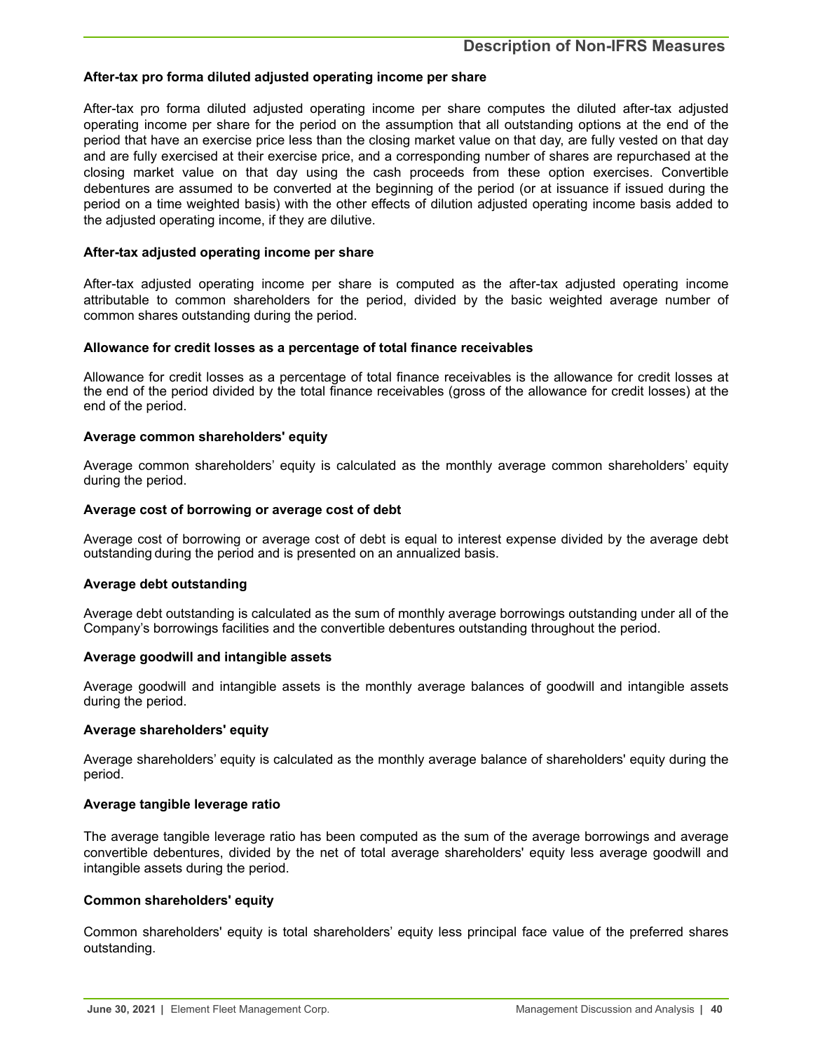## Description of Non-IFRS Measures

**After-tax pro forma diluted adjusted operating income per share**

After-tax pro forma diluted adjusted operating income per share computes the diluted after-tax adjusted operating income per share for the period on the assumption that all outstanding options at the end of the period that have an exercise price less than the closing market value on that day, are fully vested on that day and are fully exercised at their exercise price, and a corresponding number of shares are repurchased at the closing market value on that day using the cash proceeds from these option exercises. Convertible debentures are assumed to be converted at the beginning of the period (or at issuance if issued during the period on a time weighted basis) with the other effects of dilution adjusted operating income basis added to the adjusted operating income, if they are dilutive.

**After-tax adjusted operating income per share**

After-tax adjusted operating income per share is computed as the after-tax adjusted operating income attributable to common shareholders for the period, divided by the basic weighted average number of common shares outstanding during the period.

**Allowance for credit losses as a percentage of total finance receivables**

Allowance for credit losses as a percentage of total finance receivables is the allowance for credit losses at the end of the period divided by the total finance receivables (gross of the allowance for credit losses) at the end of the period.

**Average common shareholders' equity**

Average common shareholders' equity is calculated as the monthly average common shareholders' equity during the period.

**Average cost of borrowing or average cost of debt**

Average cost of borrowing or average cost of debt is equal to interest expense divided by the average debt outstanding during the period and is presented on an annualized basis.

**Average debt outstanding**

Average debt outstanding is calculated as the sum of monthly average borrowings outstanding under all of the Company's borrowings facilities and the convertible debentures outstanding throughout the period.

**Average goodwill and intangible assets**

Average goodwill and intangible assets is the monthly average balances of goodwill and intangible assets during the period.

**Average shareholders' equity**

Average shareholders' equity is calculated as the monthly average balance of shareholders' equity during the period.

**Average tangible leverage ratio**

The average tangible leverage ratio has been computed as the sum of the average borrowings and average convertible debentures, divided by the net of total average shareholders' equity less average goodwill and intangible assets during the period.

**Common shareholders' equity**

Common shareholders' equity is total shareholders' equity less principal face value of the preferred shares outstanding.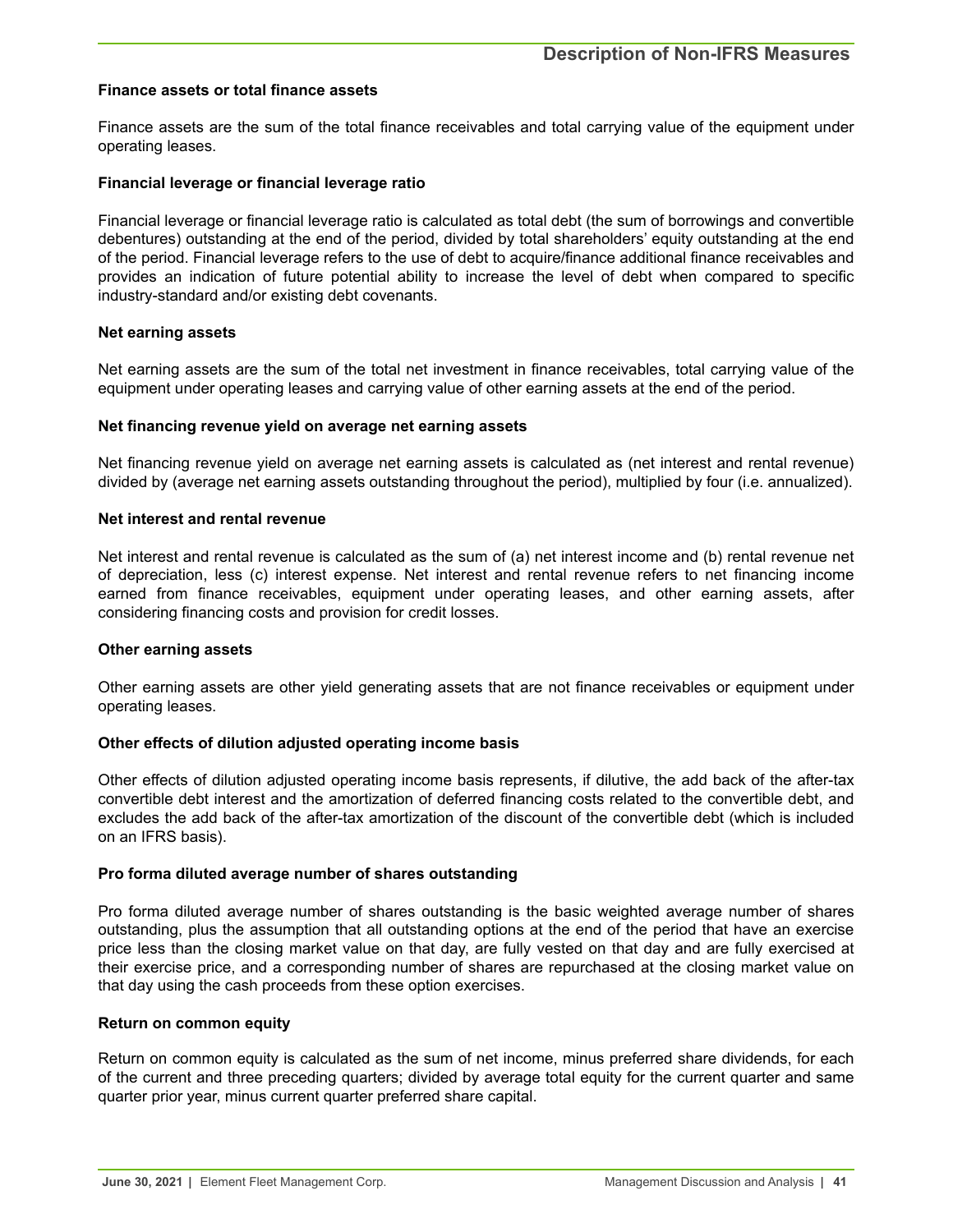## Description of Non-IFRS Measures

**Finance assets or total finance assets**

Finance assets are the sum of the total finance receivables and total carrying value of the equipment under operating leases.

**Financial leverage or financial leverage ratio**

Financial leverage or financial leverage ratio is calculated as total debt (the sum of borrowings and convertible debentures) outstanding at the end of the period, divided by total shareholders' equity outstanding at the end of the period. Financial leverage refers to the use of debt to acquire/finance additional finance receivables and provides an indication of future potential ability to increase the level of debt when compared to specific industry-standard and/or existing debt covenants.

**Net earning assets**

Net earning assets are the sum of the total net investment in finance receivables, total carrying value of the equipment under operating leases and carrying value of other earning assets at the end of the period.

**Net financing revenue yield on average net earning assets**

Net financing revenue yield on average net earning assets is calculated as (net interest and rental revenue) divided by (average net earning assets outstanding throughout the period), multiplied by four (i.e. annualized).

**Net interest and rental revenue**

Net interest and rental revenue is calculated as the sum of (a) net interest income and (b) rental revenue net of depreciation, less (c) interest expense. Net interest and rental revenue refers to net financing income earned from finance receivables, equipment under operating leases, and other earning assets, after considering financing costs and provision for credit losses.

**Other earning assets**

Other earning assets are other yield generating assets that are not finance receivables or equipment under operating leases.

**Other effects of dilution adjusted operating income basis**

Other effects of dilution adjusted operating income basis represents, if dilutive, the add back of the after-tax convertible debt interest and the amortization of deferred financing costs related to the convertible debt, and excludes the add back of the after-tax amortization of the discount of the convertible debt (which is included on an IFRS basis).

**Pro forma diluted average number of shares outstanding**

Pro forma diluted average number of shares outstanding is the basic weighted average number of shares outstanding, plus the assumption that all outstanding options at the end of the period that have an exercise price less than the closing market value on that day, are fully vested on that day and are fully exercised at their exercise price, and a corresponding number of shares are repurchased at the closing market value on that day using the cash proceeds from these option exercises.

**Return on common equity**

Return on common equity is calculated as the sum of net income, minus preferred share dividends, for each of the current and three preceding quarters; divided by average total equity for the current quarter and same quarter prior year, minus current quarter preferred share capital.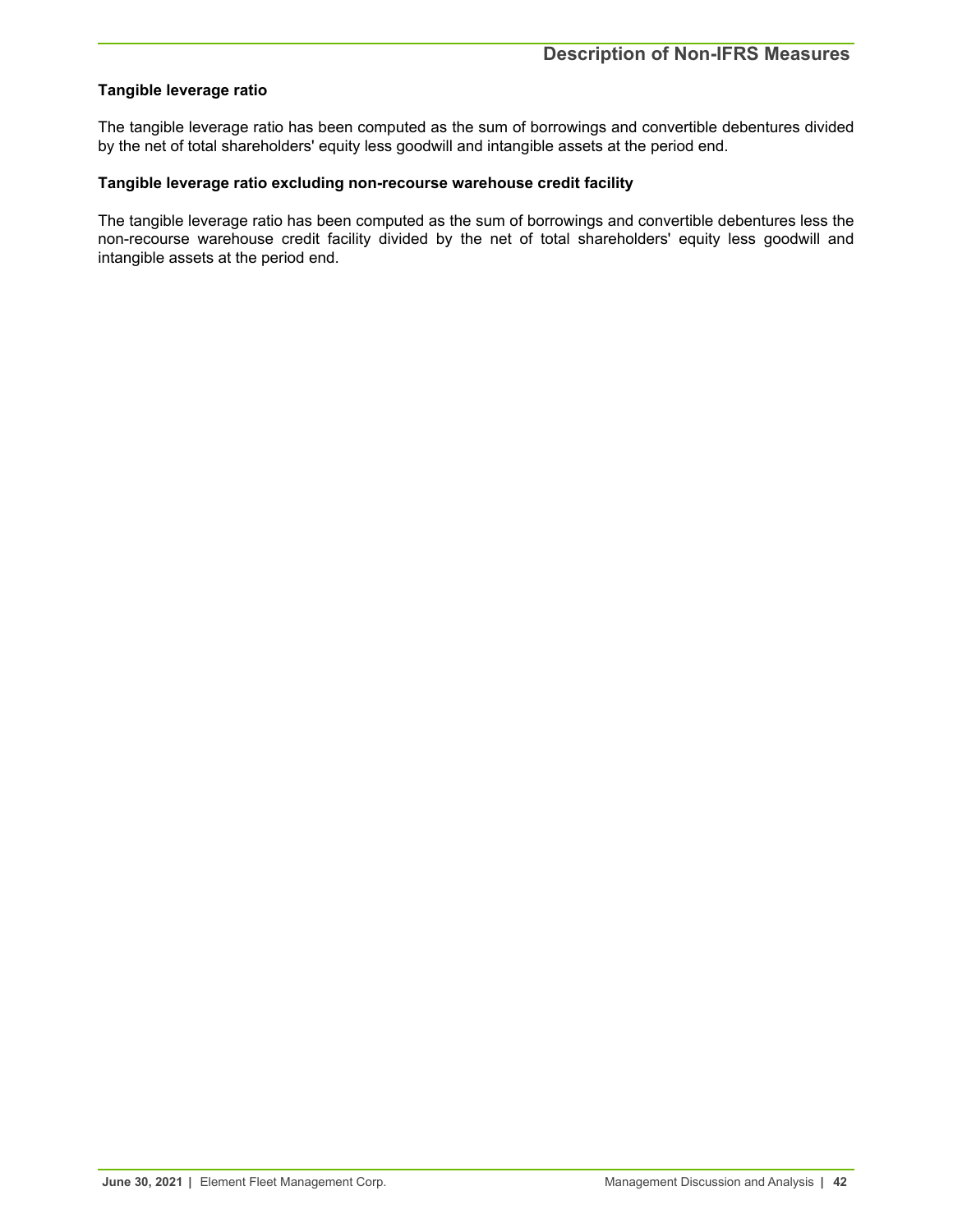**Tangible leverage ratio**

The tangible leverage ratio has been computed as the sum of borrowings and convertible debentures divided by the net of total shareholders' equity less goodwill and intangible assets at the period end.

**Tangible leverage ratio excluding non-recourse warehouse credit facility**

The tangible leverage ratio has been computed as the sum of borrowings and convertible debentures less the non-recourse warehouse credit facility divided by the net of total shareholders' equity less goodwill and intangible assets at the period end.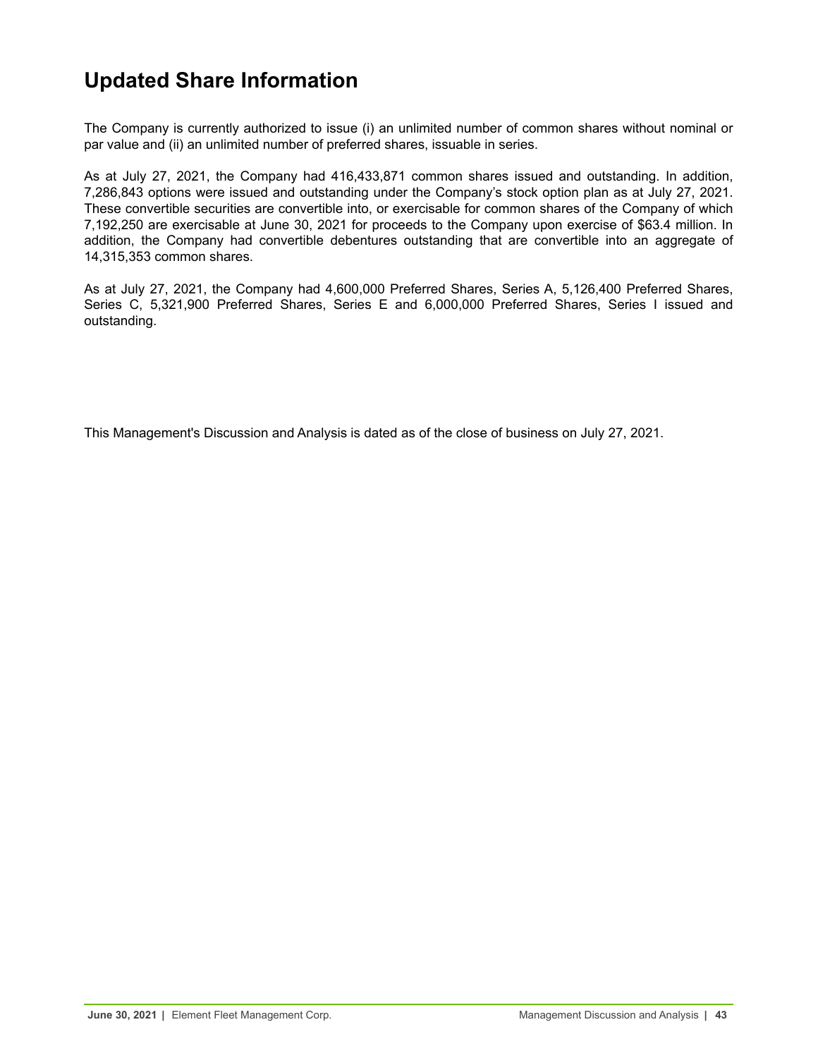# Updated Share Information

The Company is currently authorized to issue (i) an unlimited number of common shares without nominal or par value and (ii) an unlimited number of preferred shares, issuable in series.

As at July 27, 2021, the Company had 416,433,871 common shares issued and outstanding. In addition, 7,286,843 options were issued and outstanding under the Company's stock option plan as at July 27, 2021. These convertible securities are convertible into, or exercisable for common shares of the Company of which 7,192,250 are exercisable at June 30, 2021 for proceeds to the Company upon exercise of $63.4 million. In addition, the Company had convertible debentures outstanding that are convertible into an aggregate of 14,315,353 common shares.

As at July 27, 2021, the Company had 4,600,000 Preferred Shares, Series A, 5,126,400 Preferred Shares, Series C, 5,321,900 Preferred Shares, Series E and 6,000,000 Preferred Shares, Series I issued and outstanding.

This Management's Discussion and Analysis is dated as of the close of business on July 27, 2021.